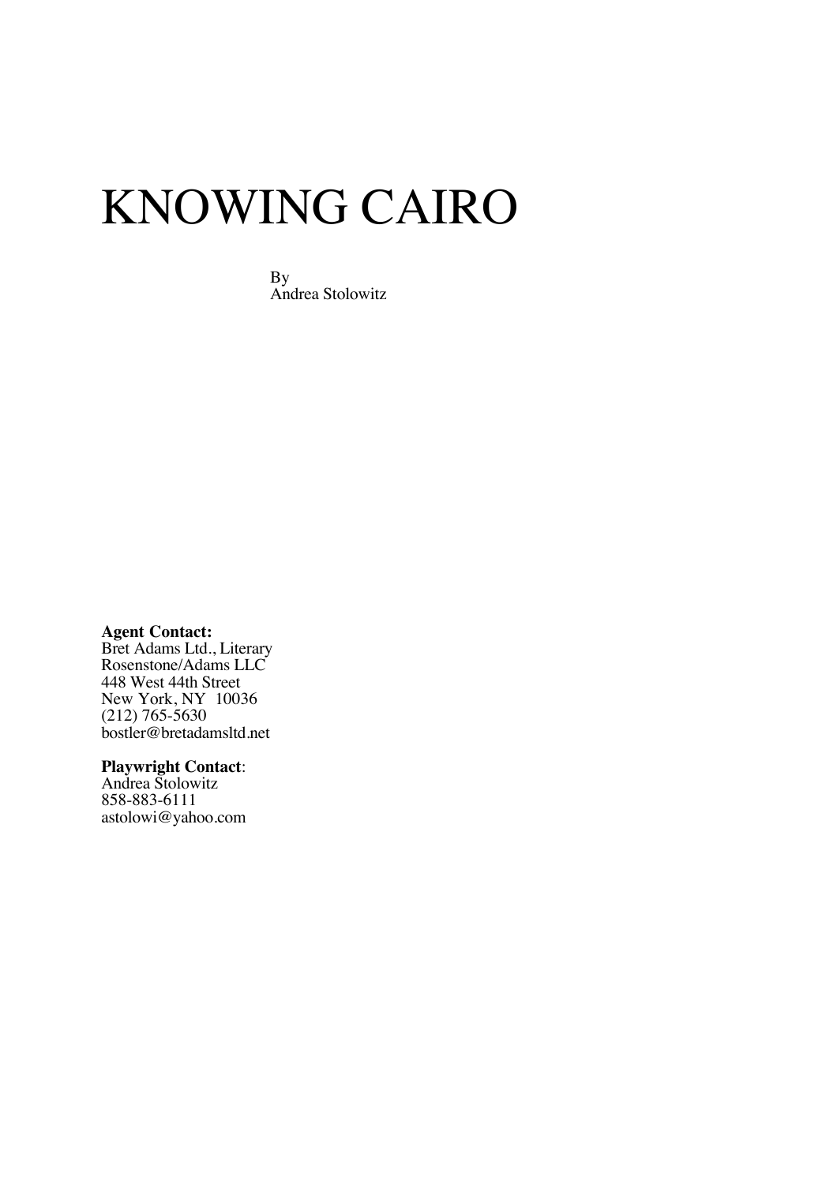# KNOWING CAIRO

By
Andrea Stolowitz

**Agent Contact:**
Bret Adams Ltd., Literary
Rosenstone/Adams LLC
448 West 44th Street
New York, NY 10036
(212) 765-5630
bostler@bretadamsltd.net

**Playwright Contact**:
Andrea Stolowitz
858-883-6111
astolowi@yahoo.com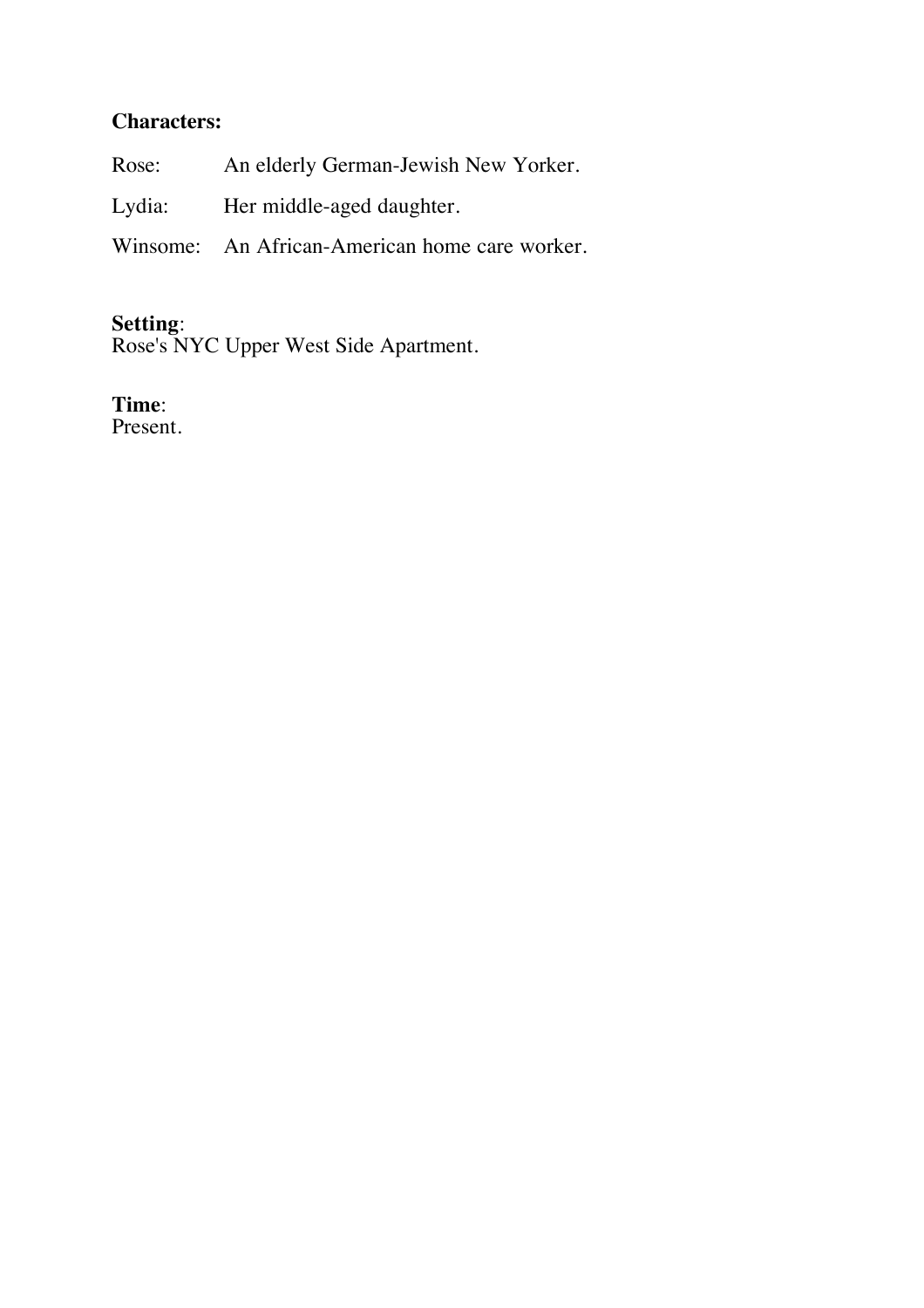**Characters:**

Rose: An elderly German-Jewish New Yorker.

Lydia: Her middle-aged daughter.

Winsome: An African-American home care worker.

**Setting**:
Rose's NYC Upper West Side Apartment.

**Time**:
Present.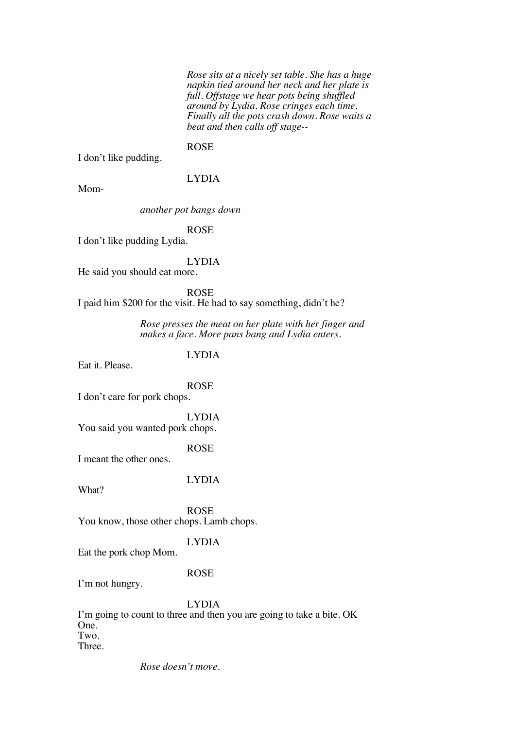*Rose sits at a nicely set table. She has a huge napkin tied around her neck and her plate is full. Offstage we hear pots being shuffled around by Lydia. Rose cringes each time. Finally all the pots crash down. Rose waits a beat and then calls off stage--*

ROSE

I don't like pudding.

LYDIA

Mom-

*another pot bangs down*

ROSE

I don't like pudding Lydia.

LYDIA

He said you should eat more.

ROSE

I paid him $200 for the visit. He had to say something, didn't he?

*Rose presses the meat on her plate with her finger and makes a face. More pans bang and Lydia enters.*

LYDIA

Eat it. Please.

ROSE

I don't care for pork chops.

LYDIA

You said you wanted pork chops.

ROSE

I meant the other ones.

LYDIA

What?

ROSE

You know, those other chops. Lamb chops.

LYDIA

Eat the pork chop Mom.

ROSE

I'm not hungry.

LYDIA

I'm going to count to three and then you are going to take a bite. OK
One.
Two.
Three.

*Rose doesn't move.*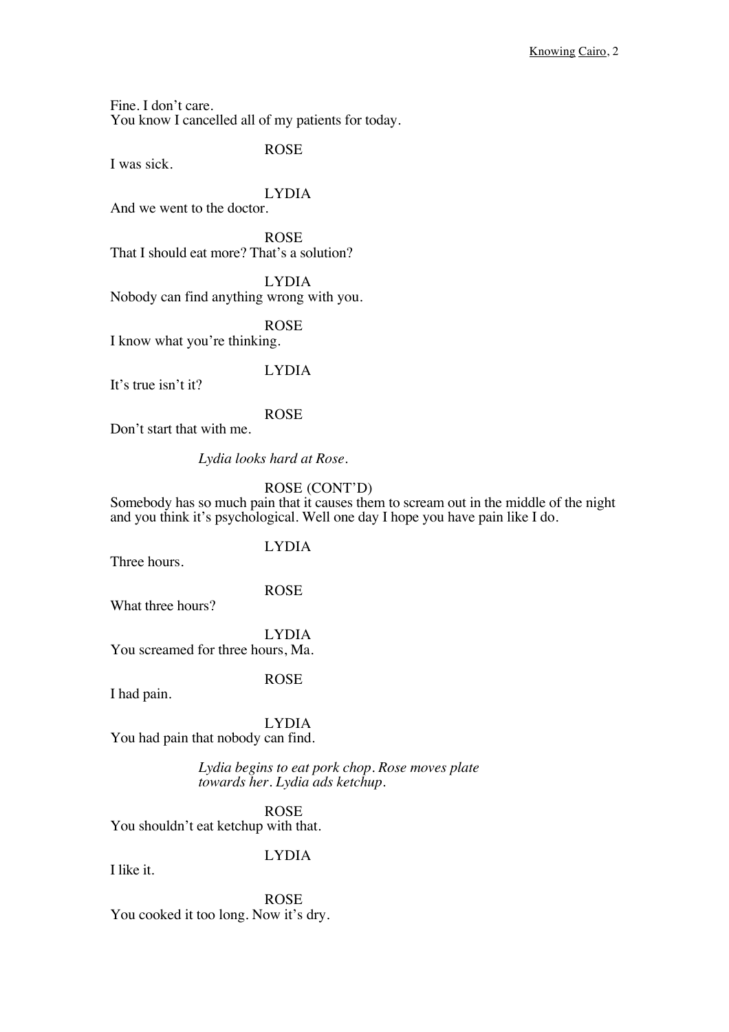Fine. I don't care.
You know I cancelled all of my patients for today.

ROSE

I was sick.

LYDIA

And we went to the doctor.

ROSE

That I should eat more? That's a solution?

LYDIA

Nobody can find anything wrong with you.

ROSE

I know what you're thinking.

LYDIA

It's true isn't it?

ROSE

Don't start that with me.

*Lydia looks hard at Rose.*

ROSE (CONT'D)

Somebody has so much pain that it causes them to scream out in the middle of the night and you think it's psychological. Well one day I hope you have pain like I do.

LYDIA

Three hours.

ROSE

What three hours?

LYDIA

You screamed for three hours, Ma.

ROSE

I had pain.

LYDIA

You had pain that nobody can find.

*Lydia begins to eat pork chop. Rose moves plate towards her. Lydia ads ketchup.*

ROSE

You shouldn't eat ketchup with that.

LYDIA

I like it.

ROSE

You cooked it too long. Now it's dry.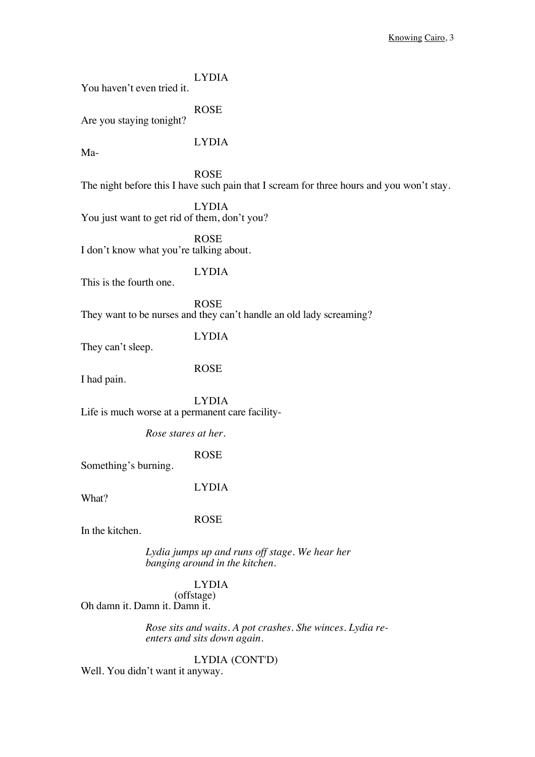LYDIA

You haven't even tried it.

ROSE

Are you staying tonight?

LYDIA

Ma-

ROSE

The night before this I have such pain that I scream for three hours and you won't stay.

LYDIA

You just want to get rid of them, don't you?

ROSE

I don't know what you're talking about.

LYDIA

This is the fourth one.

ROSE

They want to be nurses and they can't handle an old lady screaming?

LYDIA

They can't sleep.

ROSE

I had pain.

LYDIA

Life is much worse at a permanent care facility-

*Rose stares at her.*

ROSE

Something's burning.

LYDIA

What?

ROSE

In the kitchen.

*Lydia jumps up and runs off stage. We hear her banging around in the kitchen.*

LYDIA
(offstage)

Oh damn it. Damn it. Damn it.

*Rose sits and waits. A pot crashes. She winces. Lydia re-enters and sits down again.*

LYDIA (CONT'D)

Well. You didn't want it anyway.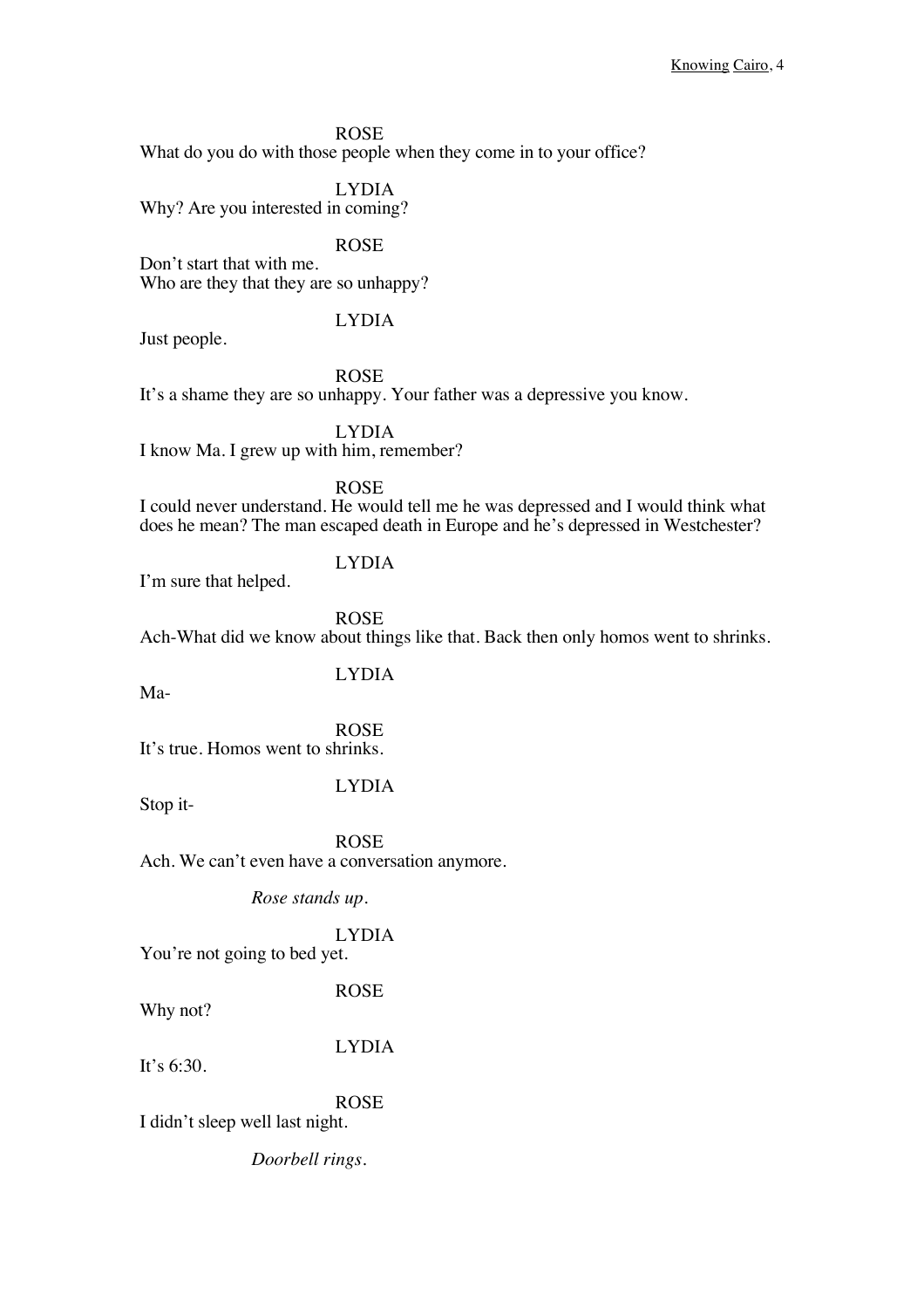ROSE
What do you do with those people when they come in to your office?

LYDIA
Why? Are you interested in coming?

ROSE
Don't start that with me.
Who are they that they are so unhappy?

LYDIA
Just people.

ROSE
It's a shame they are so unhappy. Your father was a depressive you know.

LYDIA
I know Ma. I grew up with him, remember?

ROSE
I could never understand. He would tell me he was depressed and I would think what does he mean? The man escaped death in Europe and he's depressed in Westchester?

LYDIA
I'm sure that helped.

ROSE
Ach-What did we know about things like that. Back then only homos went to shrinks.

LYDIA
Ma-

ROSE
It's true. Homos went to shrinks.

LYDIA
Stop it-

ROSE
Ach. We can't even have a conversation anymore.

*Rose stands up.*

LYDIA
You're not going to bed yet.

ROSE
Why not?

LYDIA
It's 6:30.

ROSE
I didn't sleep well last night.

*Doorbell rings.*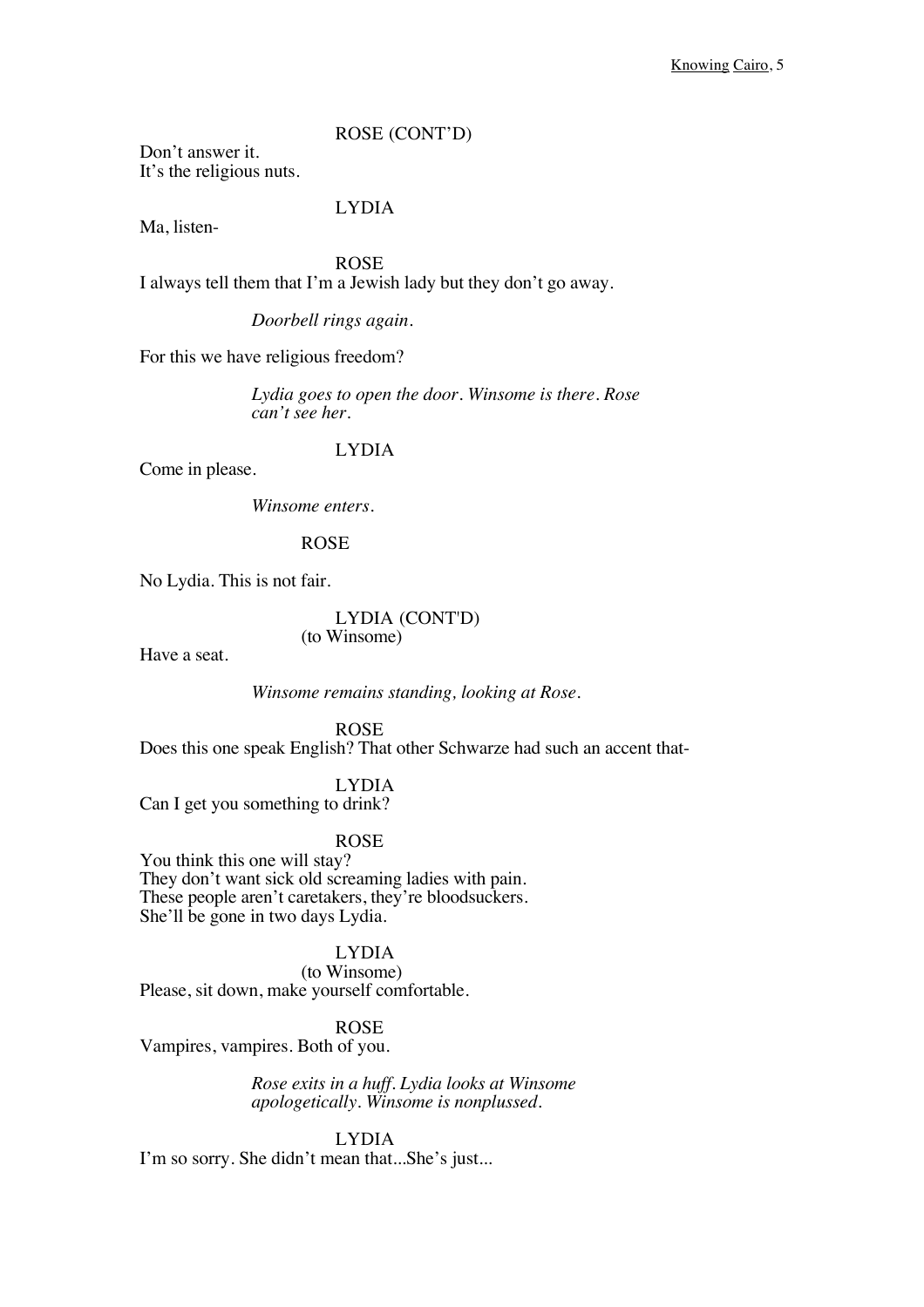ROSE (CONT'D)

Don't answer it.
It's the religious nuts.

LYDIA

Ma, listen-

ROSE

I always tell them that I'm a Jewish lady but they don't go away.

*Doorbell rings again.*

For this we have religious freedom?

*Lydia goes to open the door. Winsome is there. Rose can't see her.*

LYDIA

Come in please.

*Winsome enters.*

ROSE

No Lydia. This is not fair.

LYDIA (CONT'D)
(to Winsome)

Have a seat.

*Winsome remains standing, looking at Rose.*

ROSE

Does this one speak English? That other Schwarze had such an accent that-

LYDIA

Can I get you something to drink?

ROSE

You think this one will stay?
They don't want sick old screaming ladies with pain.
These people aren't caretakers, they're bloodsuckers.
She'll be gone in two days Lydia.

LYDIA
(to Winsome)

Please, sit down, make yourself comfortable.

ROSE

Vampires, vampires. Both of you.

*Rose exits in a huff. Lydia looks at Winsome apologetically. Winsome is nonplussed.*

LYDIA

I'm so sorry. She didn't mean that...She's just...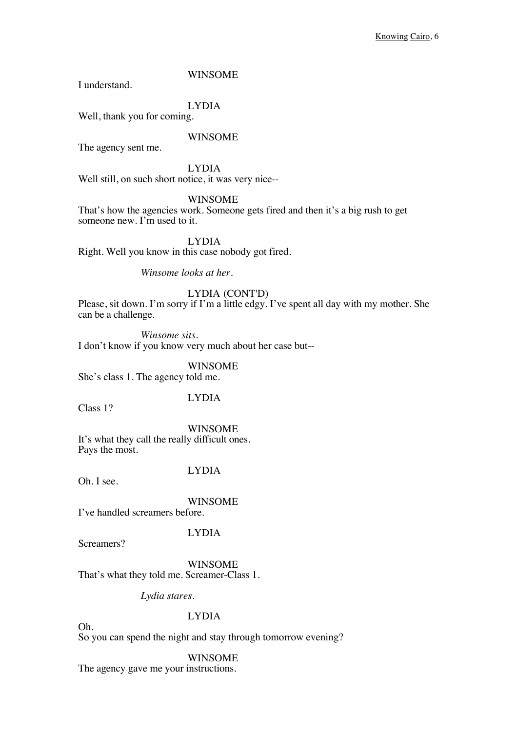WINSOME

I understand.

LYDIA

Well, thank you for coming.

WINSOME

The agency sent me.

LYDIA

Well still, on such short notice, it was very nice--

WINSOME

That's how the agencies work. Someone gets fired and then it's a big rush to get someone new. I'm used to it.

LYDIA

Right. Well you know in this case nobody got fired.

*Winsome looks at her.*

LYDIA (CONT'D)

Please, sit down. I'm sorry if I'm a little edgy. I've spent all day with my mother. She can be a challenge.

*Winsome sits.*

I don't know if you know very much about her case but--

WINSOME

She's class 1. The agency told me.

LYDIA

Class 1?

WINSOME

It's what they call the really difficult ones.
Pays the most.

LYDIA

Oh. I see.

WINSOME

I've handled screamers before.

LYDIA

Screamers?

WINSOME

That's what they told me. Screamer-Class 1.

*Lydia stares.*

LYDIA

Oh.
So you can spend the night and stay through tomorrow evening?

WINSOME

The agency gave me your instructions.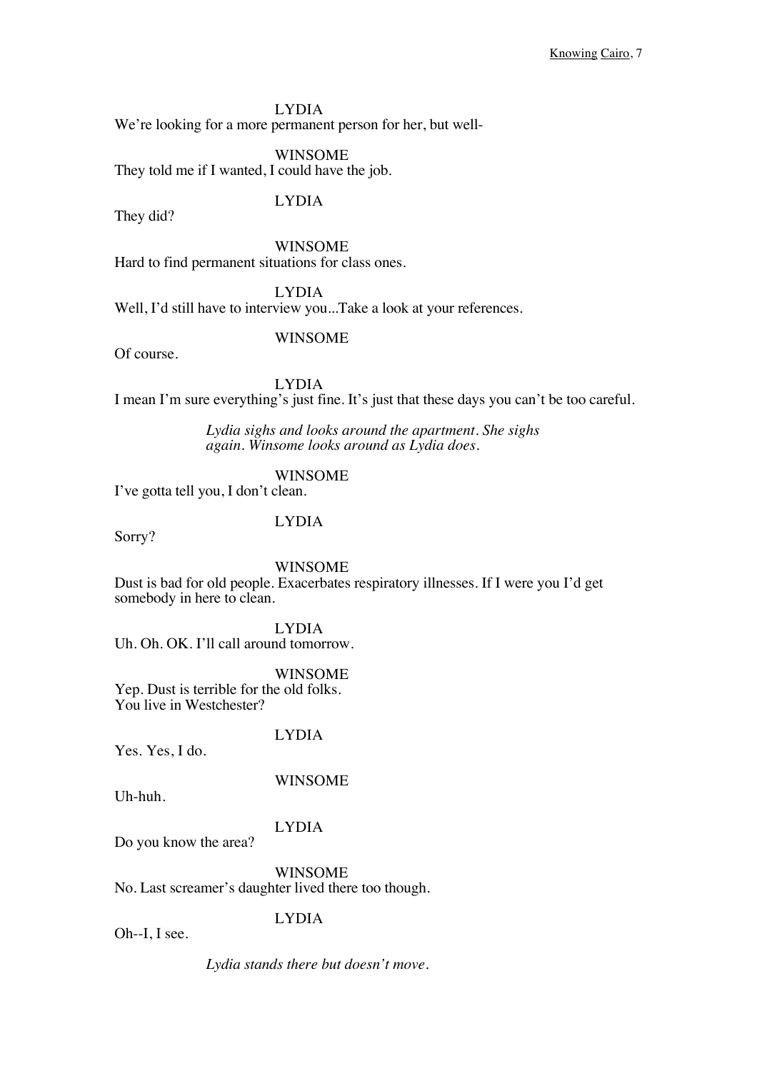LYDIA

We're looking for a more permanent person for her, but well-

WINSOME

They told me if I wanted, I could have the job.

LYDIA

They did?

WINSOME

Hard to find permanent situations for class ones.

LYDIA

Well, I'd still have to interview you...Take a look at your references.

WINSOME

Of course.

LYDIA

I mean I'm sure everything's just fine. It's just that these days you can't be too careful.

*Lydia sighs and looks around the apartment. She sighs again. Winsome looks around as Lydia does.*

WINSOME

I've gotta tell you, I don't clean.

LYDIA

Sorry?

WINSOME

Dust is bad for old people. Exacerbates respiratory illnesses. If I were you I'd get somebody in here to clean.

LYDIA

Uh. Oh. OK. I'll call around tomorrow.

WINSOME

Yep. Dust is terrible for the old folks.
You live in Westchester?

LYDIA

Yes. Yes, I do.

WINSOME

Uh-huh.

LYDIA

Do you know the area?

WINSOME

No. Last screamer's daughter lived there too though.

LYDIA

Oh--I, I see.

*Lydia stands there but doesn't move.*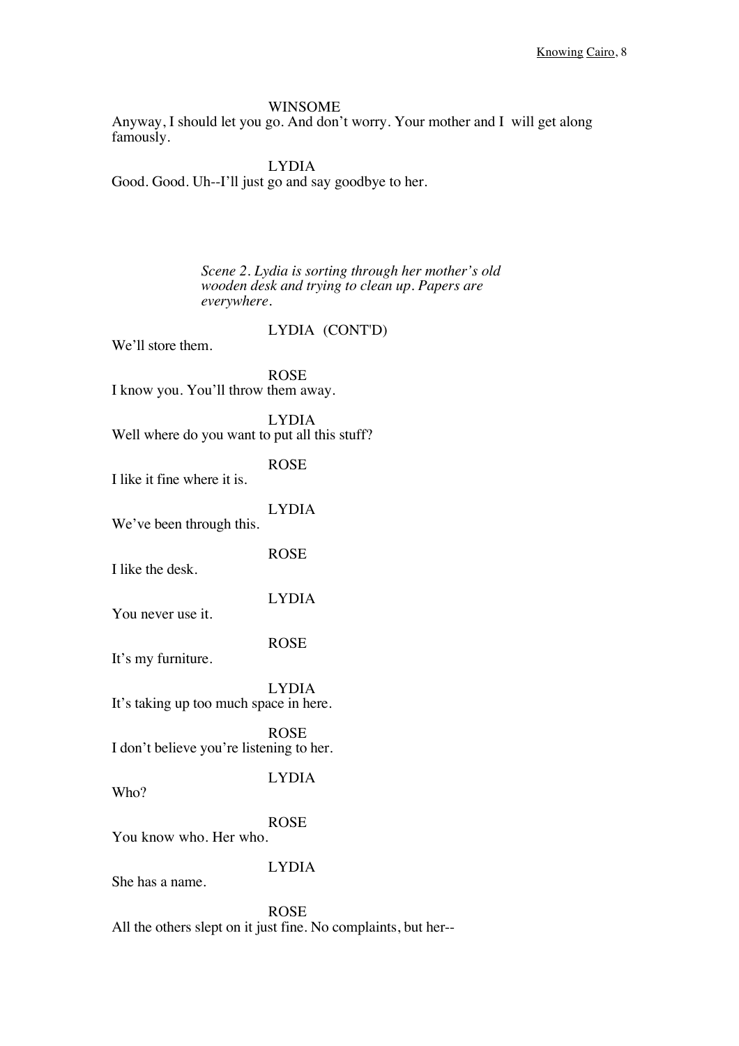WINSOME

Anyway, I should let you go. And don't worry. Your mother and I will get along famously.

LYDIA

Good. Good. Uh--I'll just go and say goodbye to her.

*Scene 2. Lydia is sorting through her mother's old wooden desk and trying to clean up. Papers are everywhere.*

LYDIA (CONT'D)

We'll store them.

ROSE

I know you. You'll throw them away.

LYDIA

Well where do you want to put all this stuff?

ROSE

I like it fine where it is.

LYDIA

We've been through this.

ROSE

I like the desk.

LYDIA

You never use it.

ROSE

It's my furniture.

LYDIA

It's taking up too much space in here.

ROSE

I don't believe you're listening to her.

LYDIA

Who?

ROSE

You know who. Her who.

LYDIA

She has a name.

ROSE

All the others slept on it just fine. No complaints, but her--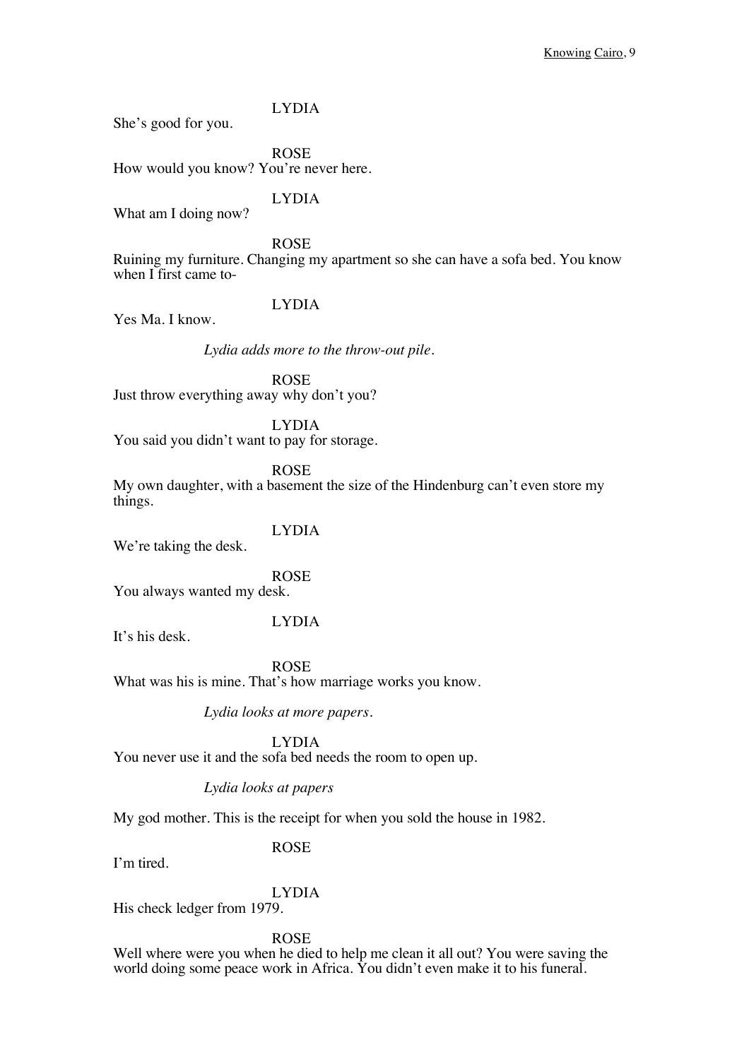LYDIA

She's good for you.

ROSE

How would you know? You're never here.

LYDIA

What am I doing now?

ROSE

Ruining my furniture. Changing my apartment so she can have a sofa bed. You know when I first came to-

LYDIA

Yes Ma. I know.

*Lydia adds more to the throw-out pile.*

ROSE

Just throw everything away why don't you?

LYDIA

You said you didn't want to pay for storage.

ROSE

My own daughter, with a basement the size of the Hindenburg can't even store my things.

LYDIA

We're taking the desk.

ROSE

You always wanted my desk.

LYDIA

It's his desk.

ROSE

What was his is mine. That's how marriage works you know.

*Lydia looks at more papers.*

LYDIA

You never use it and the sofa bed needs the room to open up.

*Lydia looks at papers*

My god mother. This is the receipt for when you sold the house in 1982.

ROSE

I'm tired.

LYDIA

His check ledger from 1979.

ROSE

Well where were you when he died to help me clean it all out? You were saving the world doing some peace work in Africa. You didn't even make it to his funeral.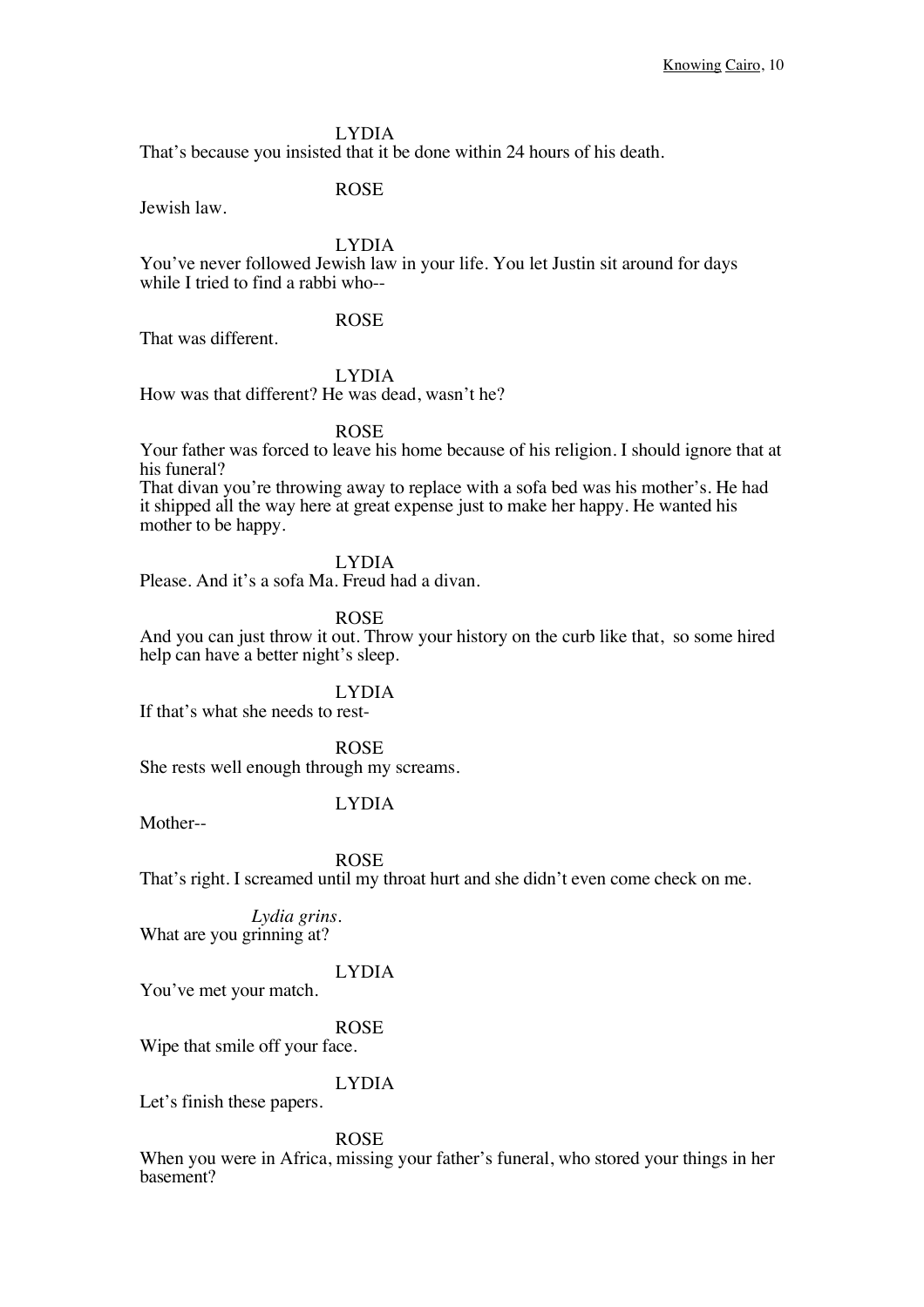LYDIA

That's because you insisted that it be done within 24 hours of his death.

ROSE

Jewish law.

LYDIA

You've never followed Jewish law in your life. You let Justin sit around for days while I tried to find a rabbi who--

ROSE

That was different.

LYDIA

How was that different? He was dead, wasn't he?

ROSE

Your father was forced to leave his home because of his religion. I should ignore that at his funeral?
That divan you're throwing away to replace with a sofa bed was his mother's. He had it shipped all the way here at great expense just to make her happy. He wanted his mother to be happy.

LYDIA

Please. And it's a sofa Ma. Freud had a divan.

ROSE

And you can just throw it out. Throw your history on the curb like that, so some hired help can have a better night's sleep.

LYDIA

If that's what she needs to rest-

ROSE

She rests well enough through my screams.

LYDIA

Mother--

ROSE

That's right. I screamed until my throat hurt and she didn't even come check on me.

*Lydia grins.*

What are you grinning at?

LYDIA

You've met your match.

ROSE

Wipe that smile off your face.

LYDIA

Let's finish these papers.

ROSE

When you were in Africa, missing your father's funeral, who stored your things in her basement?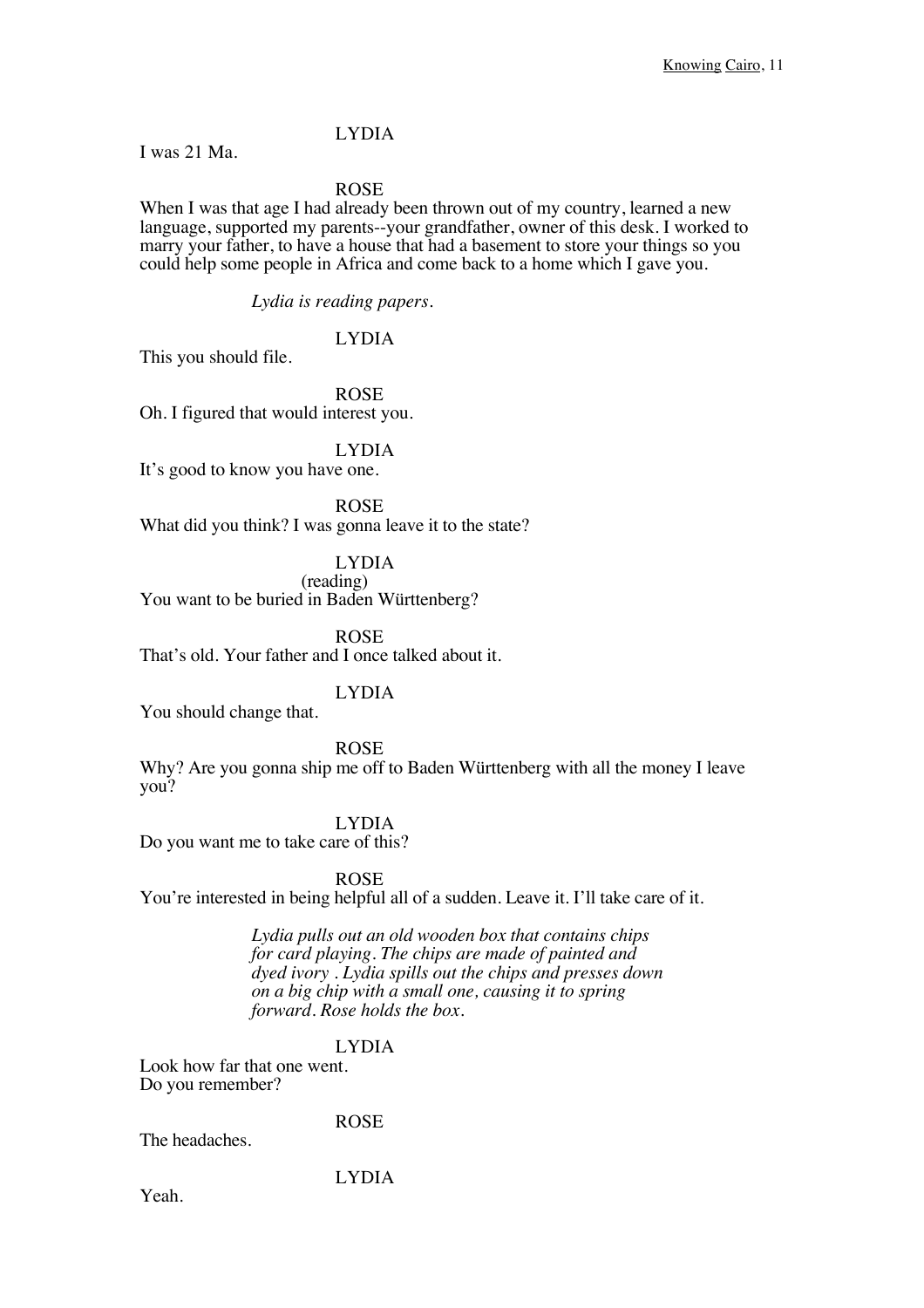LYDIA

I was 21 Ma.

ROSE

When I was that age I had already been thrown out of my country, learned a new language, supported my parents--your grandfather, owner of this desk. I worked to marry your father, to have a house that had a basement to store your things so you could help some people in Africa and come back to a home which I gave you.

*Lydia is reading papers.*

LYDIA

This you should file.

ROSE

Oh. I figured that would interest you.

LYDIA

It's good to know you have one.

ROSE

What did you think? I was gonna leave it to the state?

LYDIA

(reading)

You want to be buried in Baden Württenberg?

ROSE

That's old. Your father and I once talked about it.

LYDIA

You should change that.

ROSE

Why? Are you gonna ship me off to Baden Württenberg with all the money I leave you?

LYDIA

Do you want me to take care of this?

ROSE

You're interested in being helpful all of a sudden. Leave it. I'll take care of it.

*Lydia pulls out an old wooden box that contains chips for card playing. The chips are made of painted and dyed ivory . Lydia spills out the chips and presses down on a big chip with a small one, causing it to spring forward. Rose holds the box.*

LYDIA

Look how far that one went.
Do you remember?

ROSE

The headaches.

LYDIA

Yeah.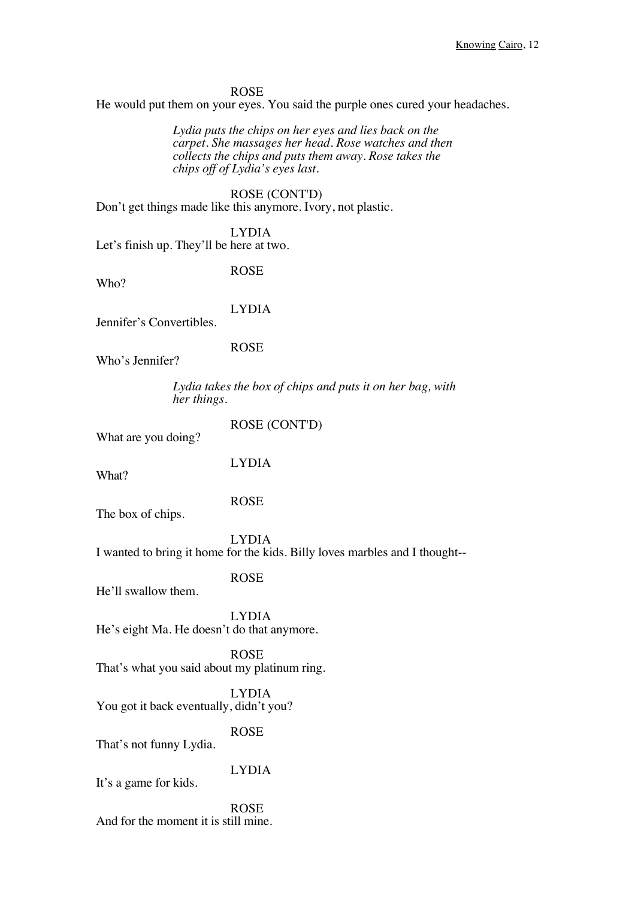ROSE

He would put them on your eyes. You said the purple ones cured your headaches.

*Lydia puts the chips on her eyes and lies back on the carpet. She massages her head. Rose watches and then collects the chips and puts them away. Rose takes the chips off of Lydia's eyes last.*

ROSE (CONT'D)

Don't get things made like this anymore. Ivory, not plastic.

LYDIA

Let's finish up. They'll be here at two.

ROSE

Who?

LYDIA

Jennifer's Convertibles.

ROSE

Who's Jennifer?

*Lydia takes the box of chips and puts it on her bag, with her things.*

ROSE (CONT'D)

What are you doing?

LYDIA

What?

ROSE

The box of chips.

LYDIA

I wanted to bring it home for the kids. Billy loves marbles and I thought--

ROSE

He'll swallow them.

LYDIA

He's eight Ma. He doesn't do that anymore.

ROSE

That's what you said about my platinum ring.

LYDIA

You got it back eventually, didn't you?

ROSE

That's not funny Lydia.

LYDIA

It's a game for kids.

ROSE

And for the moment it is still mine.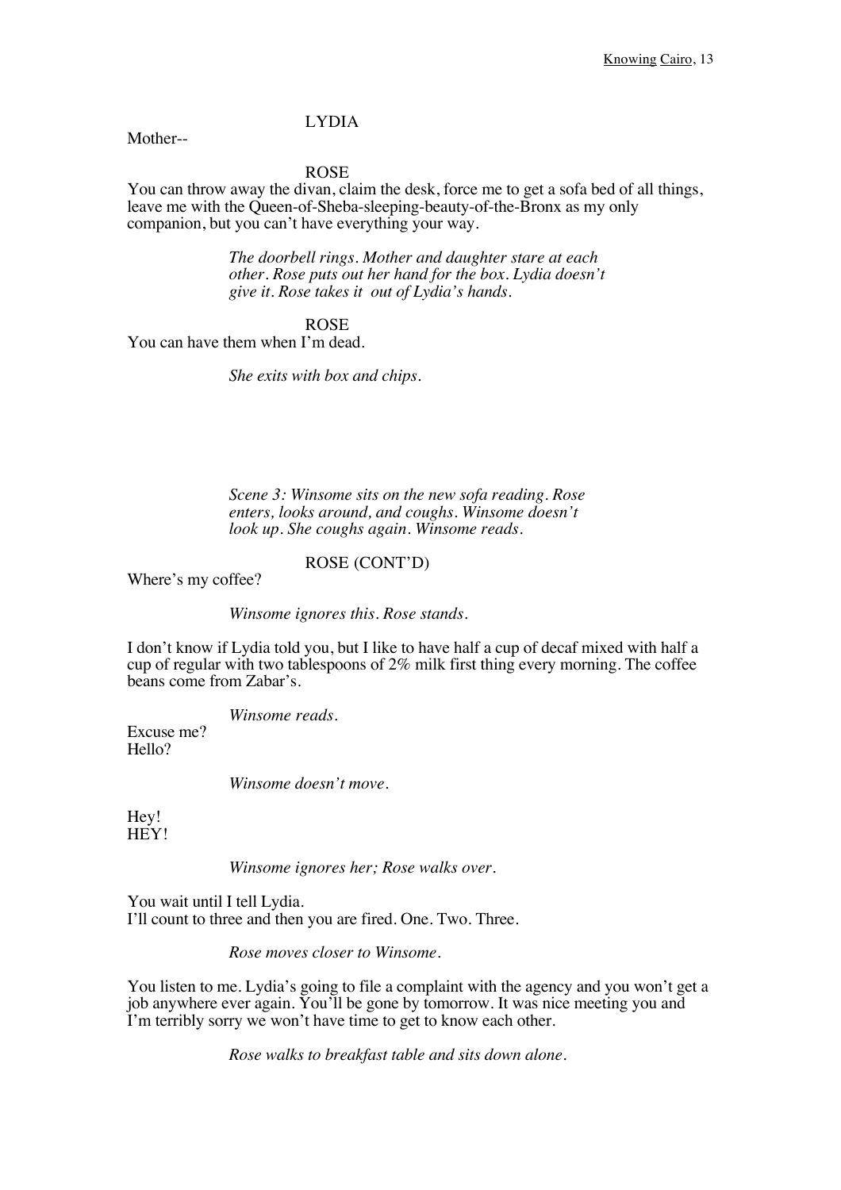LYDIA

Mother--

ROSE

You can throw away the divan, claim the desk, force me to get a sofa bed of all things, leave me with the Queen-of-Sheba-sleeping-beauty-of-the-Bronx as my only companion, but you can't have everything your way.

*The doorbell rings. Mother and daughter stare at each other. Rose puts out her hand for the box. Lydia doesn't give it. Rose takes it out of Lydia's hands.*

ROSE

You can have them when I'm dead.

*She exits with box and chips.*

*Scene 3: Winsome sits on the new sofa reading. Rose enters, looks around, and coughs. Winsome doesn't look up. She coughs again. Winsome reads.*

ROSE (CONT'D)

Where's my coffee?

*Winsome ignores this. Rose stands.*

I don't know if Lydia told you, but I like to have half a cup of decaf mixed with half a cup of regular with two tablespoons of 2% milk first thing every morning. The coffee beans come from Zabar's.

*Winsome reads.*

Excuse me?
Hello?

*Winsome doesn't move.*

Hey!
HEY!

*Winsome ignores her; Rose walks over.*

You wait until I tell Lydia.
I'll count to three and then you are fired. One. Two. Three.

*Rose moves closer to Winsome.*

You listen to me. Lydia's going to file a complaint with the agency and you won't get a job anywhere ever again. You'll be gone by tomorrow. It was nice meeting you and I'm terribly sorry we won't have time to get to know each other.

*Rose walks to breakfast table and sits down alone.*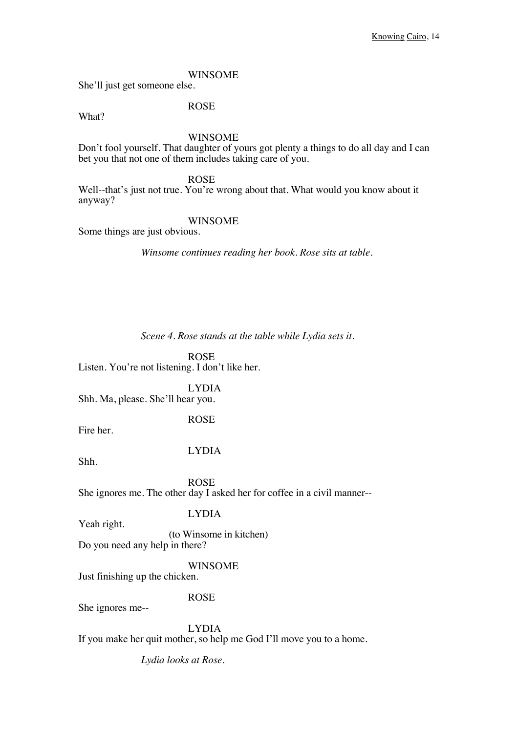WINSOME
She'll just get someone else.

ROSE
What?

WINSOME
Don't fool yourself. That daughter of yours got plenty a things to do all day and I can bet you that not one of them includes taking care of you.

ROSE
Well--that's just not true. You're wrong about that. What would you know about it anyway?

WINSOME
Some things are just obvious.

*Winsome continues reading her book. Rose sits at table.*

*Scene 4. Rose stands at the table while Lydia sets it.*

ROSE
Listen. You're not listening. I don't like her.

LYDIA
Shh. Ma, please. She'll hear you.

ROSE
Fire her.

LYDIA
Shh.

ROSE
She ignores me. The other day I asked her for coffee in a civil manner--

LYDIA
Yeah right.
(to Winsome in kitchen)
Do you need any help in there?

WINSOME
Just finishing up the chicken.

ROSE
She ignores me--

LYDIA
If you make her quit mother, so help me God I'll move you to a home.

*Lydia looks at Rose.*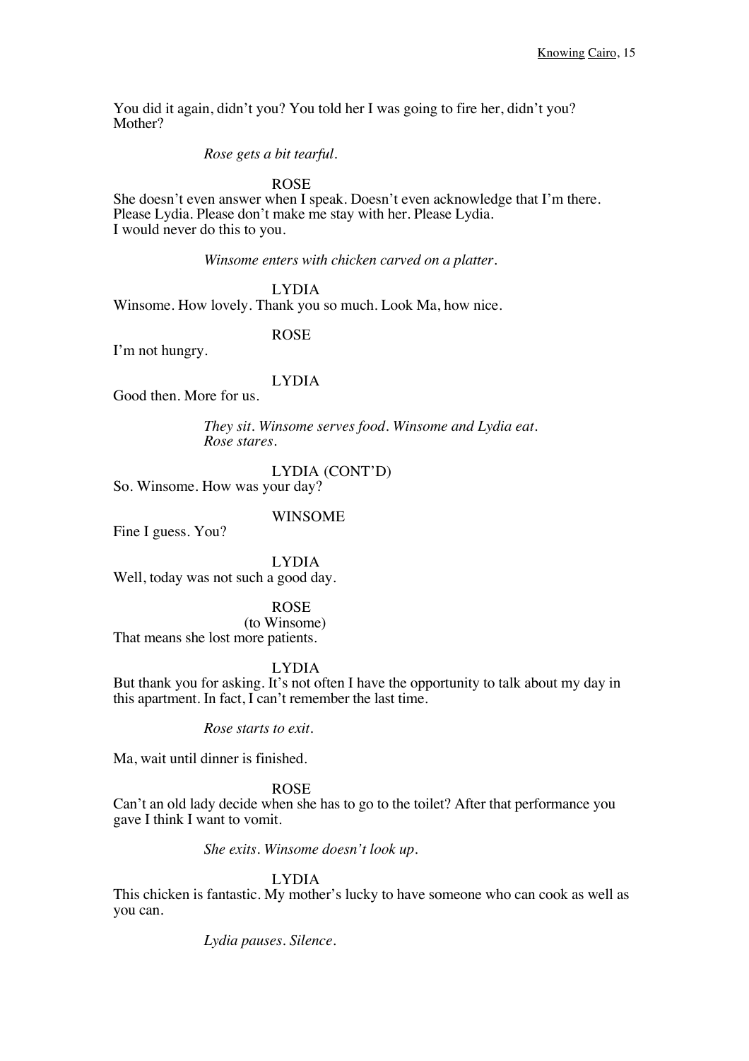You did it again, didn't you? You told her I was going to fire her, didn't you? Mother?

*Rose gets a bit tearful.*

ROSE

She doesn't even answer when I speak. Doesn't even acknowledge that I'm there. Please Lydia. Please don't make me stay with her. Please Lydia.
I would never do this to you.

*Winsome enters with chicken carved on a platter.*

LYDIA

Winsome. How lovely. Thank you so much. Look Ma, how nice.

ROSE

I'm not hungry.

LYDIA

Good then. More for us.

*They sit. Winsome serves food. Winsome and Lydia eat. Rose stares.*

LYDIA (CONT'D)

So. Winsome. How was your day?

WINSOME

Fine I guess. You?

LYDIA

Well, today was not such a good day.

ROSE

(to Winsome)

That means she lost more patients.

LYDIA

But thank you for asking. It's not often I have the opportunity to talk about my day in this apartment. In fact, I can't remember the last time.

*Rose starts to exit.*

Ma, wait until dinner is finished.

ROSE

Can't an old lady decide when she has to go to the toilet? After that performance you gave I think I want to vomit.

*She exits. Winsome doesn't look up.*

LYDIA

This chicken is fantastic. My mother's lucky to have someone who can cook as well as you can.

*Lydia pauses. Silence.*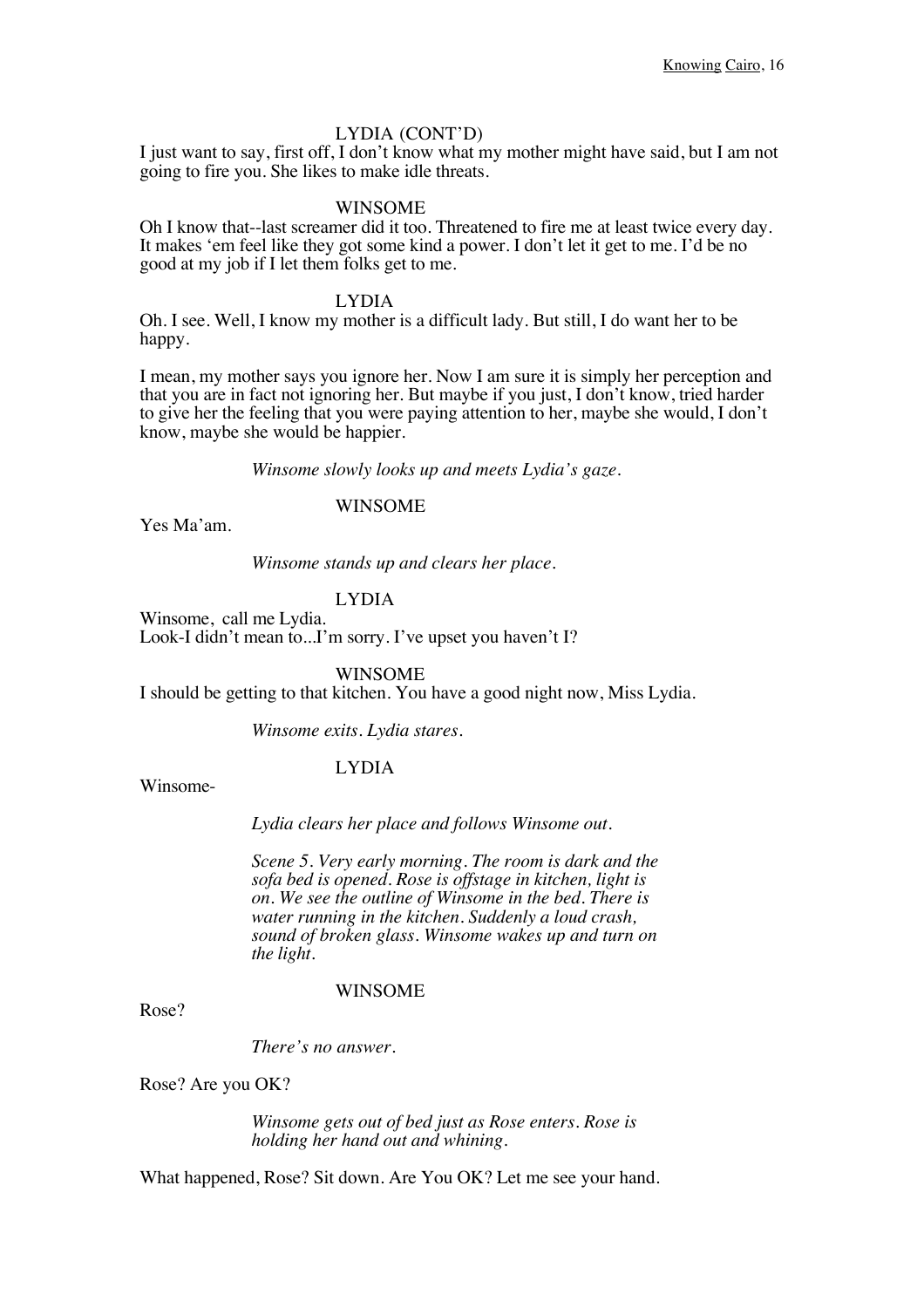LYDIA (CONT'D)

I just want to say, first off, I don't know what my mother might have said, but I am not going to fire you. She likes to make idle threats.

WINSOME

Oh I know that--last screamer did it too. Threatened to fire me at least twice every day. It makes 'em feel like they got some kind a power. I don't let it get to me. I'd be no good at my job if I let them folks get to me.

LYDIA

Oh. I see. Well, I know my mother is a difficult lady. But still, I do want her to be happy.

I mean, my mother says you ignore her. Now I am sure it is simply her perception and that you are in fact not ignoring her. But maybe if you just, I don't know, tried harder to give her the feeling that you were paying attention to her, maybe she would, I don't know, maybe she would be happier.

*Winsome slowly looks up and meets Lydia's gaze.*

WINSOME

Yes Ma'am.

*Winsome stands up and clears her place.*

LYDIA

Winsome, call me Lydia.
Look-I didn't mean to...I'm sorry. I've upset you haven't I?

WINSOME

I should be getting to that kitchen. You have a good night now, Miss Lydia.

*Winsome exits. Lydia stares.*

LYDIA

Winsome-

*Lydia clears her place and follows Winsome out.*

*Scene 5. Very early morning. The room is dark and the sofa bed is opened. Rose is offstage in kitchen, light is on. We see the outline of Winsome in the bed. There is water running in the kitchen. Suddenly a loud crash, sound of broken glass. Winsome wakes up and turn on the light.*

WINSOME

Rose?

*There's no answer.*

Rose? Are you OK?

*Winsome gets out of bed just as Rose enters. Rose is holding her hand out and whining.*

What happened, Rose? Sit down. Are You OK? Let me see your hand.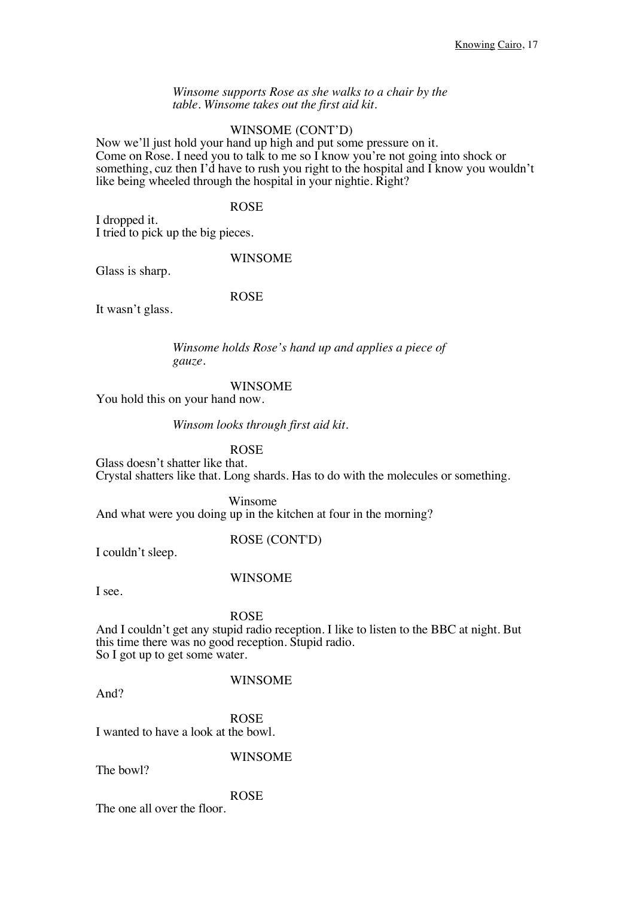*Winsome supports Rose as she walks to a chair by the table. Winsome takes out the first aid kit.*

WINSOME (CONT'D)

Now we'll just hold your hand up high and put some pressure on it.
Come on Rose. I need you to talk to me so I know you're not going into shock or something, cuz then I'd have to rush you right to the hospital and I know you wouldn't like being wheeled through the hospital in your nightie. Right?

ROSE

I dropped it.
I tried to pick up the big pieces.

WINSOME

Glass is sharp.

ROSE

It wasn't glass.

*Winsome holds Rose's hand up and applies a piece of gauze.*

WINSOME

You hold this on your hand now.

*Winsom looks through first aid kit.*

ROSE

Glass doesn't shatter like that.
Crystal shatters like that. Long shards. Has to do with the molecules or something.

Winsome

And what were you doing up in the kitchen at four in the morning?

ROSE (CONT'D)

I couldn't sleep.

WINSOME

I see.

ROSE

And I couldn't get any stupid radio reception. I like to listen to the BBC at night. But this time there was no good reception. Stupid radio.
So I got up to get some water.

WINSOME

And?

ROSE

I wanted to have a look at the bowl.

WINSOME

The bowl?

ROSE

The one all over the floor.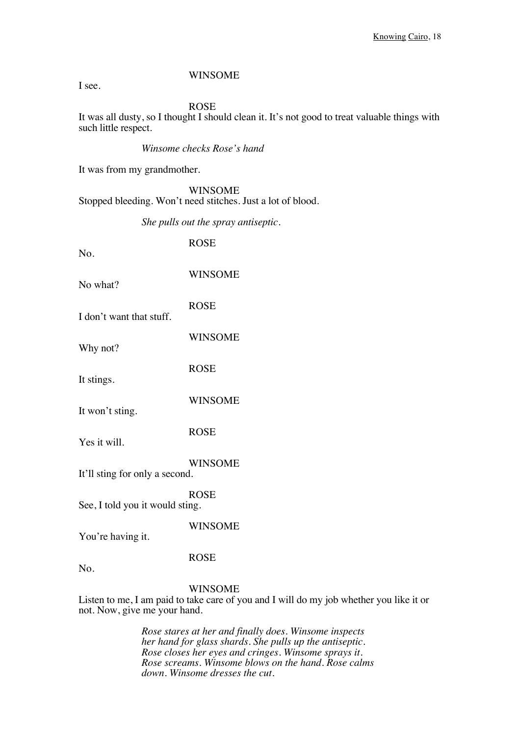WINSOME

I see.

ROSE

It was all dusty, so I thought I should clean it. It's not good to treat valuable things with such little respect.

*Winsome checks Rose's hand*

It was from my grandmother.

WINSOME

Stopped bleeding. Won't need stitches. Just a lot of blood.

*She pulls out the spray antiseptic.*

ROSE

No.

WINSOME

No what?

ROSE

I don't want that stuff.

WINSOME

Why not?

ROSE

It stings.

WINSOME

It won't sting.

ROSE

Yes it will.

WINSOME

It'll sting for only a second.

ROSE

See, I told you it would sting.

WINSOME

You're having it.

ROSE

No.

WINSOME

Listen to me, I am paid to take care of you and I will do my job whether you like it or not. Now, give me your hand.

*Rose stares at her and finally does. Winsome inspects her hand for glass shards. She pulls up the antiseptic. Rose closes her eyes and cringes. Winsome sprays it. Rose screams. Winsome blows on the hand. Rose calms down. Winsome dresses the cut.*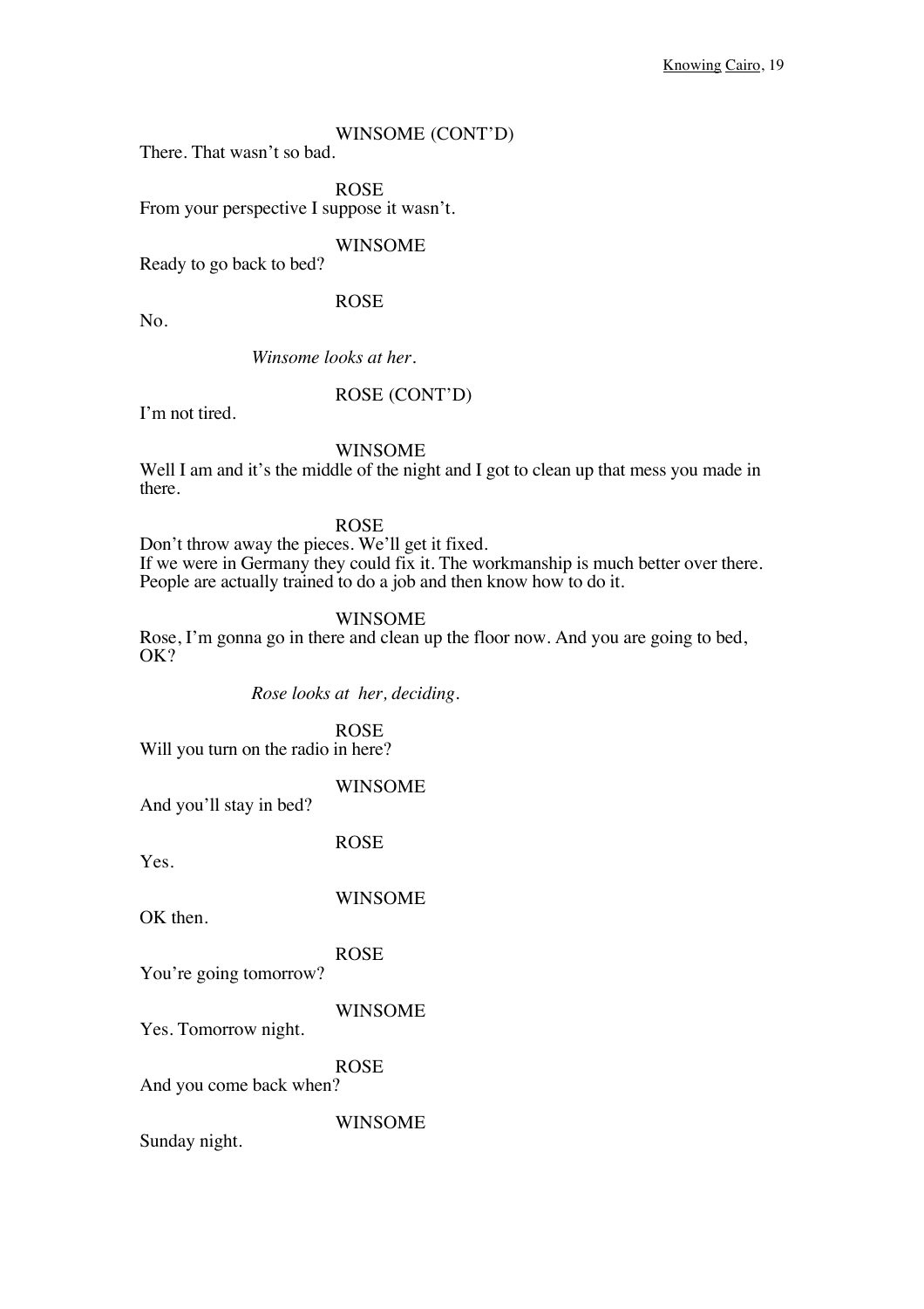WINSOME (CONT'D)

There. That wasn't so bad.

ROSE

From your perspective I suppose it wasn't.

WINSOME

Ready to go back to bed?

ROSE

No.

*Winsome looks at her.*

ROSE (CONT'D)

I'm not tired.

WINSOME

Well I am and it's the middle of the night and I got to clean up that mess you made in there.

ROSE

Don't throw away the pieces. We'll get it fixed.
If we were in Germany they could fix it. The workmanship is much better over there. People are actually trained to do a job and then know how to do it.

WINSOME

Rose, I'm gonna go in there and clean up the floor now. And you are going to bed, OK?

*Rose looks at her, deciding.*

ROSE

Will you turn on the radio in here?

WINSOME

And you'll stay in bed?

ROSE

Yes.

WINSOME

OK then.

ROSE

You're going tomorrow?

WINSOME

Yes. Tomorrow night.

ROSE

And you come back when?

WINSOME

Sunday night.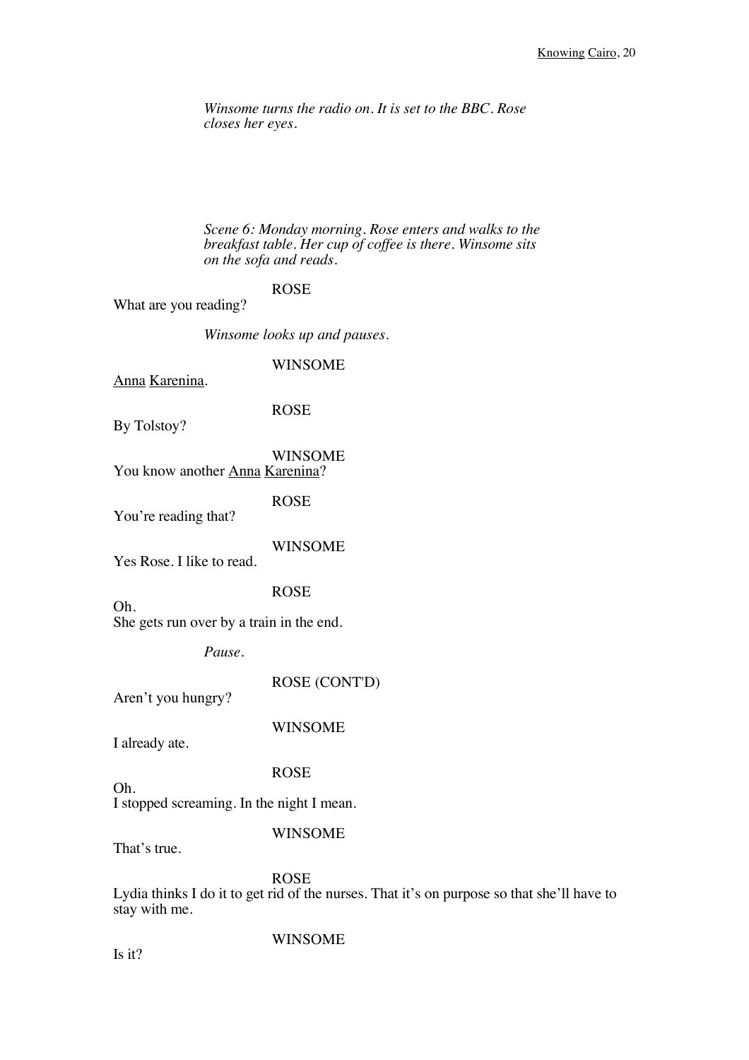*Winsome turns the radio on. It is set to the BBC. Rose closes her eyes.*

*Scene 6: Monday morning. Rose enters and walks to the breakfast table. Her cup of coffee is there. Winsome sits on the sofa and reads.*

ROSE

What are you reading?

*Winsome looks up and pauses.*

WINSOME

Anna Karenina.

ROSE

By Tolstoy?

WINSOME

You know another Anna Karenina?

ROSE

You're reading that?

WINSOME

Yes Rose. I like to read.

ROSE

Oh.
She gets run over by a train in the end.

*Pause.*

ROSE (CONT'D)

Aren't you hungry?

WINSOME

I already ate.

ROSE

Oh.
I stopped screaming. In the night I mean.

WINSOME

That's true.

ROSE

Lydia thinks I do it to get rid of the nurses. That it's on purpose so that she'll have to stay with me.

WINSOME

Is it?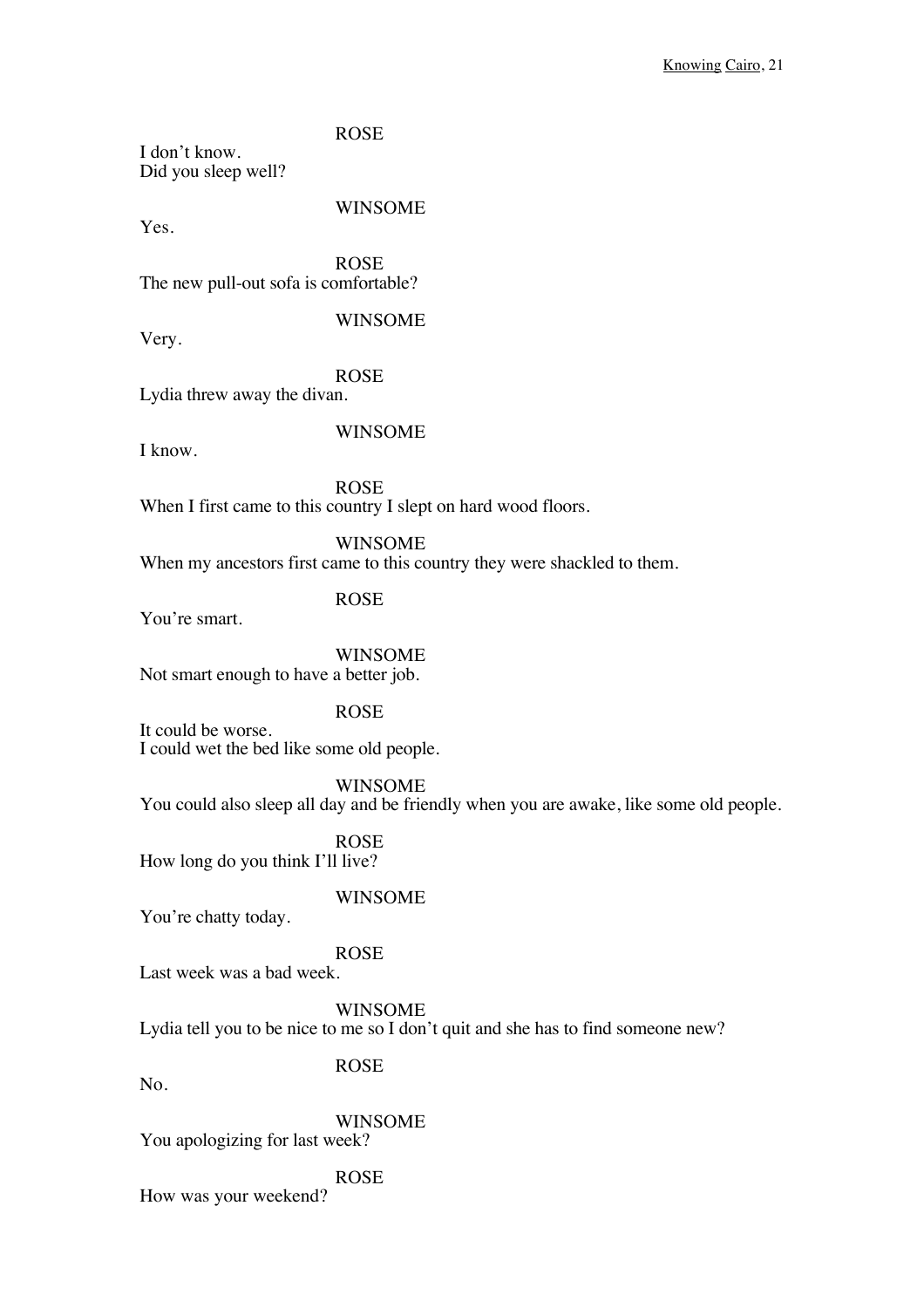ROSE

I don't know.
Did you sleep well?

WINSOME

Yes.

ROSE

The new pull-out sofa is comfortable?

WINSOME

Very.

ROSE

Lydia threw away the divan.

WINSOME

I know.

ROSE

When I first came to this country I slept on hard wood floors.

WINSOME

When my ancestors first came to this country they were shackled to them.

ROSE

You're smart.

WINSOME

Not smart enough to have a better job.

ROSE

It could be worse.
I could wet the bed like some old people.

WINSOME

You could also sleep all day and be friendly when you are awake, like some old people.

ROSE

How long do you think I'll live?

WINSOME

You're chatty today.

ROSE

Last week was a bad week.

WINSOME

Lydia tell you to be nice to me so I don't quit and she has to find someone new?

ROSE

No.

WINSOME

You apologizing for last week?

ROSE

How was your weekend?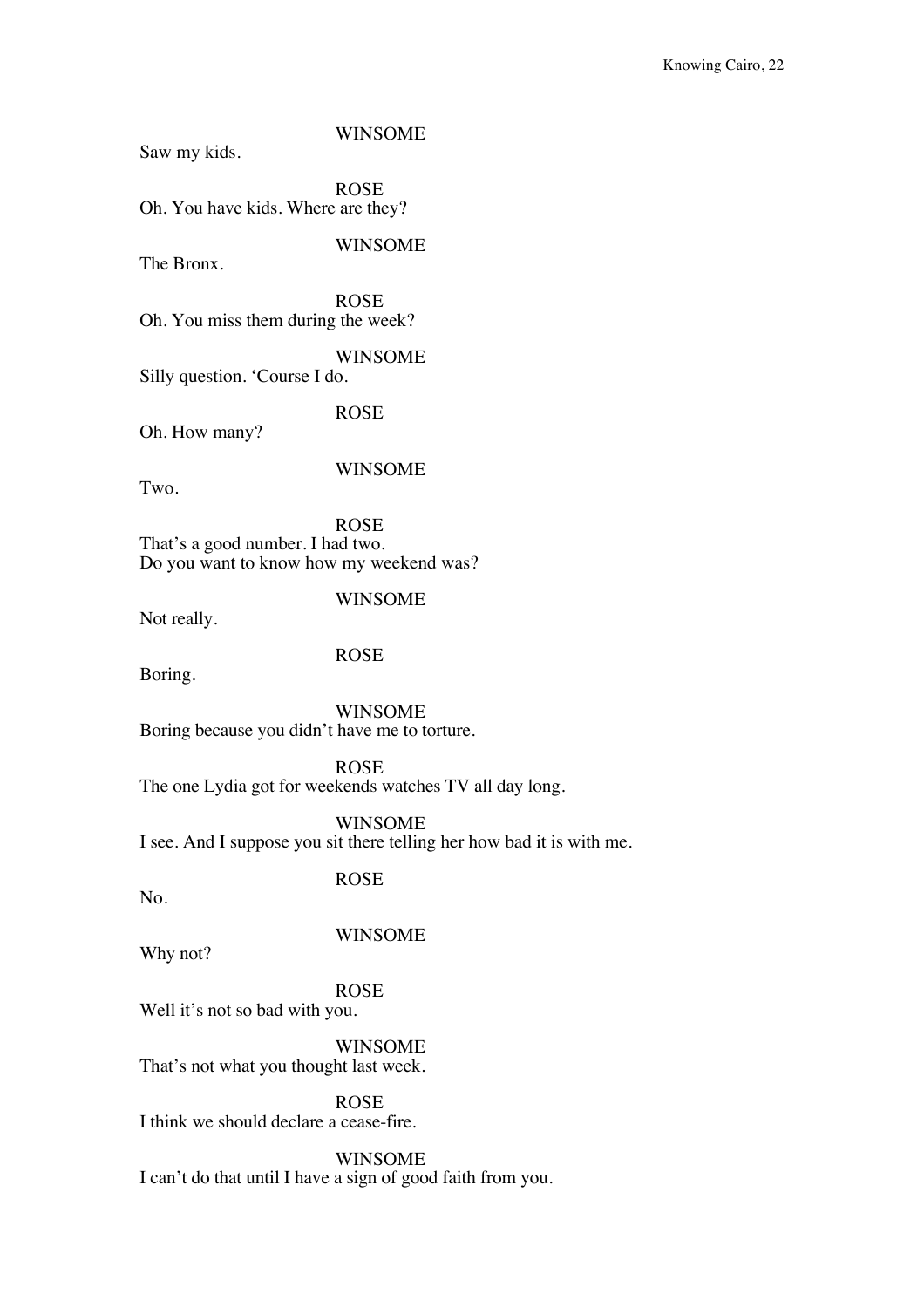WINSOME

Saw my kids.

ROSE

Oh. You have kids. Where are they?

WINSOME

The Bronx.

ROSE

Oh. You miss them during the week?

WINSOME

Silly question. 'Course I do.

ROSE

Oh. How many?

WINSOME

Two.

ROSE

That's a good number. I had two.
Do you want to know how my weekend was?

WINSOME

Not really.

ROSE

Boring.

WINSOME

Boring because you didn't have me to torture.

ROSE

The one Lydia got for weekends watches TV all day long.

WINSOME

I see. And I suppose you sit there telling her how bad it is with me.

ROSE

No.

WINSOME

Why not?

ROSE

Well it's not so bad with you.

WINSOME

That's not what you thought last week.

ROSE

I think we should declare a cease-fire.

WINSOME

I can't do that until I have a sign of good faith from you.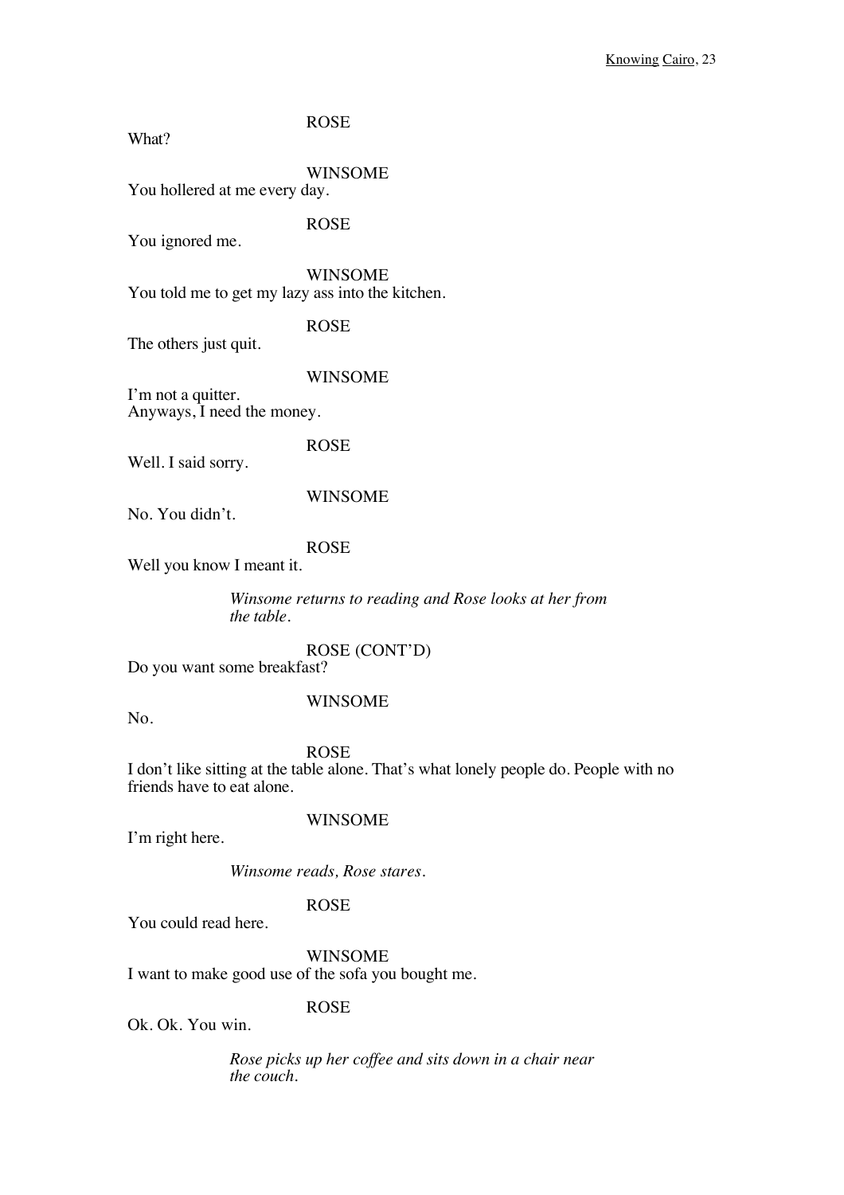ROSE

What?

WINSOME

You hollered at me every day.

ROSE

You ignored me.

WINSOME

You told me to get my lazy ass into the kitchen.

ROSE

The others just quit.

WINSOME

I'm not a quitter.
Anyways, I need the money.

ROSE

Well. I said sorry.

WINSOME

No. You didn't.

ROSE

Well you know I meant it.

*Winsome returns to reading and Rose looks at her from the table.*

ROSE (CONT'D)

Do you want some breakfast?

WINSOME

No.

ROSE

I don't like sitting at the table alone. That's what lonely people do. People with no friends have to eat alone.

WINSOME

I'm right here.

*Winsome reads, Rose stares.*

ROSE

You could read here.

WINSOME

I want to make good use of the sofa you bought me.

ROSE

Ok. Ok. You win.

*Rose picks up her coffee and sits down in a chair near the couch.*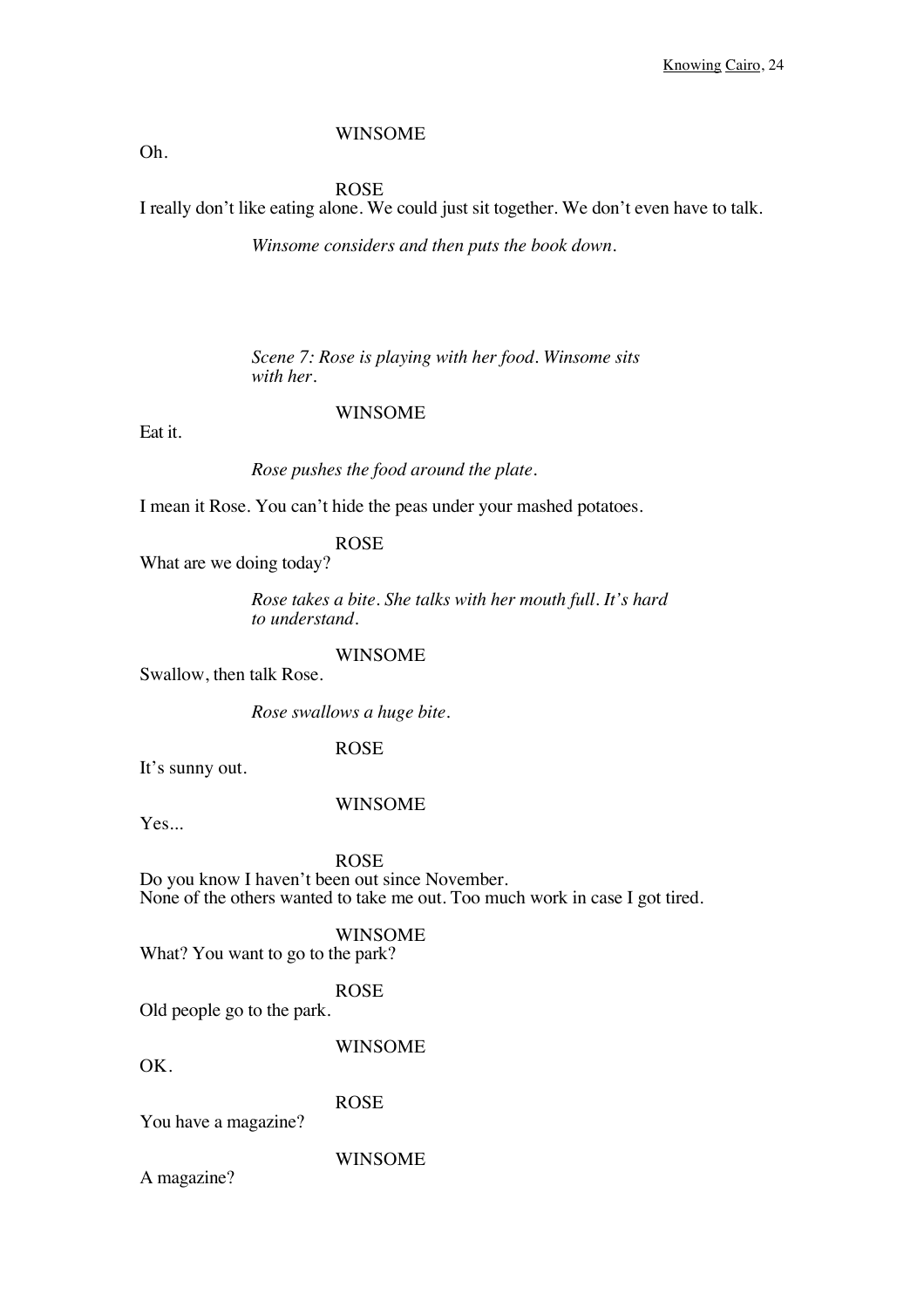WINSOME

Oh.

ROSE

I really don't like eating alone. We could just sit together. We don't even have to talk.

*Winsome considers and then puts the book down.*

*Scene 7: Rose is playing with her food. Winsome sits with her.*

WINSOME

Eat it.

*Rose pushes the food around the plate.*

I mean it Rose. You can't hide the peas under your mashed potatoes.

ROSE

What are we doing today?

*Rose takes a bite. She talks with her mouth full. It's hard to understand.*

WINSOME

Swallow, then talk Rose.

*Rose swallows a huge bite.*

ROSE

It's sunny out.

WINSOME

Yes...

ROSE

Do you know I haven't been out since November.
None of the others wanted to take me out. Too much work in case I got tired.

WINSOME

What? You want to go to the park?

ROSE

Old people go to the park.

WINSOME

OK.

ROSE

You have a magazine?

WINSOME

A magazine?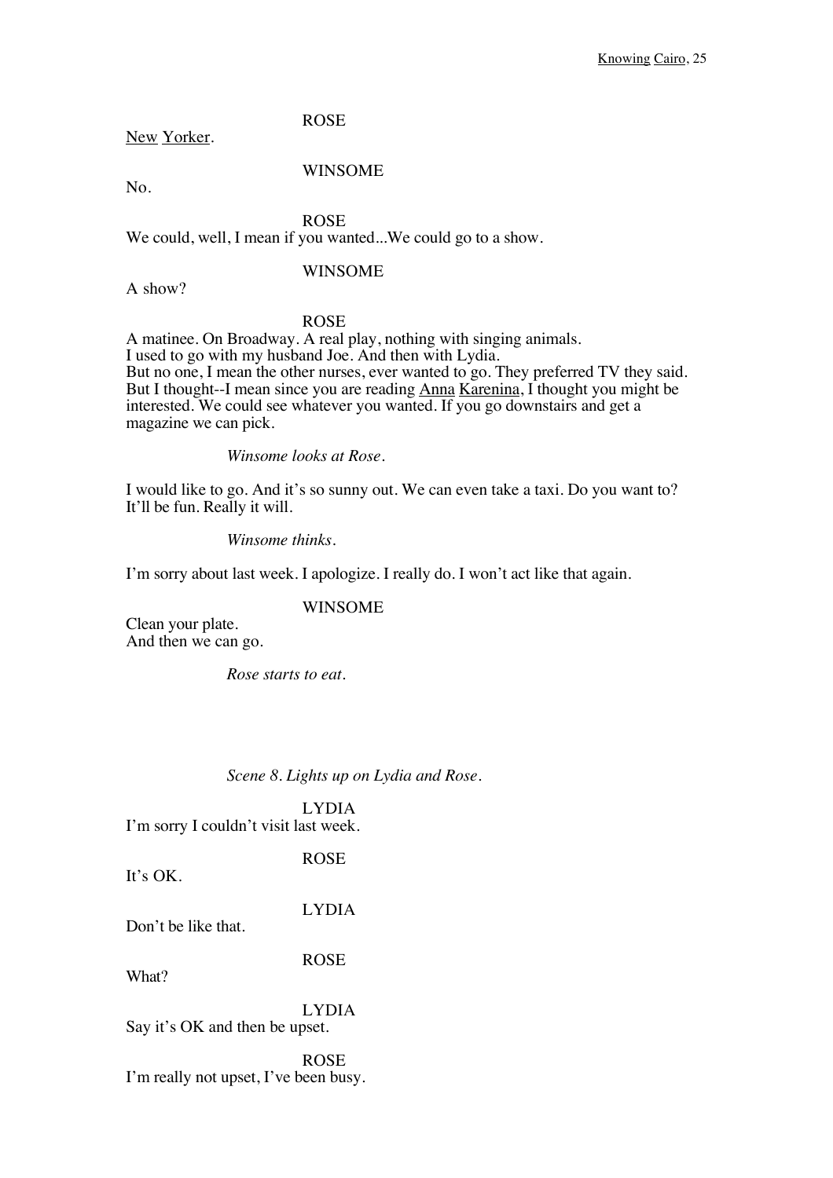ROSE

<u>New Yorker</u>.

WINSOME

No.

ROSE

We could, well, I mean if you wanted...We could go to a show.

WINSOME

A show?

ROSE

A matinee. On Broadway. A real play, nothing with singing animals.
I used to go with my husband Joe. And then with Lydia.
But no one, I mean the other nurses, ever wanted to go. They preferred TV they said.
But I thought--I mean since you are reading <u>Anna Karenina</u>, I thought you might be interested. We could see whatever you wanted. If you go downstairs and get a magazine we can pick.

*Winsome looks at Rose.*

I would like to go. And it's so sunny out. We can even take a taxi. Do you want to? It'll be fun. Really it will.

*Winsome thinks.*

I'm sorry about last week. I apologize. I really do. I won't act like that again.

WINSOME

Clean your plate.
And then we can go.

*Rose starts to eat.*

*Scene 8. Lights up on Lydia and Rose.*

LYDIA

I'm sorry I couldn't visit last week.

ROSE

It's OK.

LYDIA

Don't be like that.

ROSE

What?

LYDIA

Say it's OK and then be upset.

ROSE

I'm really not upset, I've been busy.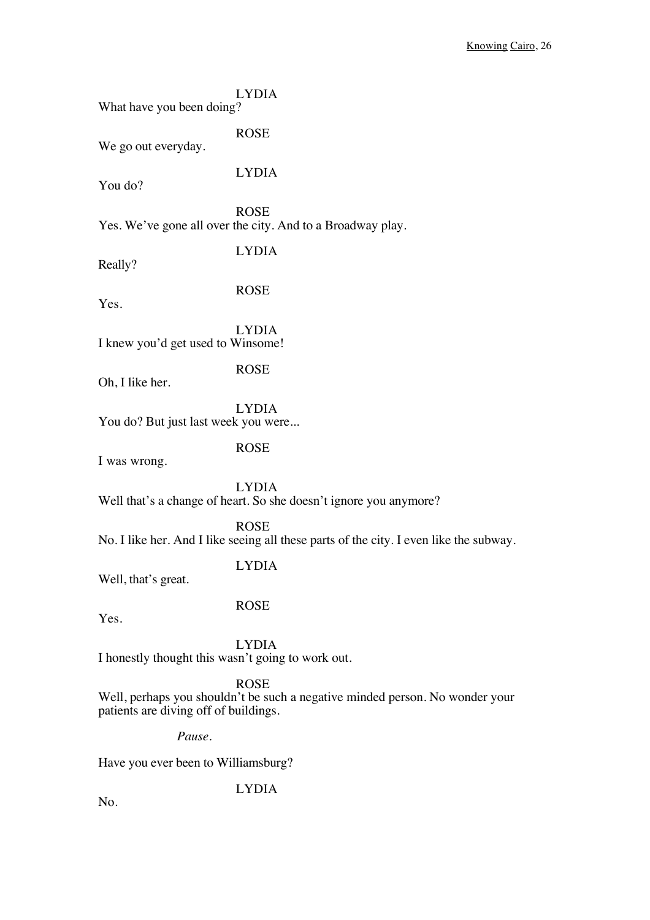LYDIA

What have you been doing?

ROSE

We go out everyday.

LYDIA

You do?

ROSE

Yes. We've gone all over the city. And to a Broadway play.

LYDIA

Really?

ROSE

Yes.

LYDIA

I knew you'd get used to Winsome!

ROSE

Oh, I like her.

LYDIA

You do? But just last week you were...

ROSE

I was wrong.

LYDIA

Well that's a change of heart. So she doesn't ignore you anymore?

ROSE

No. I like her. And I like seeing all these parts of the city. I even like the subway.

LYDIA

Well, that's great.

ROSE

Yes.

LYDIA

I honestly thought this wasn't going to work out.

ROSE

Well, perhaps you shouldn't be such a negative minded person. No wonder your patients are diving off of buildings.

*Pause.*

Have you ever been to Williamsburg?

LYDIA

No.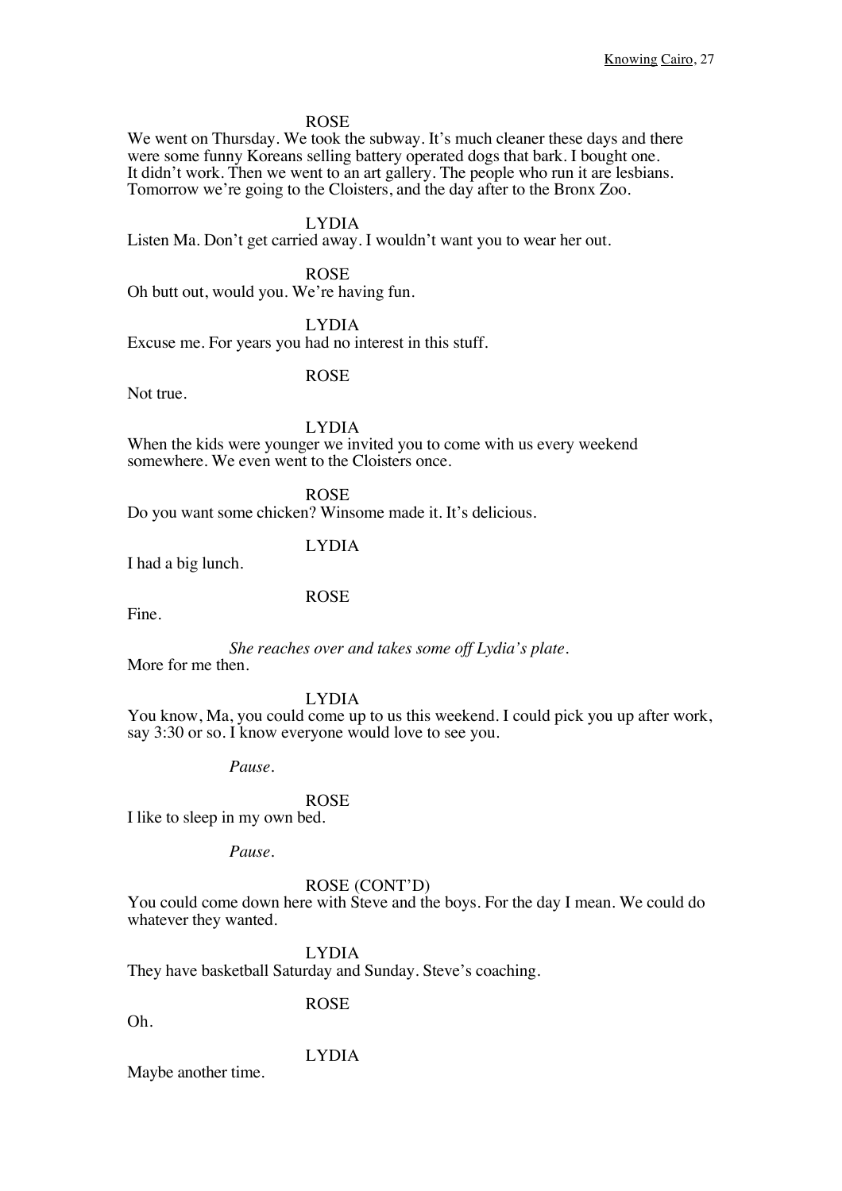ROSE

We went on Thursday. We took the subway. It's much cleaner these days and there were some funny Koreans selling battery operated dogs that bark. I bought one. It didn't work. Then we went to an art gallery. The people who run it are lesbians. Tomorrow we're going to the Cloisters, and the day after to the Bronx Zoo.

LYDIA

Listen Ma. Don't get carried away. I wouldn't want you to wear her out.

ROSE

Oh butt out, would you. We're having fun.

LYDIA

Excuse me. For years you had no interest in this stuff.

ROSE

Not true.

LYDIA

When the kids were younger we invited you to come with us every weekend somewhere. We even went to the Cloisters once.

ROSE

Do you want some chicken? Winsome made it. It's delicious.

LYDIA

I had a big lunch.

ROSE

Fine.

*She reaches over and takes some off Lydia's plate.*

More for me then.

LYDIA

You know, Ma, you could come up to us this weekend. I could pick you up after work, say 3:30 or so. I know everyone would love to see you.

*Pause.*

ROSE

I like to sleep in my own bed.

*Pause.*

ROSE (CONT'D)

You could come down here with Steve and the boys. For the day I mean. We could do whatever they wanted.

LYDIA

They have basketball Saturday and Sunday. Steve's coaching.

ROSE

Oh.

LYDIA

Maybe another time.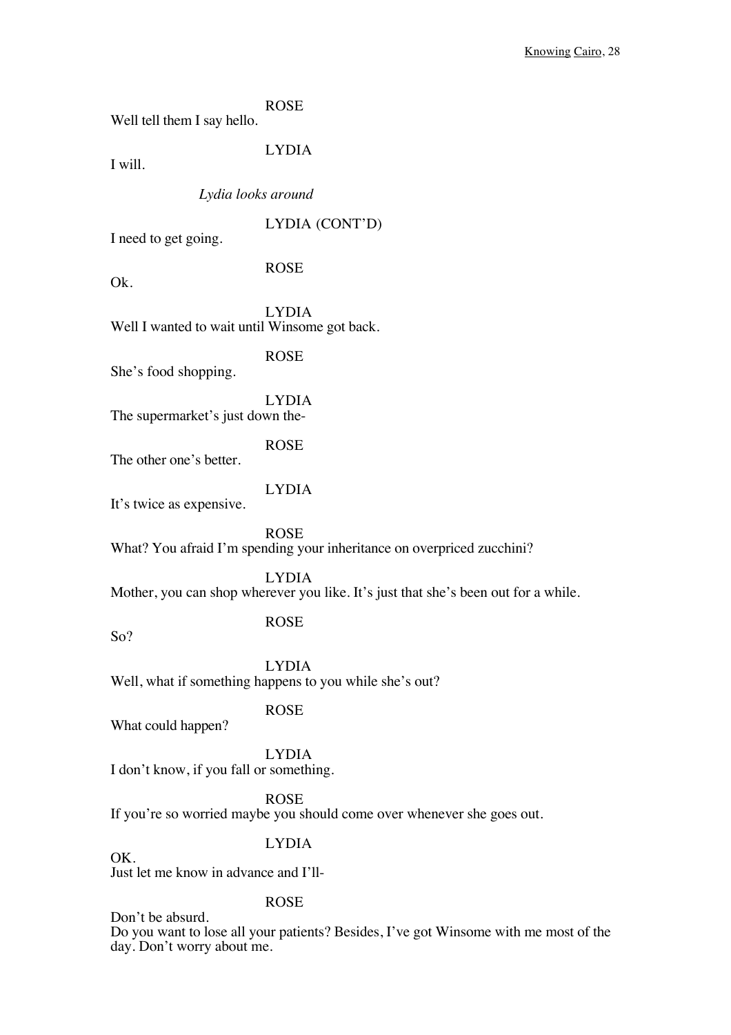ROSE

Well tell them I say hello.

LYDIA

I will.

*Lydia looks around*

LYDIA (CONT'D)

I need to get going.

ROSE

Ok.

LYDIA

Well I wanted to wait until Winsome got back.

ROSE

She's food shopping.

LYDIA

The supermarket's just down the-

ROSE

The other one's better.

LYDIA

It's twice as expensive.

ROSE

What? You afraid I'm spending your inheritance on overpriced zucchini?

LYDIA

Mother, you can shop wherever you like. It's just that she's been out for a while.

ROSE

So?

LYDIA

Well, what if something happens to you while she's out?

ROSE

What could happen?

LYDIA

I don't know, if you fall or something.

ROSE

If you're so worried maybe you should come over whenever she goes out.

LYDIA

OK.
Just let me know in advance and I'll-

ROSE

Don't be absurd.
Do you want to lose all your patients? Besides, I've got Winsome with me most of the day. Don't worry about me.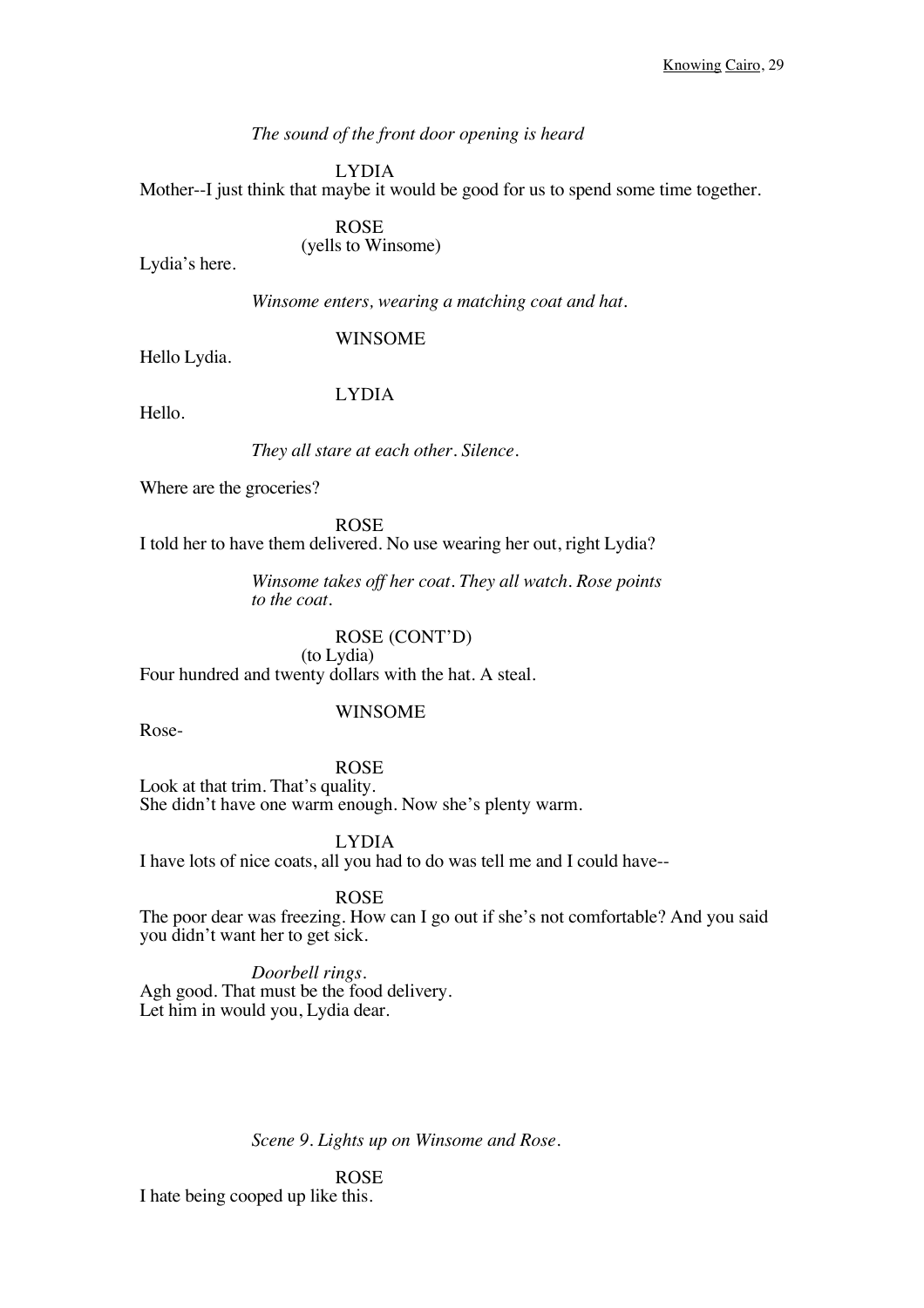*The sound of the front door opening is heard*

LYDIA

Mother--I just think that maybe it would be good for us to spend some time together.

ROSE

(yells to Winsome)

Lydia's here.

*Winsome enters, wearing a matching coat and hat.*

WINSOME

Hello Lydia.

LYDIA

Hello.

*They all stare at each other. Silence.*

Where are the groceries?

ROSE

I told her to have them delivered. No use wearing her out, right Lydia?

*Winsome takes off her coat. They all watch. Rose points to the coat.*

ROSE (CONT'D)

(to Lydia)

Four hundred and twenty dollars with the hat. A steal.

WINSOME

Rose-

ROSE

Look at that trim. That's quality.
She didn't have one warm enough. Now she's plenty warm.

LYDIA

I have lots of nice coats, all you had to do was tell me and I could have--

ROSE

The poor dear was freezing. How can I go out if she's not comfortable? And you said you didn't want her to get sick.

*Doorbell rings.*

Agh good. That must be the food delivery.
Let him in would you, Lydia dear.

*Scene 9. Lights up on Winsome and Rose.*

ROSE

I hate being cooped up like this.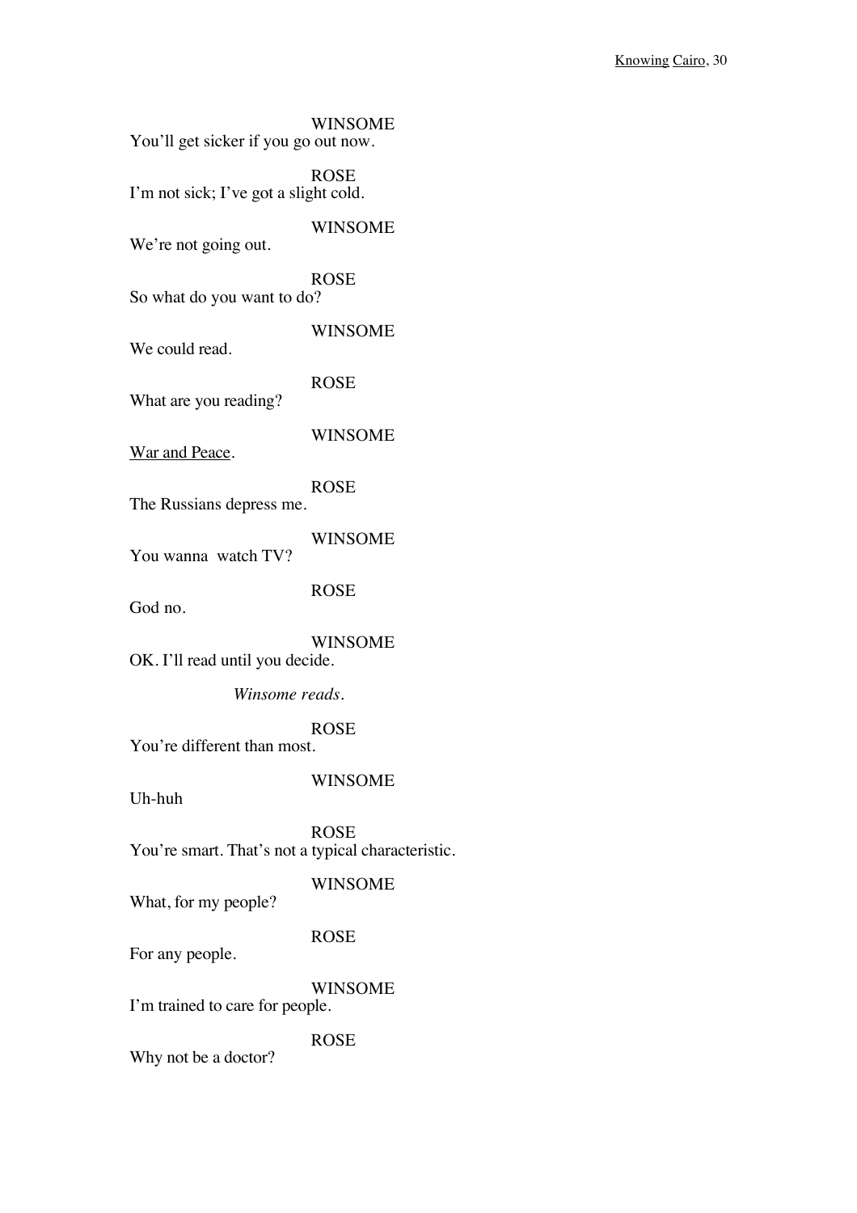WINSOME
You'll get sicker if you go out now.

ROSE
I'm not sick; I've got a slight cold.

WINSOME
We're not going out.

ROSE
So what do you want to do?

WINSOME
We could read.

ROSE
What are you reading?

WINSOME
War and Peace.

ROSE
The Russians depress me.

WINSOME
You wanna watch TV?

ROSE
God no.

WINSOME
OK. I'll read until you decide.

*Winsome reads.*

ROSE
You're different than most.

WINSOME
Uh-huh

ROSE
You're smart. That's not a typical characteristic.

WINSOME
What, for my people?

ROSE
For any people.

WINSOME
I'm trained to care for people.

ROSE
Why not be a doctor?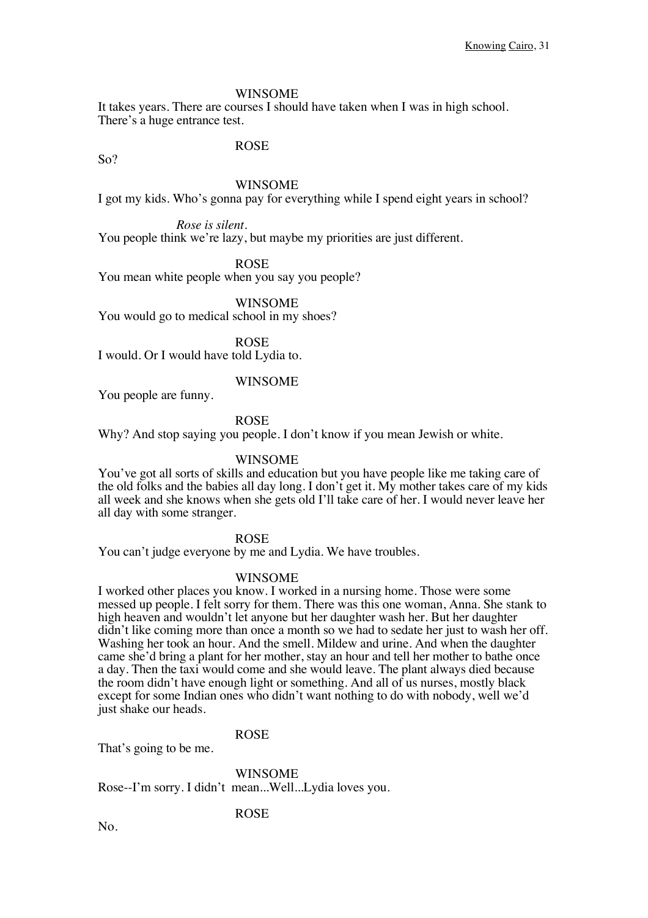WINSOME

It takes years. There are courses I should have taken when I was in high school. There's a huge entrance test.

ROSE

So?

WINSOME

I got my kids. Who's gonna pay for everything while I spend eight years in school?

*Rose is silent.*

You people think we're lazy, but maybe my priorities are just different.

ROSE

You mean white people when you say you people?

WINSOME

You would go to medical school in my shoes?

ROSE

I would. Or I would have told Lydia to.

WINSOME

You people are funny.

ROSE

Why? And stop saying you people. I don't know if you mean Jewish or white.

WINSOME

You've got all sorts of skills and education but you have people like me taking care of the old folks and the babies all day long. I don't get it. My mother takes care of my kids all week and she knows when she gets old I'll take care of her. I would never leave her all day with some stranger.

ROSE

You can't judge everyone by me and Lydia. We have troubles.

WINSOME

I worked other places you know. I worked in a nursing home. Those were some messed up people. I felt sorry for them. There was this one woman, Anna. She stank to high heaven and wouldn't let anyone but her daughter wash her. But her daughter didn't like coming more than once a month so we had to sedate her just to wash her off. Washing her took an hour. And the smell. Mildew and urine. And when the daughter came she'd bring a plant for her mother, stay an hour and tell her mother to bathe once a day. Then the taxi would come and she would leave. The plant always died because the room didn't have enough light or something. And all of us nurses, mostly black except for some Indian ones who didn't want nothing to do with nobody, well we'd just shake our heads.

ROSE

That's going to be me.

WINSOME

Rose--I'm sorry. I didn't mean...Well...Lydia loves you.

ROSE

No.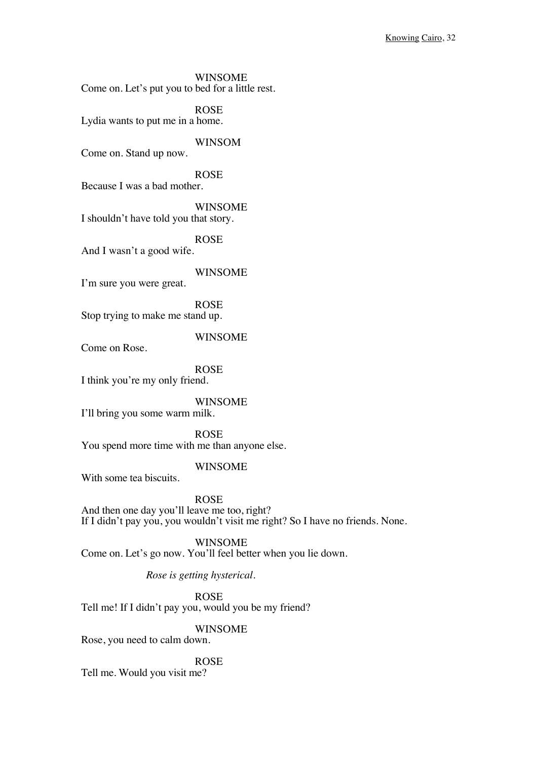WINSOME
Come on. Let's put you to bed for a little rest.

ROSE
Lydia wants to put me in a home.

WINSOM
Come on. Stand up now.

ROSE
Because I was a bad mother.

WINSOME
I shouldn't have told you that story.

ROSE
And I wasn't a good wife.

WINSOME
I'm sure you were great.

ROSE
Stop trying to make me stand up.

WINSOME
Come on Rose.

ROSE
I think you're my only friend.

WINSOME
I'll bring you some warm milk.

ROSE
You spend more time with me than anyone else.

WINSOME
With some tea biscuits.

ROSE
And then one day you'll leave me too, right?
If I didn't pay you, you wouldn't visit me right? So I have no friends. None.

WINSOME
Come on. Let's go now. You'll feel better when you lie down.

*Rose is getting hysterical.*

ROSE
Tell me! If I didn't pay you, would you be my friend?

WINSOME
Rose, you need to calm down.

ROSE
Tell me. Would you visit me?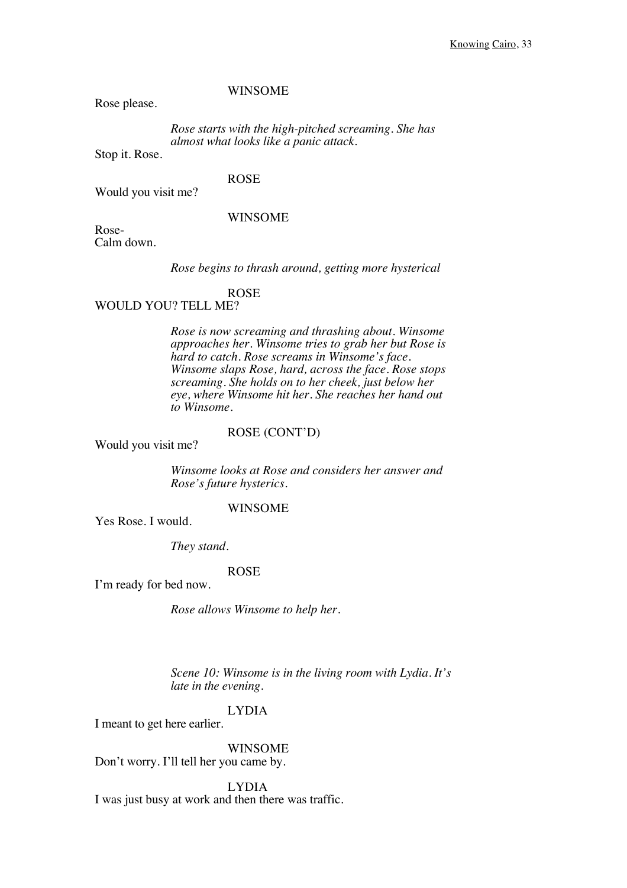WINSOME

Rose please.

*Rose starts with the high-pitched screaming. She has almost what looks like a panic attack.*

Stop it. Rose.

ROSE

Would you visit me?

WINSOME

Rose-
Calm down.

*Rose begins to thrash around, getting more hysterical*

ROSE

WOULD YOU? TELL ME?

*Rose is now screaming and thrashing about. Winsome approaches her. Winsome tries to grab her but Rose is hard to catch. Rose screams in Winsome's face. Winsome slaps Rose, hard, across the face. Rose stops screaming. She holds on to her cheek, just below her eye, where Winsome hit her. She reaches her hand out to Winsome.*

ROSE (CONT'D)

Would you visit me?

*Winsome looks at Rose and considers her answer and Rose's future hysterics.*

WINSOME

Yes Rose. I would.

*They stand.*

ROSE

I'm ready for bed now.

*Rose allows Winsome to help her.*

*Scene 10: Winsome is in the living room with Lydia. It's late in the evening.*

LYDIA

I meant to get here earlier.

WINSOME

Don't worry. I'll tell her you came by.

LYDIA

I was just busy at work and then there was traffic.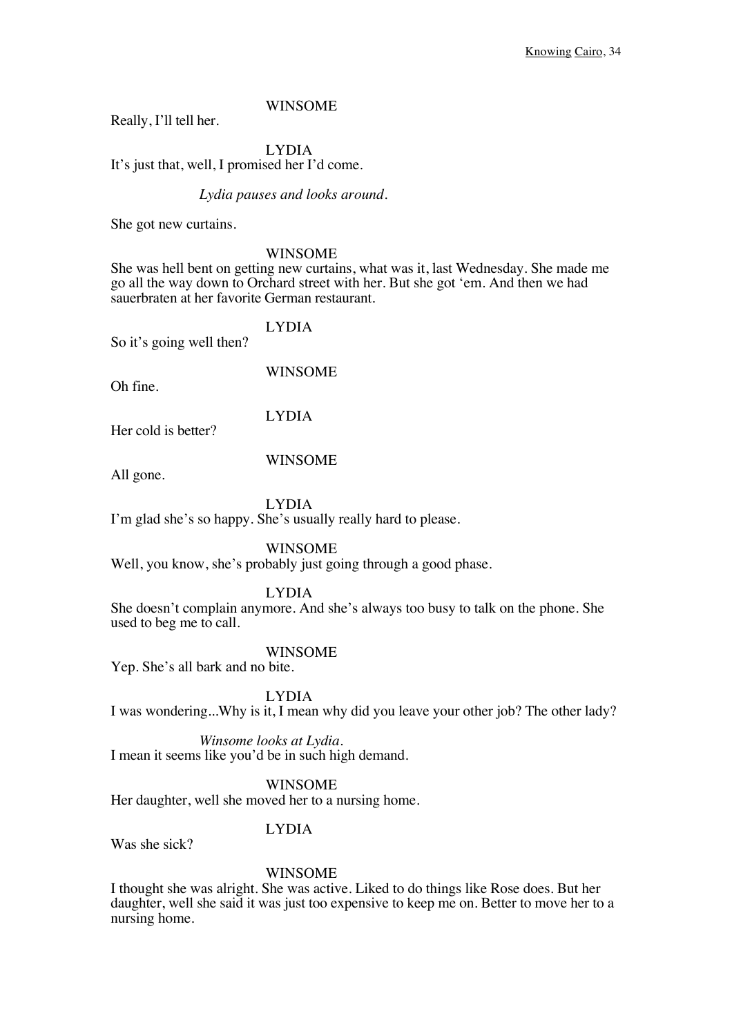WINSOME

Really, I'll tell her.

LYDIA

It's just that, well, I promised her I'd come.

*Lydia pauses and looks around.*

She got new curtains.

WINSOME

She was hell bent on getting new curtains, what was it, last Wednesday. She made me go all the way down to Orchard street with her. But she got 'em. And then we had sauerbraten at her favorite German restaurant.

LYDIA

So it's going well then?

WINSOME

Oh fine.

LYDIA

Her cold is better?

WINSOME

All gone.

LYDIA

I'm glad she's so happy. She's usually really hard to please.

WINSOME

Well, you know, she's probably just going through a good phase.

LYDIA

She doesn't complain anymore. And she's always too busy to talk on the phone. She used to beg me to call.

WINSOME

Yep. She's all bark and no bite.

LYDIA

I was wondering...Why is it, I mean why did you leave your other job? The other lady?

*Winsome looks at Lydia.*

I mean it seems like you'd be in such high demand.

WINSOME

Her daughter, well she moved her to a nursing home.

LYDIA

Was she sick?

WINSOME

I thought she was alright. She was active. Liked to do things like Rose does. But her daughter, well she said it was just too expensive to keep me on. Better to move her to a nursing home.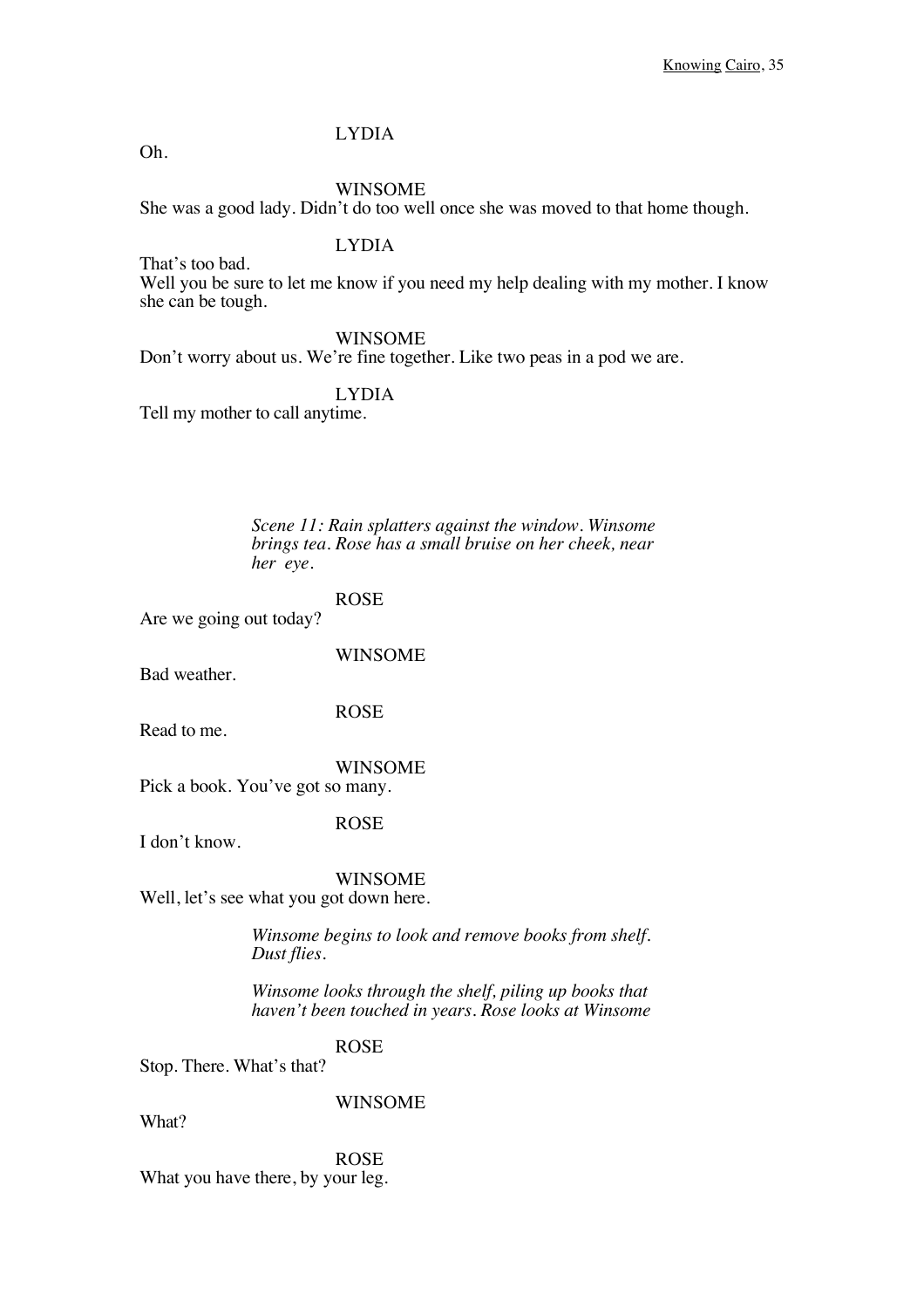LYDIA

Oh.

WINSOME

She was a good lady. Didn't do too well once she was moved to that home though.

LYDIA

That's too bad.
Well you be sure to let me know if you need my help dealing with my mother. I know she can be tough.

WINSOME

Don't worry about us. We're fine together. Like two peas in a pod we are.

LYDIA

Tell my mother to call anytime.

*Scene 11: Rain splatters against the window. Winsome brings tea. Rose has a small bruise on her cheek, near her eye.*

ROSE

Are we going out today?

WINSOME

Bad weather.

ROSE

Read to me.

WINSOME

Pick a book. You've got so many.

ROSE

I don't know.

WINSOME

Well, let's see what you got down here.

*Winsome begins to look and remove books from shelf. Dust flies.*

*Winsome looks through the shelf, piling up books that haven't been touched in years. Rose looks at Winsome*

ROSE

Stop. There. What's that?

WINSOME

What?

ROSE

What you have there, by your leg.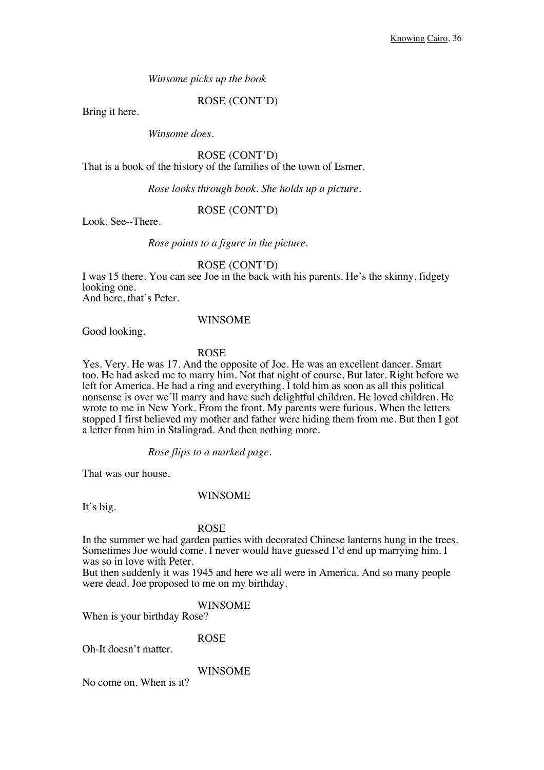*Winsome picks up the book*

ROSE (CONT'D)

Bring it here.

*Winsome does.*

ROSE (CONT'D)

That is a book of the history of the families of the town of Esmer.

*Rose looks through book. She holds up a picture.*

ROSE (CONT'D)

Look. See--There.

*Rose points to a figure in the picture.*

ROSE (CONT'D)

I was 15 there. You can see Joe in the back with his parents. He's the skinny, fidgety looking one.
And here, that's Peter.

WINSOME

Good looking.

ROSE

Yes. Very. He was 17. And the opposite of Joe. He was an excellent dancer. Smart too. He had asked me to marry him. Not that night of course. But later. Right before we left for America. He had a ring and everything. I told him as soon as all this political nonsense is over we'll marry and have such delightful children. He loved children. He wrote to me in New York. From the front. My parents were furious. When the letters stopped I first believed my mother and father were hiding them from me. But then I got a letter from him in Stalingrad. And then nothing more.

*Rose flips to a marked page.*

That was our house.

WINSOME

It's big.

ROSE

In the summer we had garden parties with decorated Chinese lanterns hung in the trees. Sometimes Joe would come. I never would have guessed I'd end up marrying him. I was so in love with Peter.
But then suddenly it was 1945 and here we all were in America. And so many people were dead. Joe proposed to me on my birthday.

WINSOME

When is your birthday Rose?

ROSE

Oh-It doesn't matter.

WINSOME

No come on. When is it?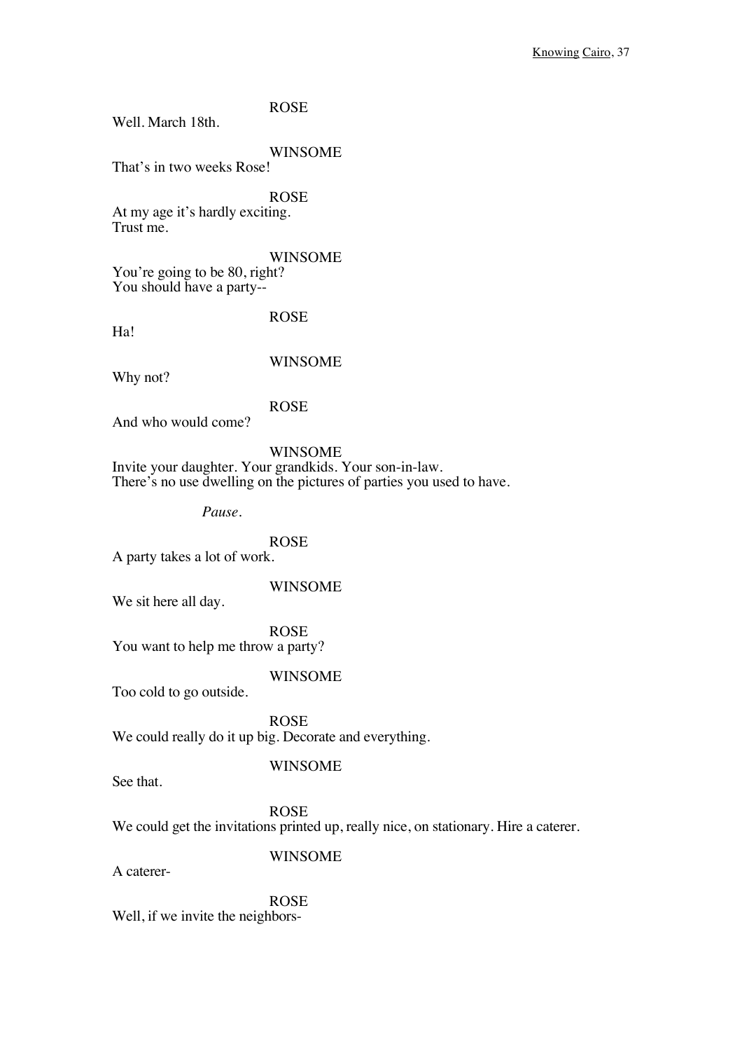ROSE

Well. March 18th.

WINSOME

That's in two weeks Rose!

ROSE

At my age it's hardly exciting.
Trust me.

WINSOME

You're going to be 80, right?
You should have a party--

ROSE

Ha!

WINSOME

Why not?

ROSE

And who would come?

WINSOME

Invite your daughter. Your grandkids. Your son-in-law.
There's no use dwelling on the pictures of parties you used to have.

*Pause.*

ROSE

A party takes a lot of work.

WINSOME

We sit here all day.

ROSE

You want to help me throw a party?

WINSOME

Too cold to go outside.

ROSE

We could really do it up big. Decorate and everything.

WINSOME

See that.

ROSE

We could get the invitations printed up, really nice, on stationary. Hire a caterer.

WINSOME

A caterer-

ROSE

Well, if we invite the neighbors-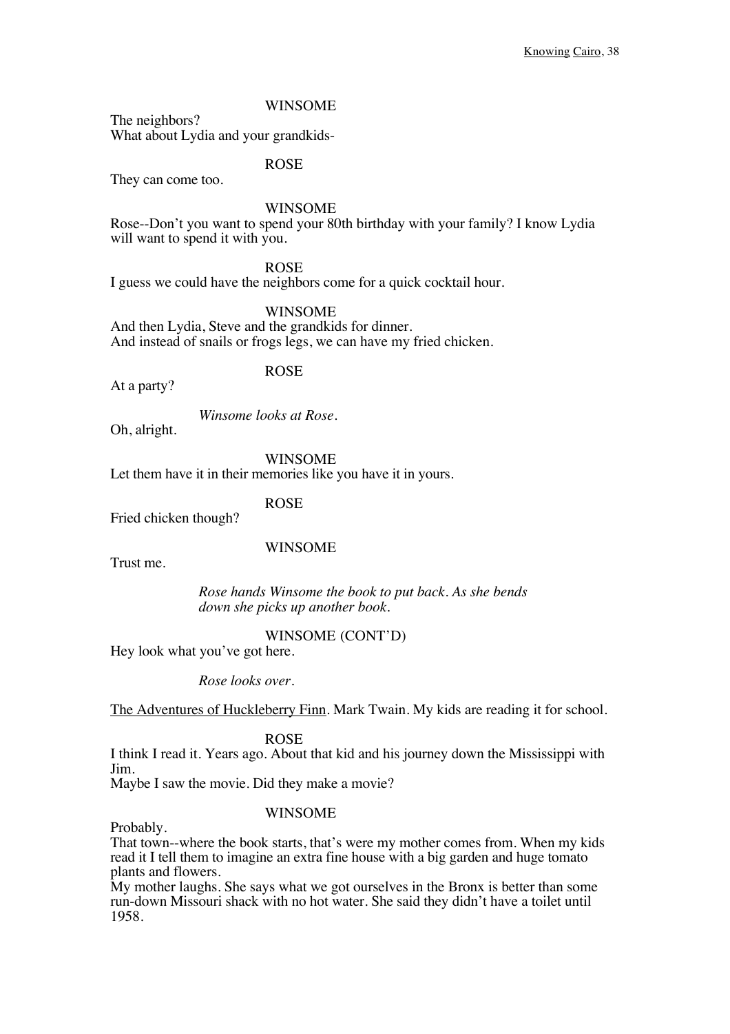WINSOME

The neighbors?
What about Lydia and your grandkids-

ROSE

They can come too.

WINSOME

Rose--Don't you want to spend your 80th birthday with your family? I know Lydia will want to spend it with you.

ROSE

I guess we could have the neighbors come for a quick cocktail hour.

WINSOME

And then Lydia, Steve and the grandkids for dinner.
And instead of snails or frogs legs, we can have my fried chicken.

ROSE

At a party?

*Winsome looks at Rose.*

Oh, alright.

WINSOME

Let them have it in their memories like you have it in yours.

ROSE

Fried chicken though?

WINSOME

Trust me.

*Rose hands Winsome the book to put back. As she bends down she picks up another book.*

WINSOME (CONT'D)

Hey look what you've got here.

*Rose looks over.*

<u>The Adventures of Huckleberry Finn</u>. Mark Twain. My kids are reading it for school.

ROSE

I think I read it. Years ago. About that kid and his journey down the Mississippi with Jim.
Maybe I saw the movie. Did they make a movie?

WINSOME

Probably.
That town--where the book starts, that's were my mother comes from. When my kids read it I tell them to imagine an extra fine house with a big garden and huge tomato plants and flowers.
My mother laughs. She says what we got ourselves in the Bronx is better than some run-down Missouri shack with no hot water. She said they didn't have a toilet until 1958.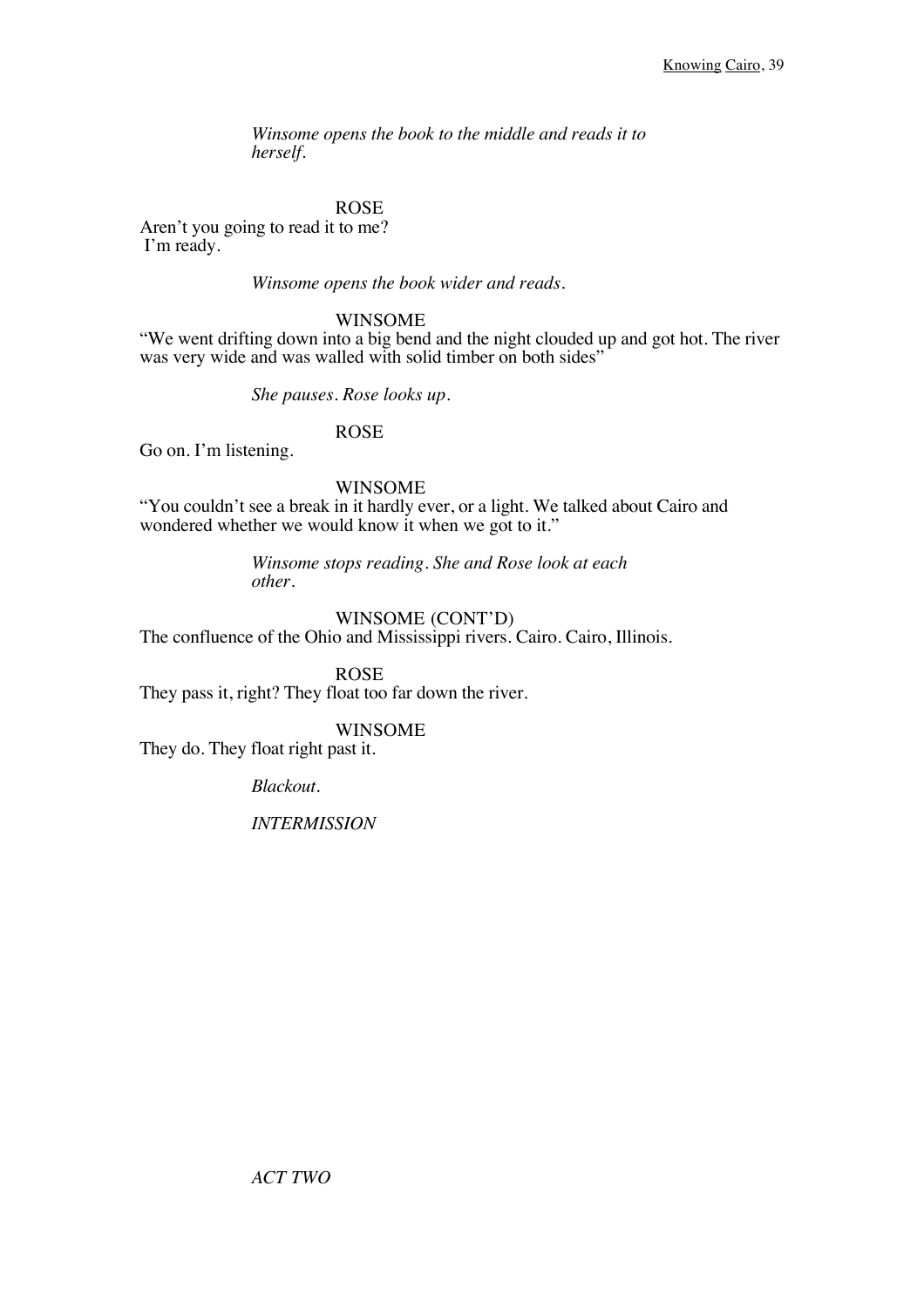*Winsome opens the book to the middle and reads it to herself.*

ROSE

Aren't you going to read it to me?
I'm ready.

*Winsome opens the book wider and reads.*

WINSOME

"We went drifting down into a big bend and the night clouded up and got hot. The river was very wide and was walled with solid timber on both sides"

*She pauses. Rose looks up.*

ROSE

Go on. I'm listening.

WINSOME

"You couldn't see a break in it hardly ever, or a light. We talked about Cairo and wondered whether we would know it when we got to it."

*Winsome stops reading. She and Rose look at each other.*

WINSOME (CONT'D)

The confluence of the Ohio and Mississippi rivers. Cairo. Cairo, Illinois.

ROSE

They pass it, right? They float too far down the river.

WINSOME

They do. They float right past it.

*Blackout.*

*INTERMISSION*

*ACT TWO*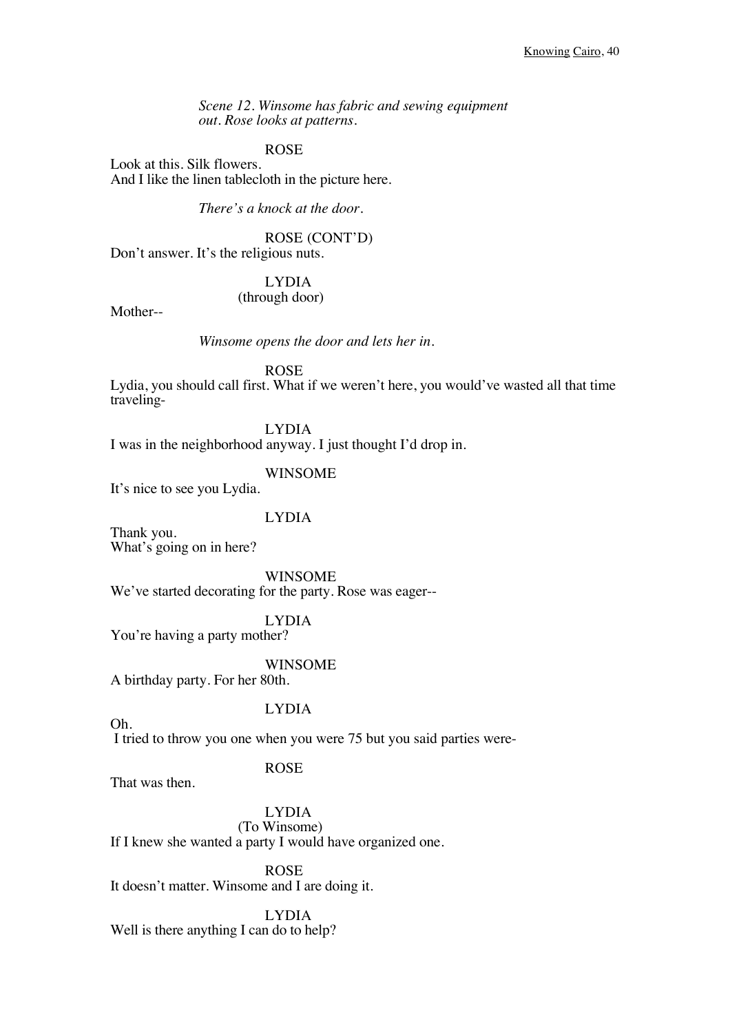*Scene 12. Winsome has fabric and sewing equipment out. Rose looks at patterns.*

ROSE

Look at this. Silk flowers.
And I like the linen tablecloth in the picture here.

*There's a knock at the door.*

ROSE (CONT'D)

Don't answer. It's the religious nuts.

LYDIA
(through door)

Mother--

*Winsome opens the door and lets her in.*

ROSE

Lydia, you should call first. What if we weren't here, you would've wasted all that time traveling-

LYDIA

I was in the neighborhood anyway. I just thought I'd drop in.

WINSOME

It's nice to see you Lydia.

LYDIA

Thank you.
What's going on in here?

WINSOME

We've started decorating for the party. Rose was eager--

LYDIA

You're having a party mother?

WINSOME

A birthday party. For her 80th.

LYDIA

Oh.
I tried to throw you one when you were 75 but you said parties were-

ROSE

That was then.

LYDIA
(To Winsome)

If I knew she wanted a party I would have organized one.

ROSE

It doesn't matter. Winsome and I are doing it.

LYDIA

Well is there anything I can do to help?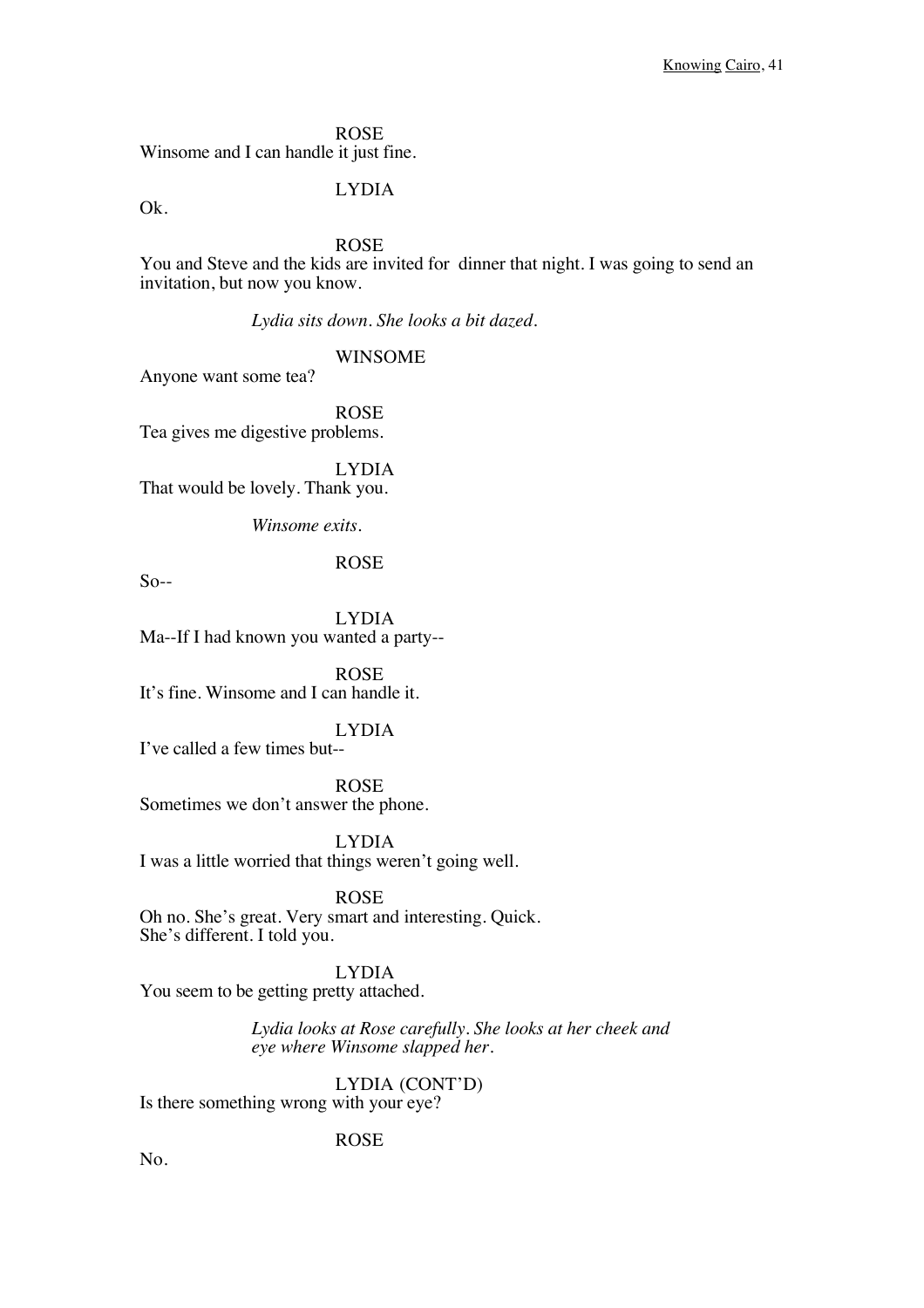ROSE

Winsome and I can handle it just fine.

LYDIA

Ok.

ROSE

You and Steve and the kids are invited for dinner that night. I was going to send an invitation, but now you know.

*Lydia sits down. She looks a bit dazed.*

WINSOME

Anyone want some tea?

ROSE

Tea gives me digestive problems.

LYDIA

That would be lovely. Thank you.

*Winsome exits.*

ROSE

So--

LYDIA

Ma--If I had known you wanted a party--

ROSE

It's fine. Winsome and I can handle it.

LYDIA

I've called a few times but--

ROSE

Sometimes we don't answer the phone.

LYDIA

I was a little worried that things weren't going well.

ROSE

Oh no. She's great. Very smart and interesting. Quick.
She's different. I told you.

LYDIA

You seem to be getting pretty attached.

*Lydia looks at Rose carefully. She looks at her cheek and eye where Winsome slapped her.*

LYDIA (CONT'D)

Is there something wrong with your eye?

ROSE

No.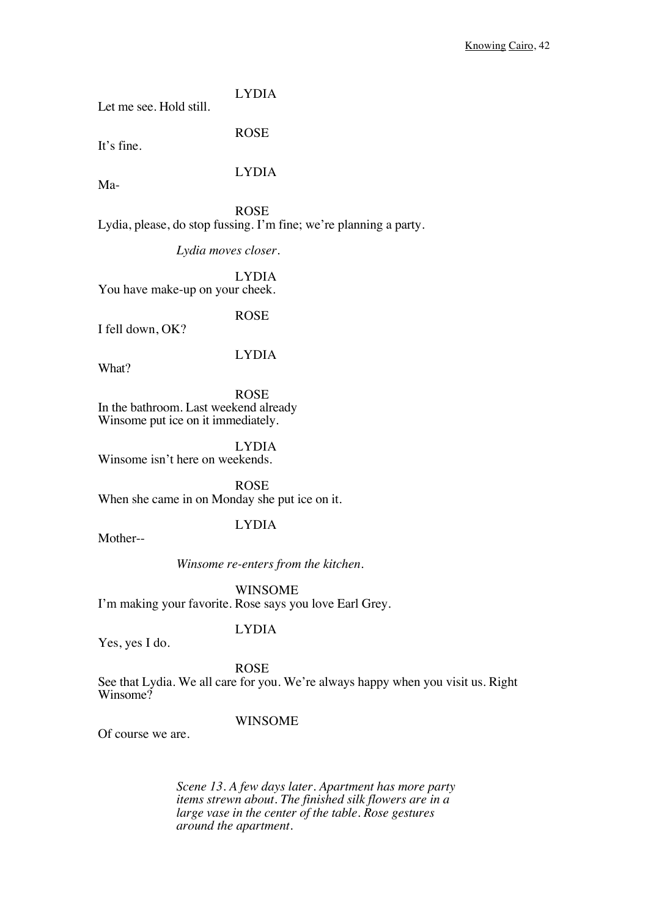LYDIA

Let me see. Hold still.

ROSE

It's fine.

LYDIA

Ma-

ROSE

Lydia, please, do stop fussing. I'm fine; we're planning a party.

*Lydia moves closer.*

LYDIA

You have make-up on your cheek.

ROSE

I fell down, OK?

LYDIA

What?

ROSE

In the bathroom. Last weekend already
Winsome put ice on it immediately.

LYDIA

Winsome isn't here on weekends.

ROSE

When she came in on Monday she put ice on it.

LYDIA

Mother--

*Winsome re-enters from the kitchen.*

WINSOME

I'm making your favorite. Rose says you love Earl Grey.

LYDIA

Yes, yes I do.

ROSE

See that Lydia. We all care for you. We're always happy when you visit us. Right Winsome?

WINSOME

Of course we are.

*Scene 13. A few days later. Apartment has more party items strewn about. The finished silk flowers are in a large vase in the center of the table. Rose gestures around the apartment.*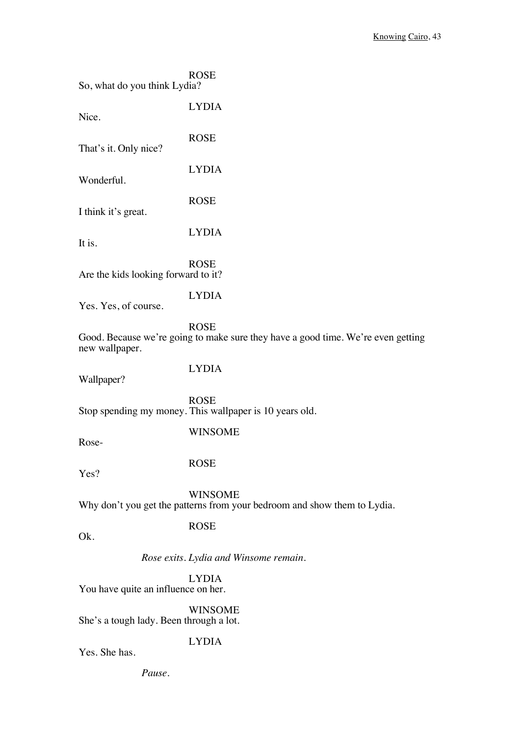ROSE

So, what do you think Lydia?

LYDIA

Nice.

ROSE

That's it. Only nice?

LYDIA

Wonderful.

ROSE

I think it's great.

LYDIA

It is.

ROSE

Are the kids looking forward to it?

LYDIA

Yes. Yes, of course.

ROSE

Good. Because we're going to make sure they have a good time. We're even getting new wallpaper.

LYDIA

Wallpaper?

ROSE

Stop spending my money. This wallpaper is 10 years old.

WINSOME

Rose-

ROSE

Yes?

WINSOME

Why don't you get the patterns from your bedroom and show them to Lydia.

ROSE

Ok.

*Rose exits. Lydia and Winsome remain.*

LYDIA

You have quite an influence on her.

WINSOME

She's a tough lady. Been through a lot.

LYDIA

Yes. She has.

*Pause.*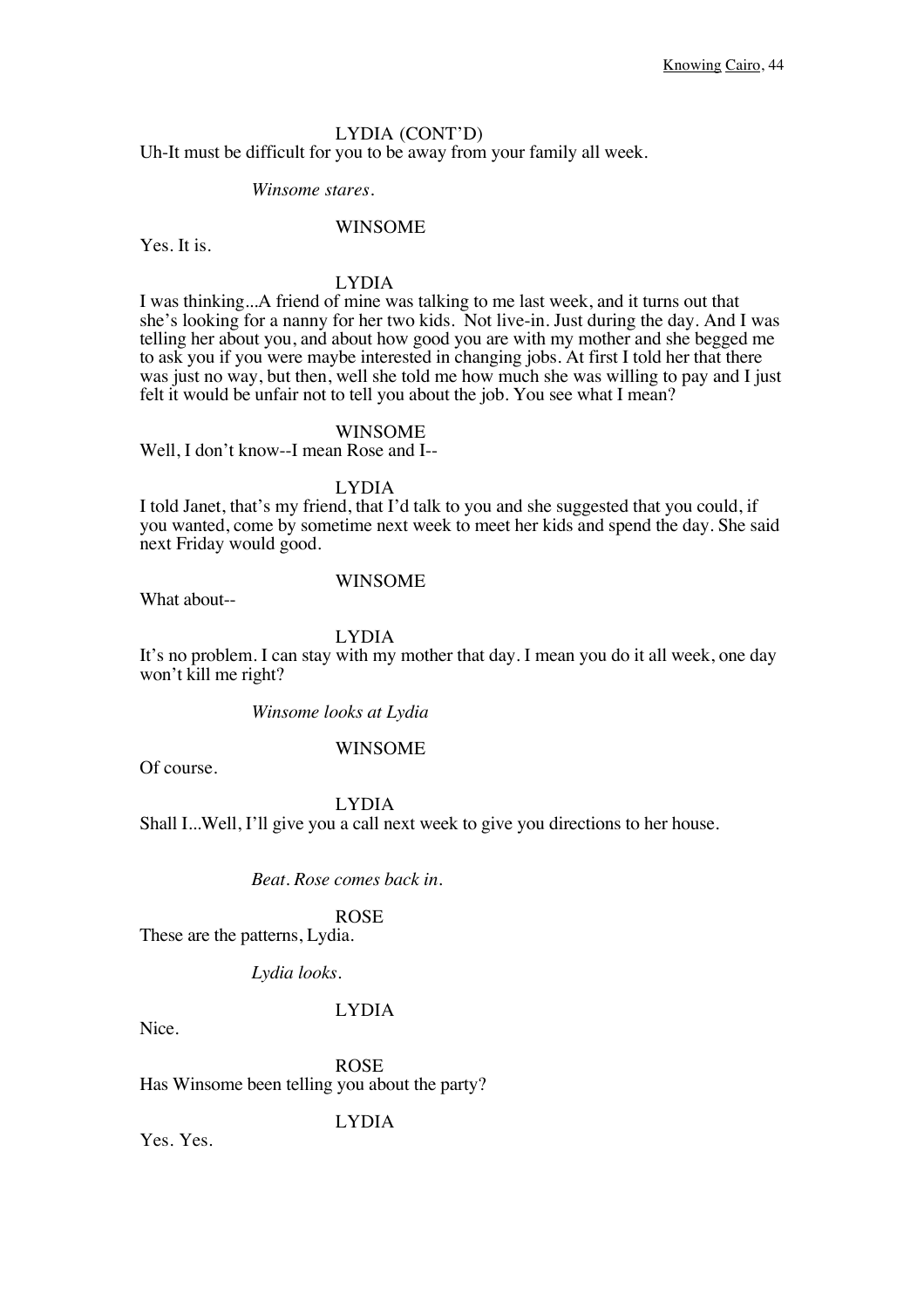LYDIA (CONT'D)

Uh-It must be difficult for you to be away from your family all week.

*Winsome stares.*

WINSOME

Yes. It is.

LYDIA

I was thinking...A friend of mine was talking to me last week, and it turns out that she's looking for a nanny for her two kids. Not live-in. Just during the day. And I was telling her about you, and about how good you are with my mother and she begged me to ask you if you were maybe interested in changing jobs. At first I told her that there was just no way, but then, well she told me how much she was willing to pay and I just felt it would be unfair not to tell you about the job. You see what I mean?

WINSOME

Well, I don't know--I mean Rose and I--

LYDIA

I told Janet, that's my friend, that I'd talk to you and she suggested that you could, if you wanted, come by sometime next week to meet her kids and spend the day. She said next Friday would good.

WINSOME

What about--

LYDIA

It's no problem. I can stay with my mother that day. I mean you do it all week, one day won't kill me right?

*Winsome looks at Lydia*

WINSOME

Of course.

LYDIA

Shall I...Well, I'll give you a call next week to give you directions to her house.

*Beat. Rose comes back in.*

ROSE

These are the patterns, Lydia.

*Lydia looks.*

LYDIA

Nice.

ROSE

Has Winsome been telling you about the party?

LYDIA

Yes. Yes.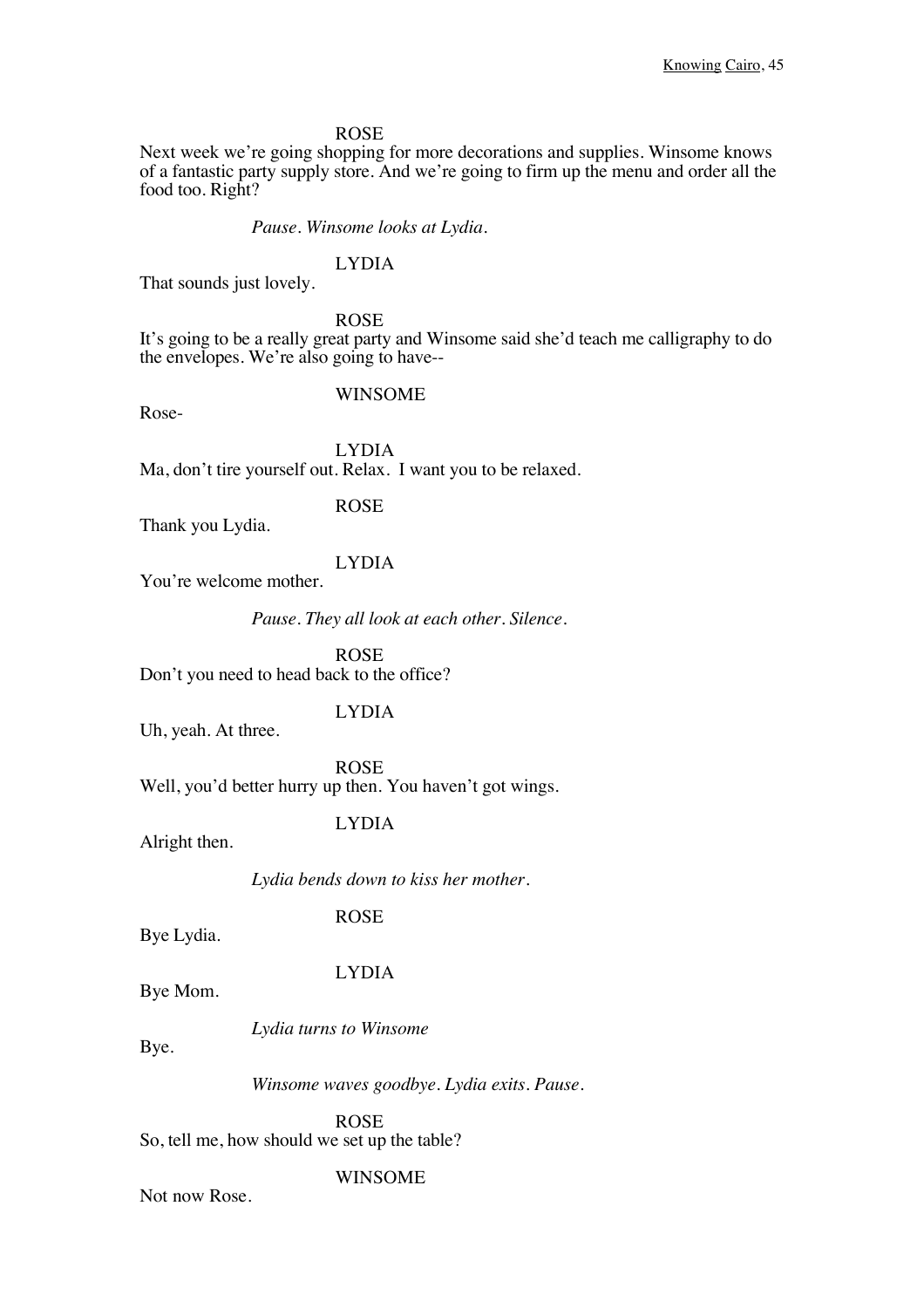ROSE

Next week we're going shopping for more decorations and supplies. Winsome knows of a fantastic party supply store. And we're going to firm up the menu and order all the food too. Right?

*Pause. Winsome looks at Lydia.*

LYDIA

That sounds just lovely.

ROSE

It's going to be a really great party and Winsome said she'd teach me calligraphy to do the envelopes. We're also going to have--

WINSOME

Rose-

LYDIA

Ma, don't tire yourself out. Relax. I want you to be relaxed.

ROSE

Thank you Lydia.

LYDIA

You're welcome mother.

*Pause. They all look at each other. Silence.*

ROSE

Don't you need to head back to the office?

LYDIA

Uh, yeah. At three.

ROSE

Well, you'd better hurry up then. You haven't got wings.

LYDIA

Alright then.

*Lydia bends down to kiss her mother.*

ROSE

Bye Lydia.

LYDIA

Bye Mom.

*Lydia turns to Winsome*

Bye.

*Winsome waves goodbye. Lydia exits. Pause.*

ROSE

So, tell me, how should we set up the table?

WINSOME

Not now Rose.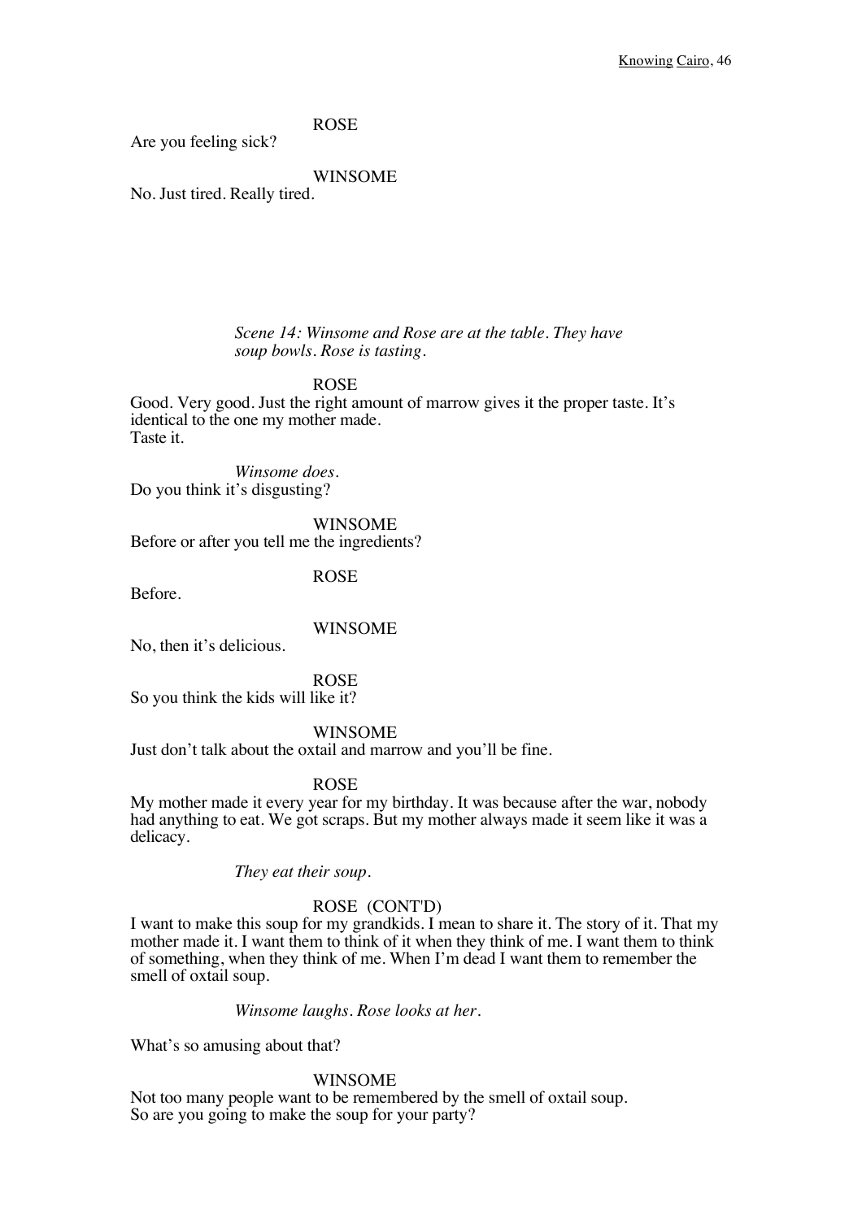ROSE

Are you feeling sick?

WINSOME

No. Just tired. Really tired.

*Scene 14: Winsome and Rose are at the table. They have soup bowls. Rose is tasting.*

ROSE

Good. Very good. Just the right amount of marrow gives it the proper taste. It's identical to the one my mother made.
Taste it.

*Winsome does.*

Do you think it's disgusting?

WINSOME

Before or after you tell me the ingredients?

ROSE

Before.

WINSOME

No, then it's delicious.

ROSE

So you think the kids will like it?

WINSOME

Just don't talk about the oxtail and marrow and you'll be fine.

ROSE

My mother made it every year for my birthday. It was because after the war, nobody had anything to eat. We got scraps. But my mother always made it seem like it was a delicacy.

*They eat their soup.*

ROSE (CONT'D)

I want to make this soup for my grandkids. I mean to share it. The story of it. That my mother made it. I want them to think of it when they think of me. I want them to think of something, when they think of me. When I'm dead I want them to remember the smell of oxtail soup.

*Winsome laughs. Rose looks at her.*

What's so amusing about that?

WINSOME

Not too many people want to be remembered by the smell of oxtail soup.
So are you going to make the soup for your party?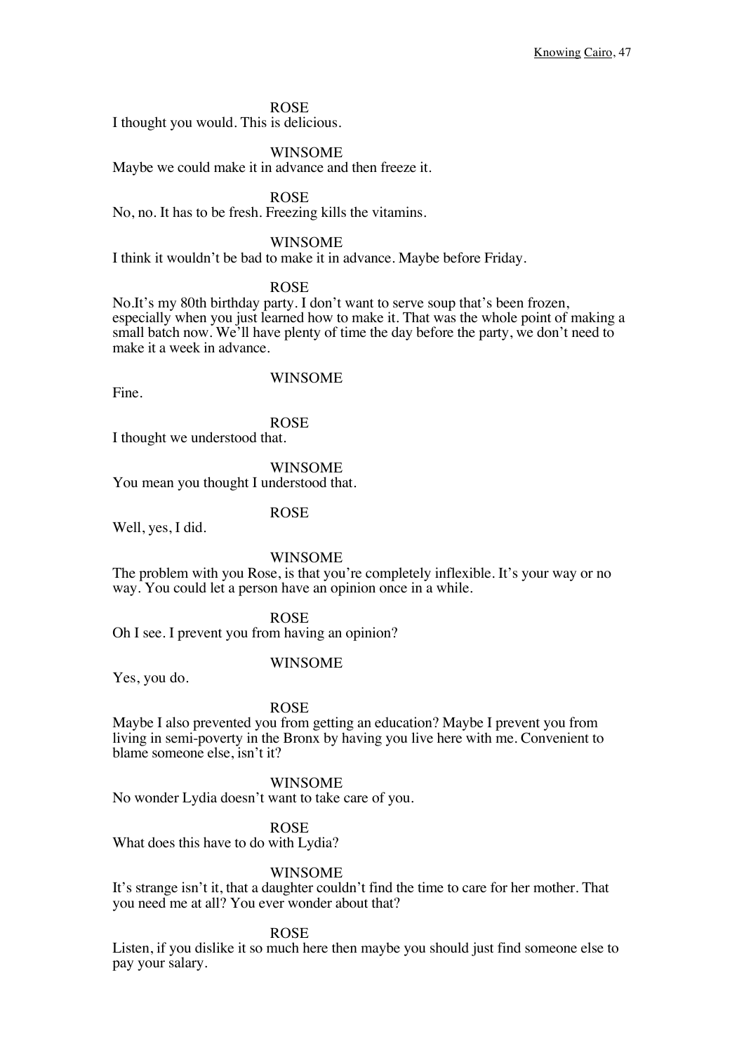ROSE

I thought you would. This is delicious.

WINSOME

Maybe we could make it in advance and then freeze it.

ROSE

No, no. It has to be fresh. Freezing kills the vitamins.

WINSOME

I think it wouldn't be bad to make it in advance. Maybe before Friday.

ROSE

No.It's my 80th birthday party. I don't want to serve soup that's been frozen, especially when you just learned how to make it. That was the whole point of making a small batch now. We'll have plenty of time the day before the party, we don't need to make it a week in advance.

WINSOME

Fine.

ROSE

I thought we understood that.

WINSOME

You mean you thought I understood that.

ROSE

Well, yes, I did.

WINSOME

The problem with you Rose, is that you're completely inflexible. It's your way or no way. You could let a person have an opinion once in a while.

ROSE

Oh I see. I prevent you from having an opinion?

WINSOME

Yes, you do.

ROSE

Maybe I also prevented you from getting an education? Maybe I prevent you from living in semi-poverty in the Bronx by having you live here with me. Convenient to blame someone else, isn't it?

WINSOME

No wonder Lydia doesn't want to take care of you.

ROSE

What does this have to do with Lydia?

WINSOME

It's strange isn't it, that a daughter couldn't find the time to care for her mother. That you need me at all? You ever wonder about that?

ROSE

Listen, if you dislike it so much here then maybe you should just find someone else to pay your salary.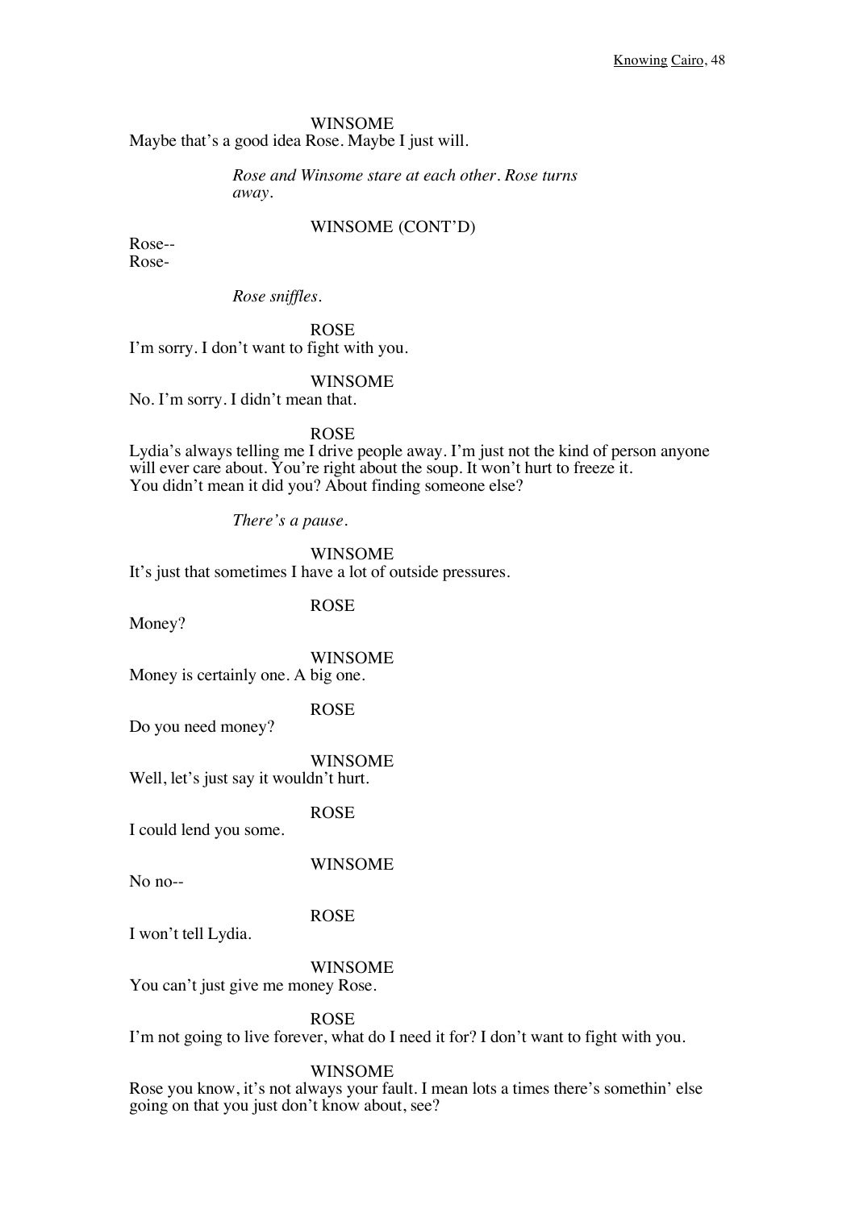WINSOME

Maybe that's a good idea Rose. Maybe I just will.

*Rose and Winsome stare at each other. Rose turns away.*

WINSOME (CONT'D)

Rose--
Rose-

*Rose sniffles.*

ROSE

I'm sorry. I don't want to fight with you.

WINSOME

No. I'm sorry. I didn't mean that.

ROSE

Lydia's always telling me I drive people away. I'm just not the kind of person anyone will ever care about. You're right about the soup. It won't hurt to freeze it.
You didn't mean it did you? About finding someone else?

*There's a pause.*

WINSOME

It's just that sometimes I have a lot of outside pressures.

ROSE

Money?

WINSOME

Money is certainly one. A big one.

ROSE

Do you need money?

WINSOME

Well, let's just say it wouldn't hurt.

ROSE

I could lend you some.

WINSOME

No no--

ROSE

I won't tell Lydia.

WINSOME

You can't just give me money Rose.

ROSE

I'm not going to live forever, what do I need it for? I don't want to fight with you.

WINSOME

Rose you know, it's not always your fault. I mean lots a times there's somethin' else going on that you just don't know about, see?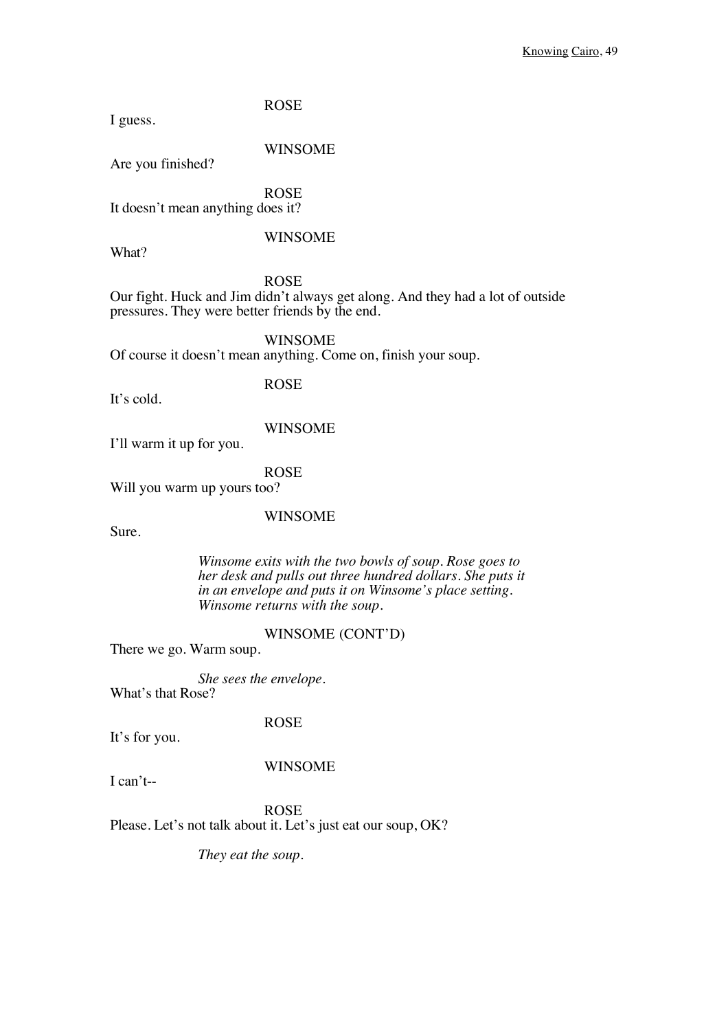ROSE

I guess.

WINSOME

Are you finished?

ROSE

It doesn't mean anything does it?

WINSOME

What?

ROSE

Our fight. Huck and Jim didn't always get along. And they had a lot of outside pressures. They were better friends by the end.

WINSOME

Of course it doesn't mean anything. Come on, finish your soup.

ROSE

It's cold.

WINSOME

I'll warm it up for you.

ROSE

Will you warm up yours too?

WINSOME

Sure.

*Winsome exits with the two bowls of soup. Rose goes to her desk and pulls out three hundred dollars. She puts it in an envelope and puts it on Winsome's place setting. Winsome returns with the soup.*

WINSOME (CONT'D)

There we go. Warm soup.

*She sees the envelope.*

What's that Rose?

ROSE

It's for you.

WINSOME

I can't--

ROSE

Please. Let's not talk about it. Let's just eat our soup, OK?

*They eat the soup.*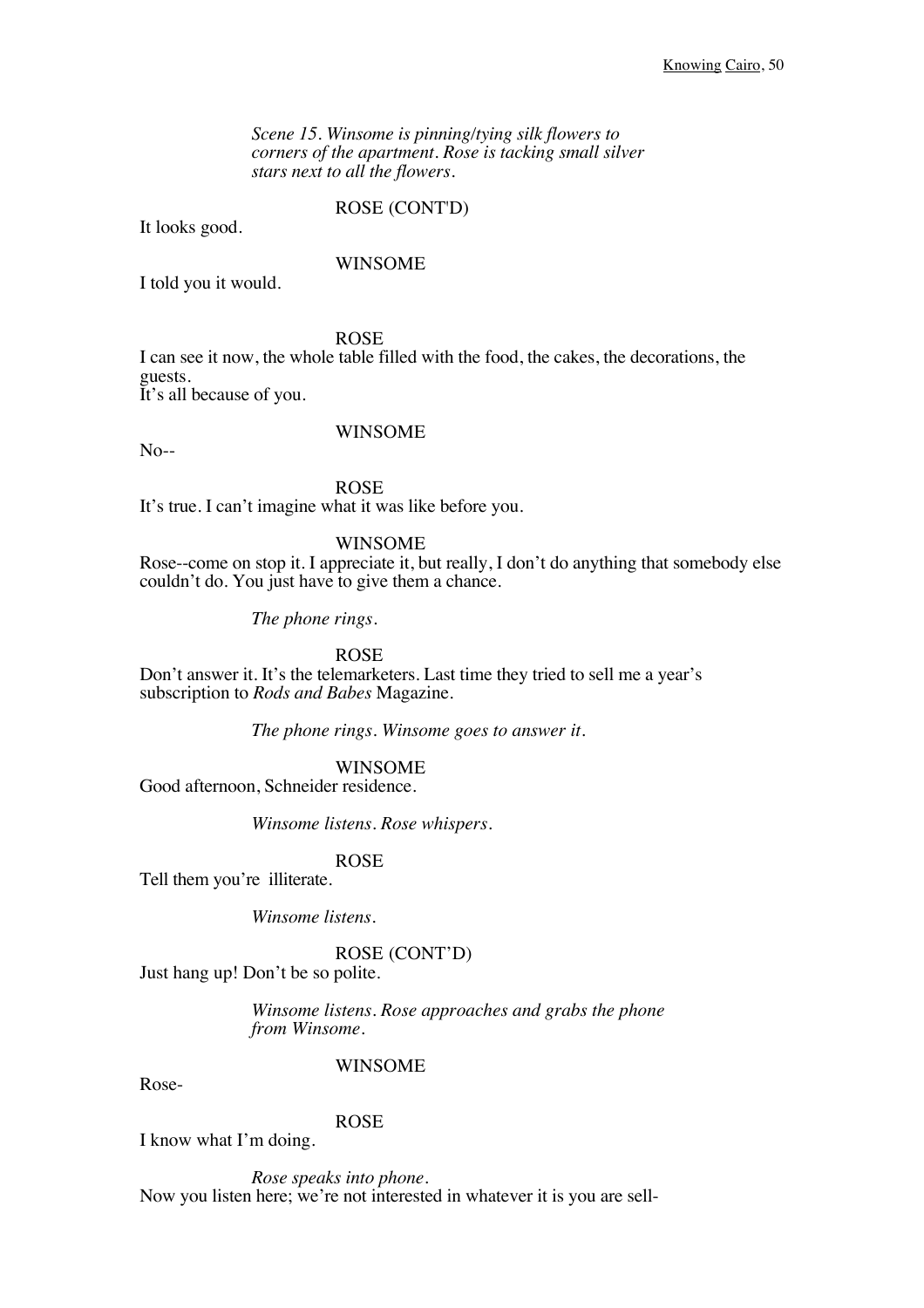*Scene 15. Winsome is pinning/tying silk flowers to corners of the apartment. Rose is tacking small silver stars next to all the flowers.*

ROSE (CONT'D)

It looks good.

WINSOME

I told you it would.

ROSE

I can see it now, the whole table filled with the food, the cakes, the decorations, the guests.
It's all because of you.

WINSOME

No--

ROSE

It's true. I can't imagine what it was like before you.

WINSOME

Rose--come on stop it. I appreciate it, but really, I don't do anything that somebody else couldn't do. You just have to give them a chance.

*The phone rings.*

ROSE

Don't answer it. It's the telemarketers. Last time they tried to sell me a year's subscription to *Rods and Babes* Magazine.

*The phone rings. Winsome goes to answer it.*

WINSOME

Good afternoon, Schneider residence.

*Winsome listens. Rose whispers.*

ROSE

Tell them you're illiterate.

*Winsome listens.*

ROSE (CONT'D)

Just hang up! Don't be so polite.

*Winsome listens. Rose approaches and grabs the phone from Winsome.*

WINSOME

Rose-

ROSE

I know what I'm doing.

*Rose speaks into phone.*

Now you listen here; we're not interested in whatever it is you are sell-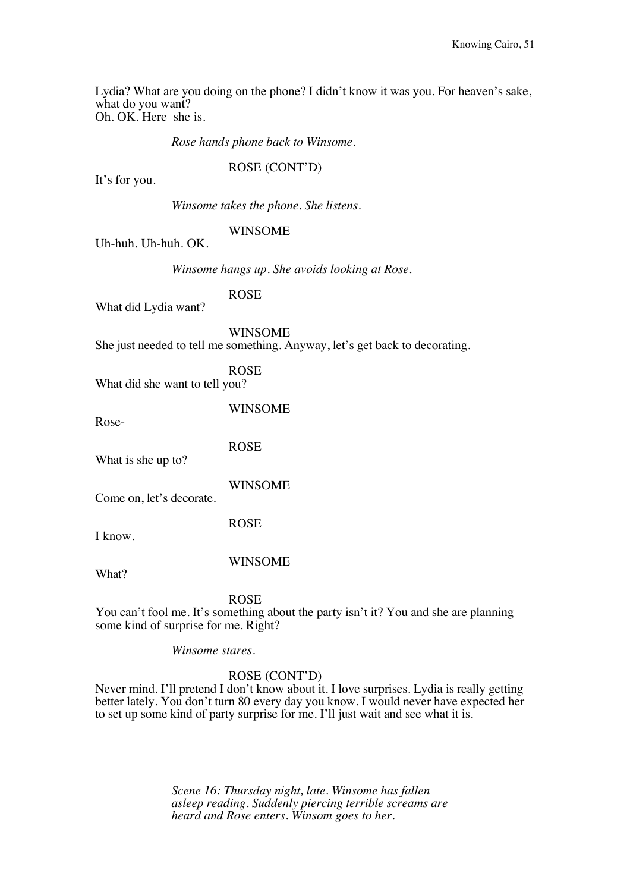Lydia? What are you doing on the phone? I didn't know it was you. For heaven's sake, what do you want?
Oh. OK. Here she is.

*Rose hands phone back to Winsome.*

ROSE (CONT'D)

It's for you.

*Winsome takes the phone. She listens.*

WINSOME

Uh-huh. Uh-huh. OK.

*Winsome hangs up. She avoids looking at Rose.*

ROSE

What did Lydia want?

WINSOME

She just needed to tell me something. Anyway, let's get back to decorating.

ROSE

What did she want to tell you?

WINSOME

Rose-

ROSE

What is she up to?

WINSOME

Come on, let's decorate.

ROSE

I know.

WINSOME

What?

ROSE

You can't fool me. It's something about the party isn't it? You and she are planning some kind of surprise for me. Right?

*Winsome stares.*

ROSE (CONT'D)

Never mind. I'll pretend I don't know about it. I love surprises. Lydia is really getting better lately. You don't turn 80 every day you know. I would never have expected her to set up some kind of party surprise for me. I'll just wait and see what it is.

*Scene 16: Thursday night, late. Winsome has fallen asleep reading. Suddenly piercing terrible screams are heard and Rose enters. Winsom goes to her.*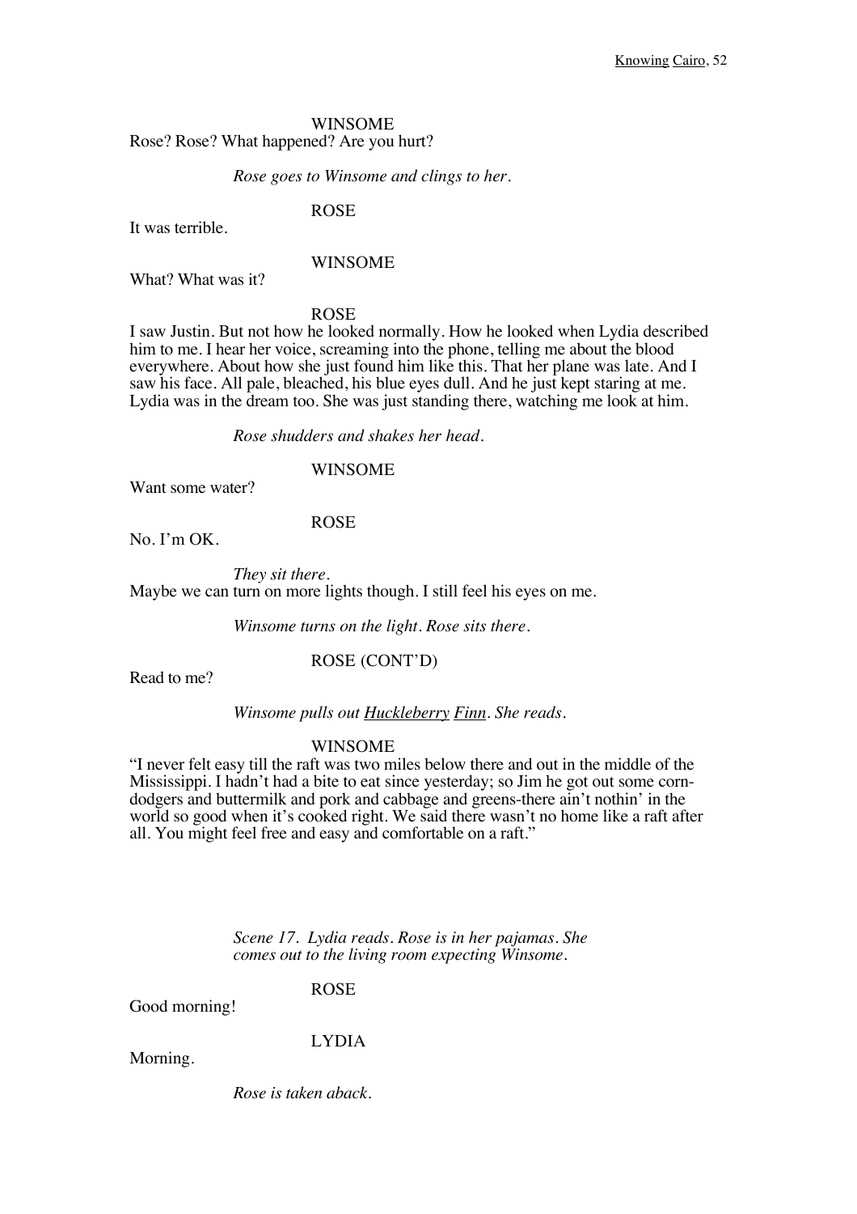WINSOME

Rose? Rose? What happened? Are you hurt?

*Rose goes to Winsome and clings to her.*

ROSE

It was terrible.

WINSOME

What? What was it?

ROSE

I saw Justin. But not how he looked normally. How he looked when Lydia described him to me. I hear her voice, screaming into the phone, telling me about the blood everywhere. About how she just found him like this. That her plane was late. And I saw his face. All pale, bleached, his blue eyes dull. And he just kept staring at me. Lydia was in the dream too. She was just standing there, watching me look at him.

*Rose shudders and shakes her head.*

WINSOME

Want some water?

ROSE

No. I'm OK.

*They sit there.*

Maybe we can turn on more lights though. I still feel his eyes on me.

*Winsome turns on the light. Rose sits there.*

ROSE (CONT'D)

Read to me?

*Winsome pulls out Huckleberry Finn. She reads.*

WINSOME

"I never felt easy till the raft was two miles below there and out in the middle of the Mississippi. I hadn't had a bite to eat since yesterday; so Jim he got out some corn-dodgers and buttermilk and pork and cabbage and greens-there ain't nothin' in the world so good when it's cooked right. We said there wasn't no home like a raft after all. You might feel free and easy and comfortable on a raft."

*Scene 17. Lydia reads. Rose is in her pajamas. She comes out to the living room expecting Winsome.*

ROSE

Good morning!

LYDIA

Morning.

*Rose is taken aback.*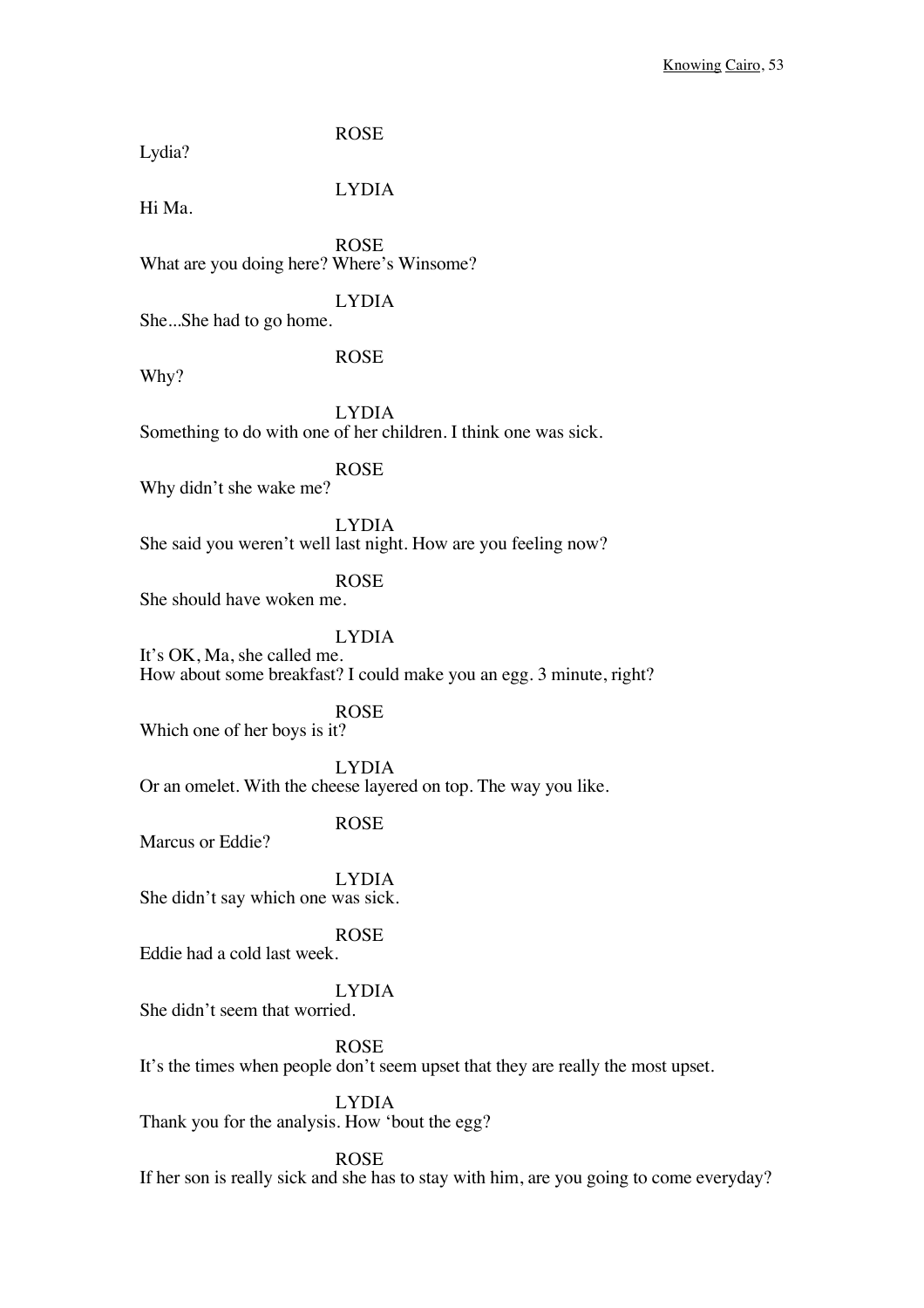ROSE

Lydia?

LYDIA

Hi Ma.

ROSE

What are you doing here? Where's Winsome?

LYDIA

She...She had to go home.

ROSE

Why?

LYDIA

Something to do with one of her children. I think one was sick.

ROSE

Why didn't she wake me?

LYDIA

She said you weren't well last night. How are you feeling now?

ROSE

She should have woken me.

LYDIA

It's OK, Ma, she called me.
How about some breakfast? I could make you an egg. 3 minute, right?

ROSE

Which one of her boys is it?

LYDIA

Or an omelet. With the cheese layered on top. The way you like.

ROSE

Marcus or Eddie?

LYDIA

She didn't say which one was sick.

ROSE

Eddie had a cold last week.

LYDIA

She didn't seem that worried.

ROSE

It's the times when people don't seem upset that they are really the most upset.

LYDIA

Thank you for the analysis. How 'bout the egg?

ROSE

If her son is really sick and she has to stay with him, are you going to come everyday?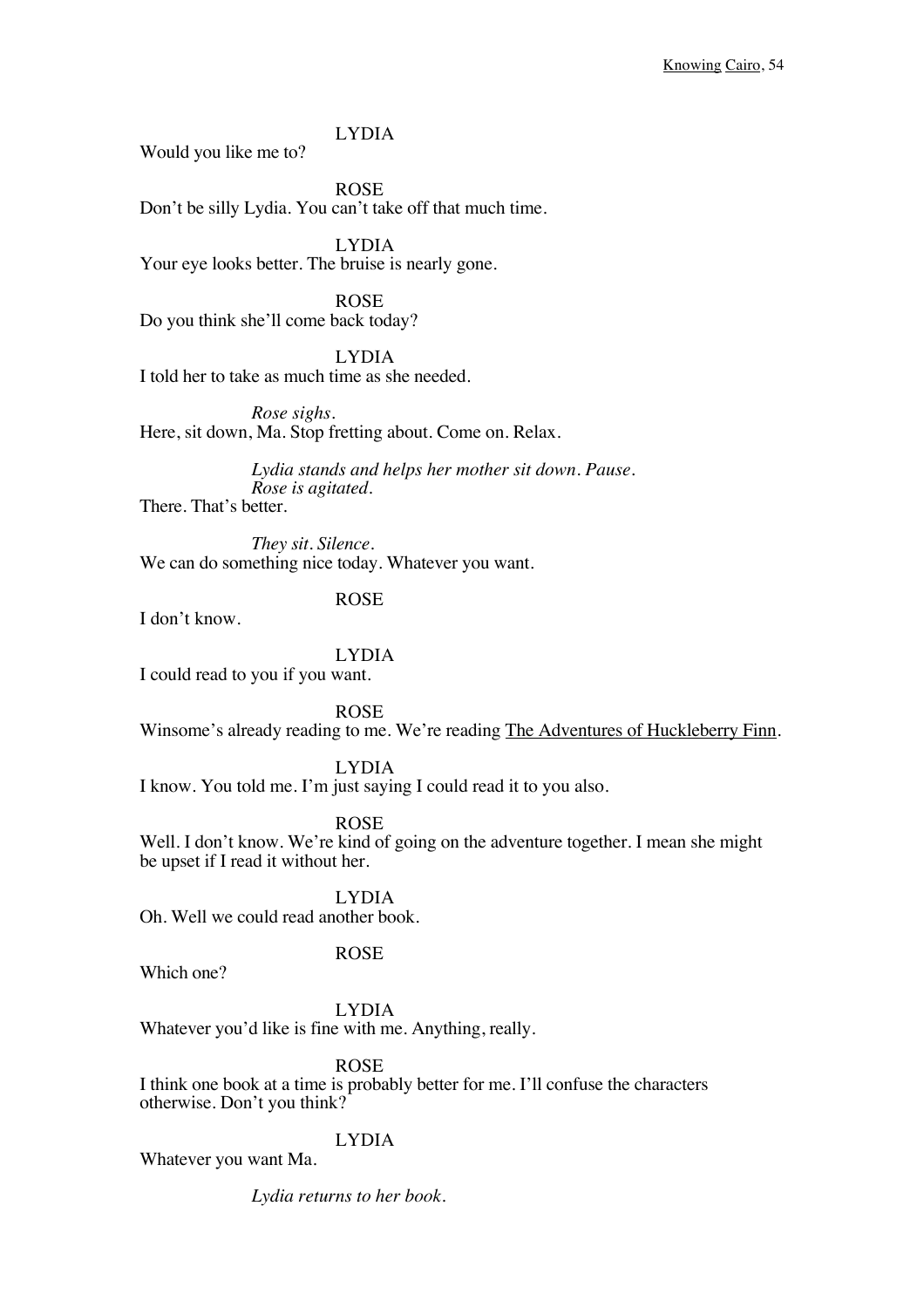LYDIA

Would you like me to?

ROSE

Don't be silly Lydia. You can't take off that much time.

LYDIA

Your eye looks better. The bruise is nearly gone.

ROSE

Do you think she'll come back today?

LYDIA

I told her to take as much time as she needed.

*Rose sighs.*

Here, sit down, Ma. Stop fretting about. Come on. Relax.

*Lydia stands and helps her mother sit down. Pause. Rose is agitated.*

There. That's better.

*They sit. Silence.*

We can do something nice today. Whatever you want.

ROSE

I don't know.

LYDIA

I could read to you if you want.

ROSE

Winsome's already reading to me. We're reading The Adventures of Huckleberry Finn.

LYDIA

I know. You told me. I'm just saying I could read it to you also.

ROSE

Well. I don't know. We're kind of going on the adventure together. I mean she might be upset if I read it without her.

LYDIA

Oh. Well we could read another book.

ROSE

Which one?

LYDIA

Whatever you'd like is fine with me. Anything, really.

ROSE

I think one book at a time is probably better for me. I'll confuse the characters otherwise. Don't you think?

LYDIA

Whatever you want Ma.

*Lydia returns to her book.*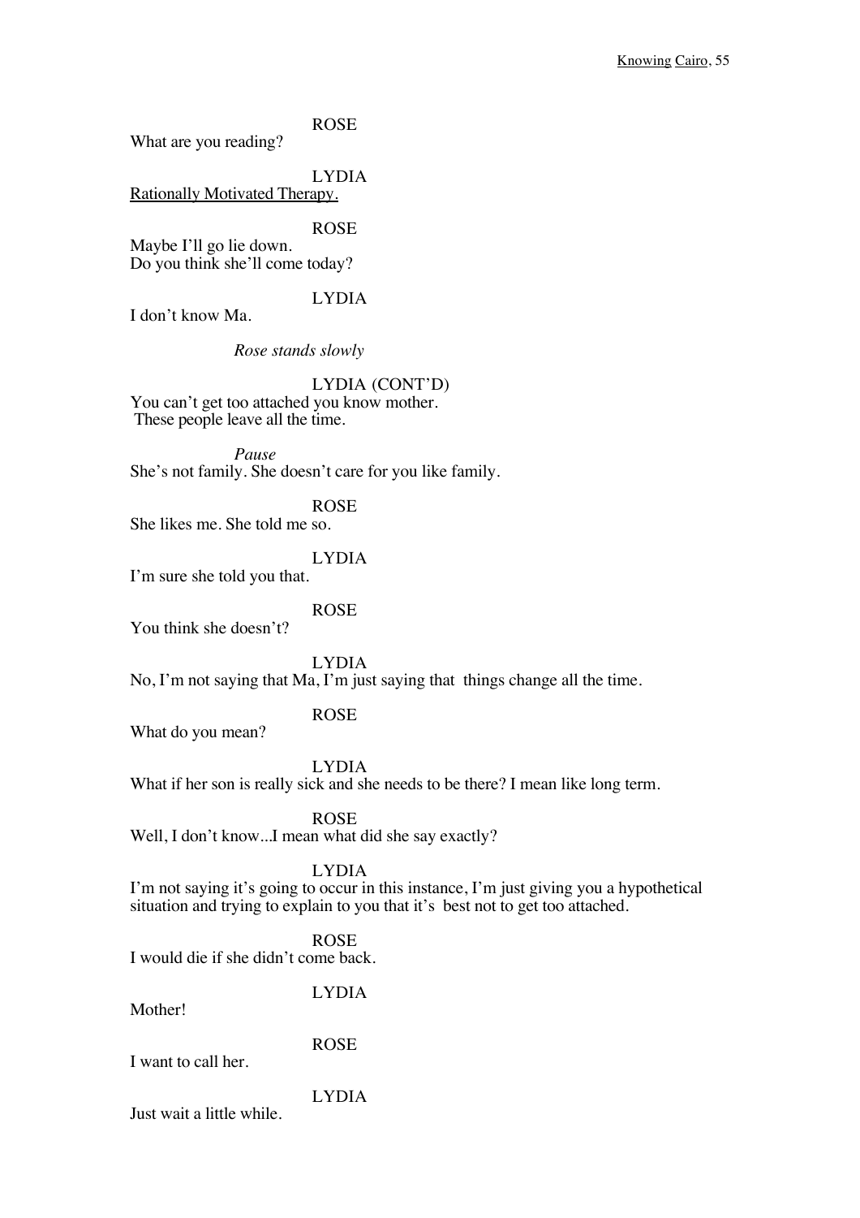ROSE

What are you reading?

LYDIA

Rationally Motivated Therapy.

ROSE

Maybe I'll go lie down.
Do you think she'll come today?

LYDIA

I don't know Ma.

*Rose stands slowly*

LYDIA (CONT'D)

You can't get too attached you know mother.
These people leave all the time.

*Pause*

She's not family. She doesn't care for you like family.

ROSE

She likes me. She told me so.

LYDIA

I'm sure she told you that.

ROSE

You think she doesn't?

LYDIA

No, I'm not saying that Ma, I'm just saying that things change all the time.

ROSE

What do you mean?

LYDIA

What if her son is really sick and she needs to be there? I mean like long term.

ROSE

Well, I don't know...I mean what did she say exactly?

LYDIA

I'm not saying it's going to occur in this instance, I'm just giving you a hypothetical situation and trying to explain to you that it's best not to get too attached.

ROSE

I would die if she didn't come back.

LYDIA

Mother!

ROSE

I want to call her.

LYDIA

Just wait a little while.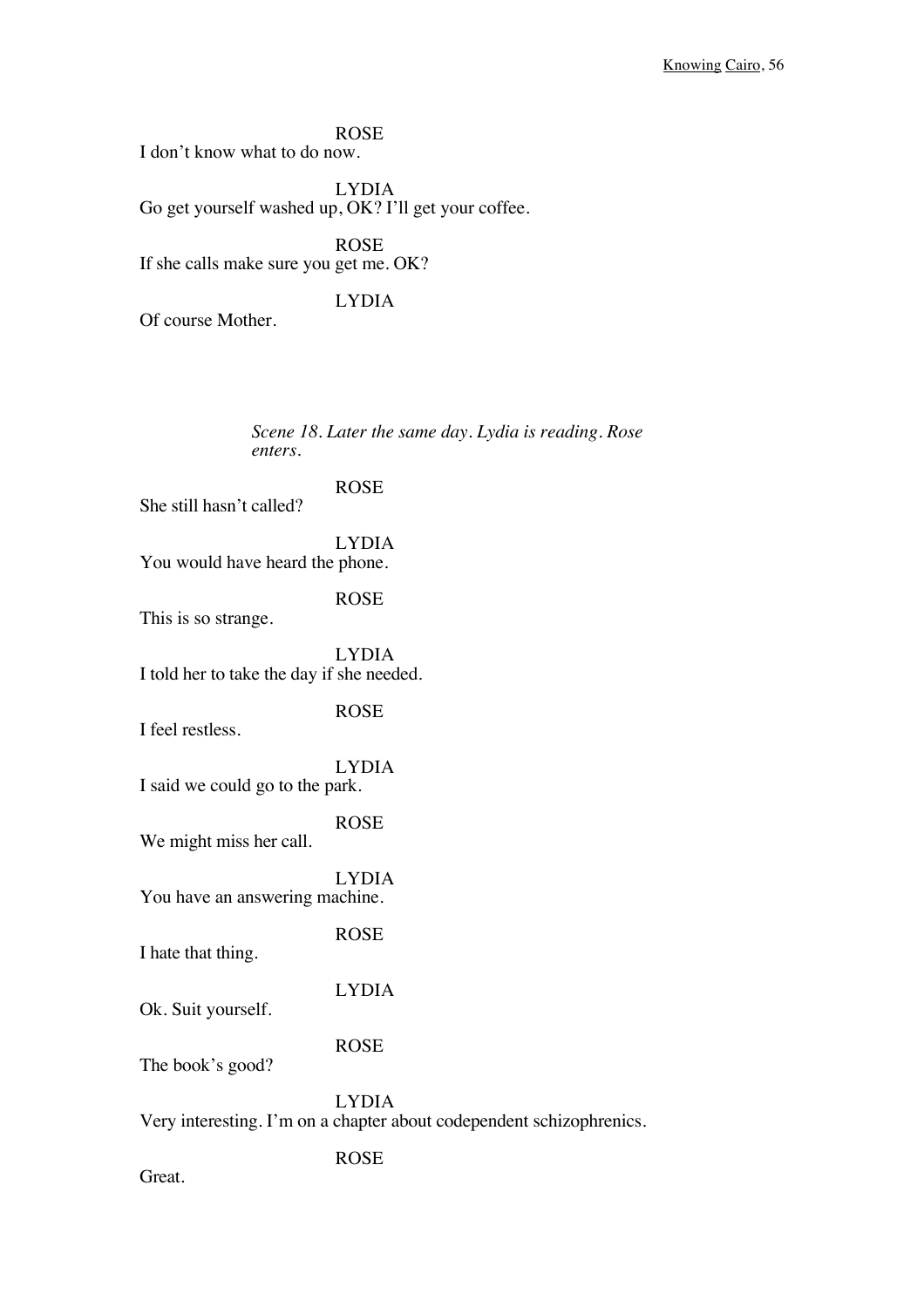ROSE
I don't know what to do now.

LYDIA
Go get yourself washed up, OK? I'll get your coffee.

ROSE
If she calls make sure you get me. OK?

LYDIA
Of course Mother.

*Scene 18. Later the same day. Lydia is reading. Rose enters.*

ROSE
She still hasn't called?

LYDIA
You would have heard the phone.

ROSE
This is so strange.

LYDIA
I told her to take the day if she needed.

ROSE
I feel restless.

LYDIA
I said we could go to the park.

ROSE
We might miss her call.

LYDIA
You have an answering machine.

ROSE
I hate that thing.

LYDIA
Ok. Suit yourself.

ROSE
The book's good?

LYDIA
Very interesting. I'm on a chapter about codependent schizophrenics.

ROSE
Great.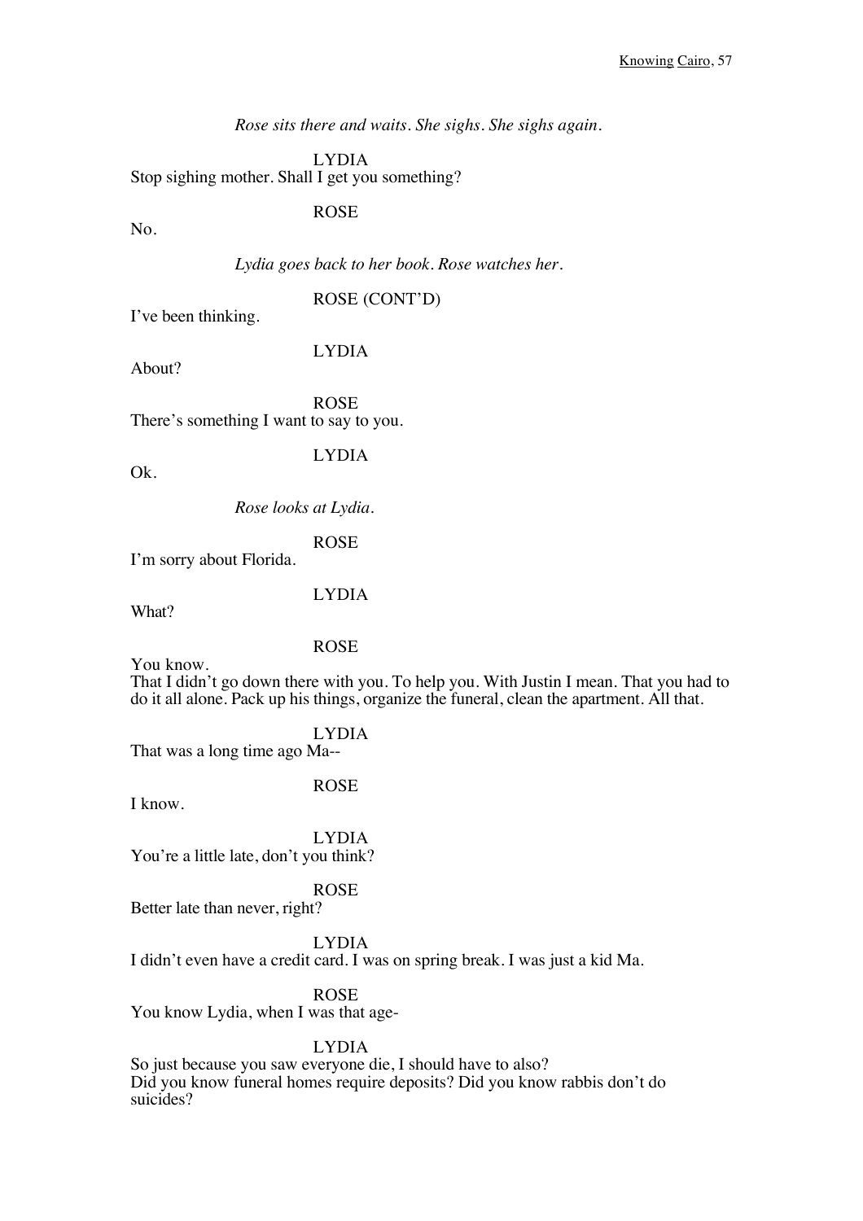*Rose sits there and waits. She sighs. She sighs again.*

LYDIA

Stop sighing mother. Shall I get you something?

ROSE

No.

*Lydia goes back to her book. Rose watches her.*

ROSE (CONT'D)

I've been thinking.

LYDIA

About?

ROSE

There's something I want to say to you.

LYDIA

Ok.

*Rose looks at Lydia.*

ROSE

I'm sorry about Florida.

LYDIA

What?

ROSE

You know.
That I didn't go down there with you. To help you. With Justin I mean. That you had to do it all alone. Pack up his things, organize the funeral, clean the apartment. All that.

LYDIA

That was a long time ago Ma--

ROSE

I know.

LYDIA

You're a little late, don't you think?

ROSE

Better late than never, right?

LYDIA

I didn't even have a credit card. I was on spring break. I was just a kid Ma.

ROSE

You know Lydia, when I was that age-

LYDIA

So just because you saw everyone die, I should have to also?
Did you know funeral homes require deposits? Did you know rabbis don't do suicides?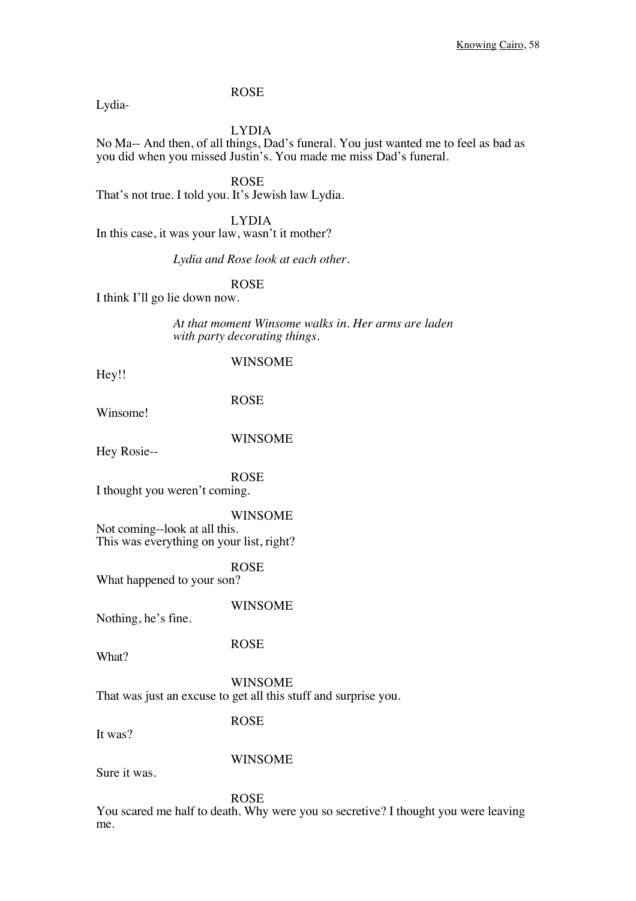ROSE

Lydia-

LYDIA

No Ma-- And then, of all things, Dad's funeral. You just wanted me to feel as bad as you did when you missed Justin's. You made me miss Dad's funeral.

ROSE

That's not true. I told you. It's Jewish law Lydia.

LYDIA

In this case, it was your law, wasn't it mother?

*Lydia and Rose look at each other.*

ROSE

I think I'll go lie down now.

*At that moment Winsome walks in. Her arms are laden with party decorating things.*

WINSOME

Hey!!

ROSE

Winsome!

WINSOME

Hey Rosie--

ROSE

I thought you weren't coming.

WINSOME

Not coming--look at all this.
This was everything on your list, right?

ROSE

What happened to your son?

WINSOME

Nothing, he's fine.

ROSE

What?

WINSOME

That was just an excuse to get all this stuff and surprise you.

ROSE

It was?

WINSOME

Sure it was.

ROSE

You scared me half to death. Why were you so secretive? I thought you were leaving me.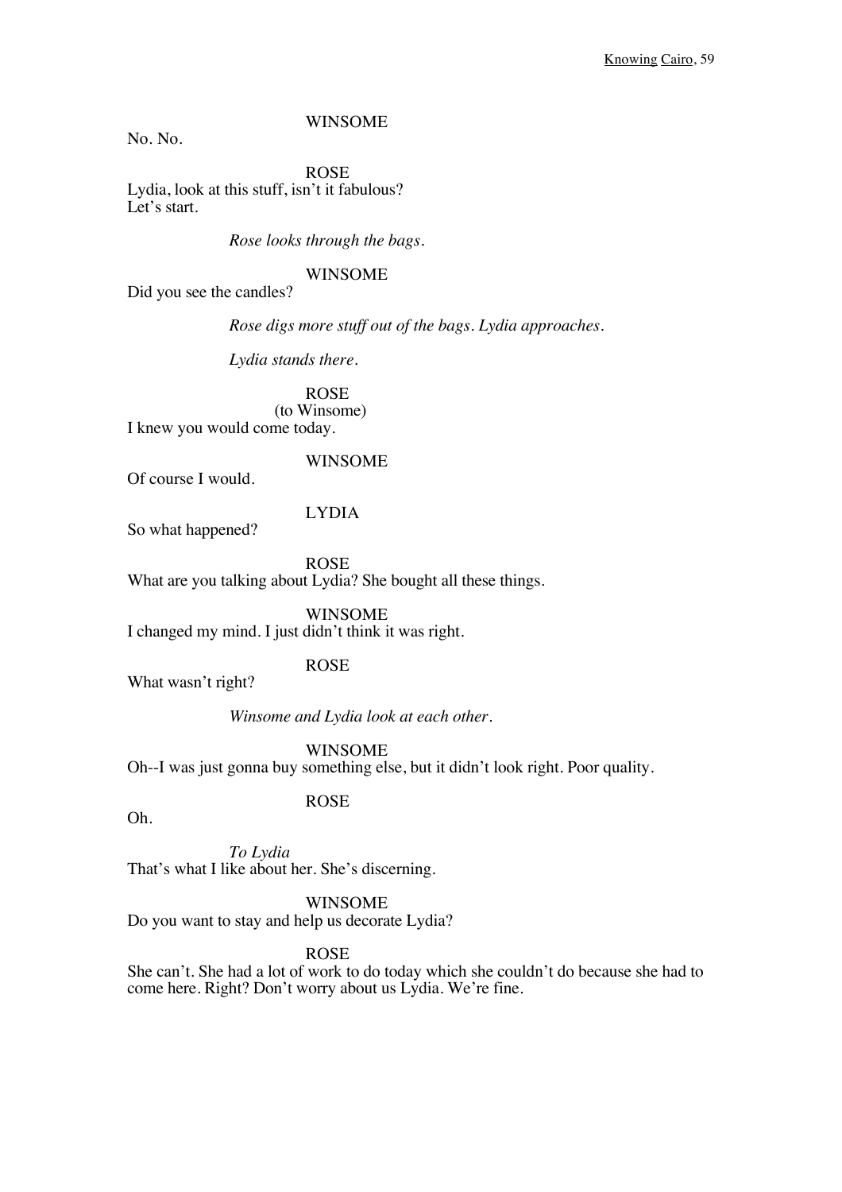WINSOME

No. No.

ROSE

Lydia, look at this stuff, isn't it fabulous?
Let's start.

*Rose looks through the bags.*

WINSOME

Did you see the candles?

*Rose digs more stuff out of the bags. Lydia approaches.*

*Lydia stands there.*

ROSE
(to Winsome)

I knew you would come today.

WINSOME

Of course I would.

LYDIA

So what happened?

ROSE

What are you talking about Lydia? She bought all these things.

WINSOME

I changed my mind. I just didn't think it was right.

ROSE

What wasn't right?

*Winsome and Lydia look at each other.*

WINSOME

Oh--I was just gonna buy something else, but it didn't look right. Poor quality.

ROSE

Oh.

*To Lydia*

That's what I like about her. She's discerning.

WINSOME

Do you want to stay and help us decorate Lydia?

ROSE

She can't. She had a lot of work to do today which she couldn't do because she had to come here. Right? Don't worry about us Lydia. We're fine.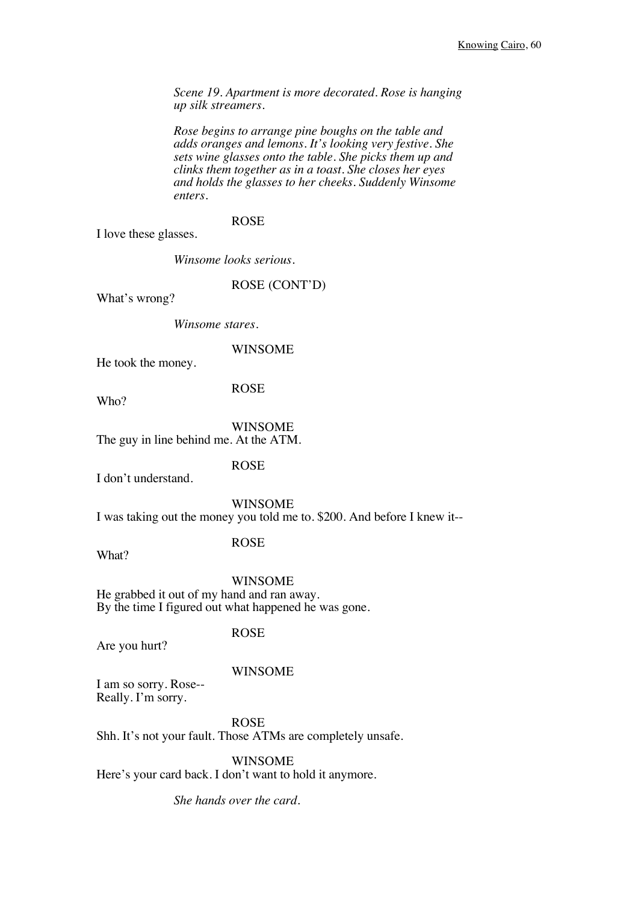*Scene 19. Apartment is more decorated. Rose is hanging up silk streamers.*

*Rose begins to arrange pine boughs on the table and adds oranges and lemons. It's looking very festive. She sets wine glasses onto the table. She picks them up and clinks them together as in a toast. She closes her eyes and holds the glasses to her cheeks. Suddenly Winsome enters.*

ROSE

I love these glasses.

*Winsome looks serious.*

ROSE (CONT'D)

What's wrong?

*Winsome stares.*

WINSOME

He took the money.

ROSE

Who?

WINSOME

The guy in line behind me. At the ATM.

ROSE

I don't understand.

WINSOME

I was taking out the money you told me to. $200. And before I knew it--

ROSE

What?

WINSOME

He grabbed it out of my hand and ran away.
By the time I figured out what happened he was gone.

ROSE

Are you hurt?

WINSOME

I am so sorry. Rose--
Really. I'm sorry.

ROSE

Shh. It's not your fault. Those ATMs are completely unsafe.

WINSOME

Here's your card back. I don't want to hold it anymore.

*She hands over the card.*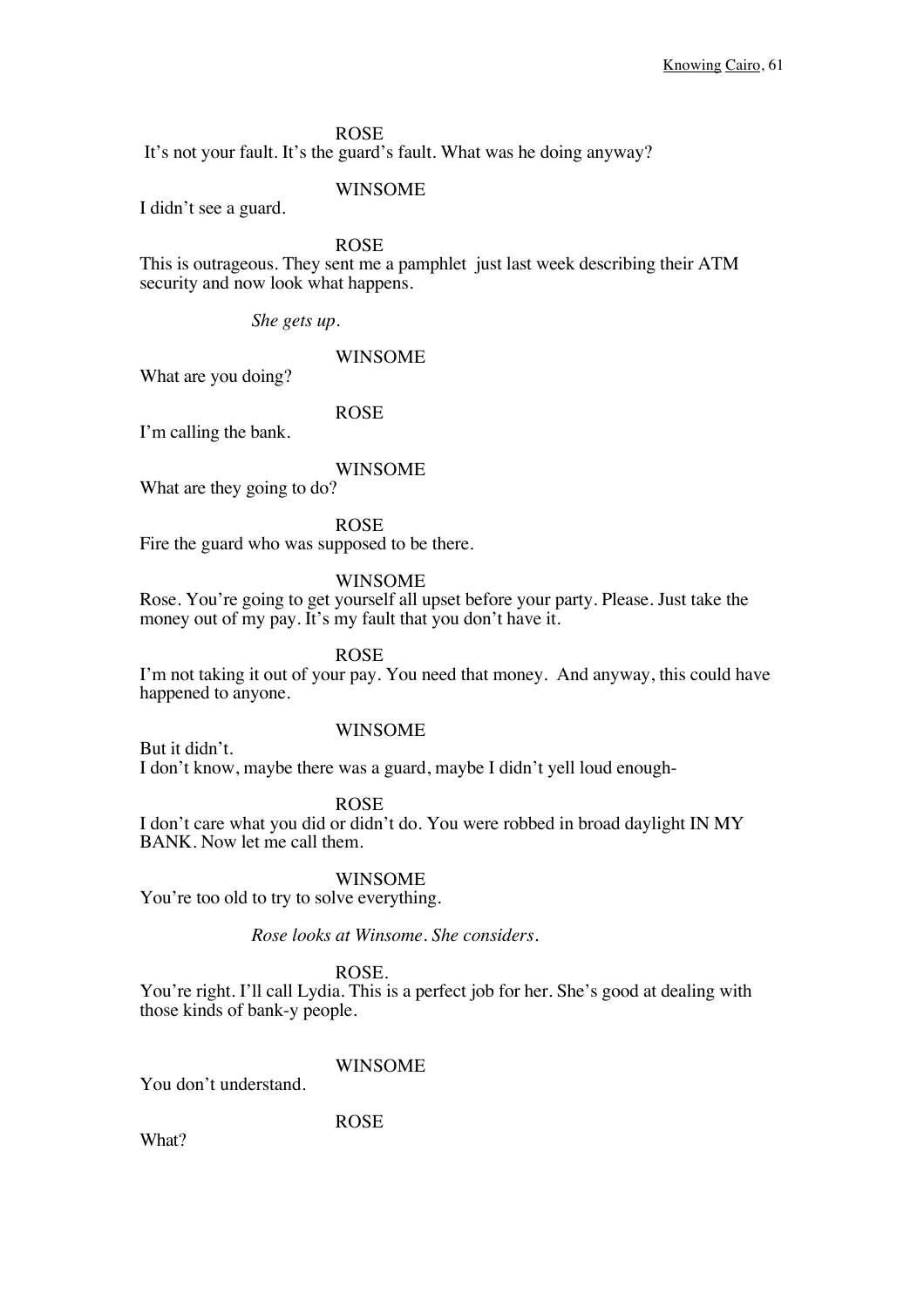ROSE

It's not your fault. It's the guard's fault. What was he doing anyway?

WINSOME

I didn't see a guard.

ROSE

This is outrageous. They sent me a pamphlet just last week describing their ATM security and now look what happens.

*She gets up.*

WINSOME

What are you doing?

ROSE

I'm calling the bank.

WINSOME

What are they going to do?

ROSE

Fire the guard who was supposed to be there.

WINSOME

Rose. You're going to get yourself all upset before your party. Please. Just take the money out of my pay. It's my fault that you don't have it.

ROSE

I'm not taking it out of your pay. You need that money. And anyway, this could have happened to anyone.

WINSOME

But it didn't.
I don't know, maybe there was a guard, maybe I didn't yell loud enough-

ROSE

I don't care what you did or didn't do. You were robbed in broad daylight IN MY BANK. Now let me call them.

WINSOME

You're too old to try to solve everything.

*Rose looks at Winsome. She considers.*

ROSE.

You're right. I'll call Lydia. This is a perfect job for her. She's good at dealing with those kinds of bank-y people.

WINSOME

You don't understand.

ROSE

What?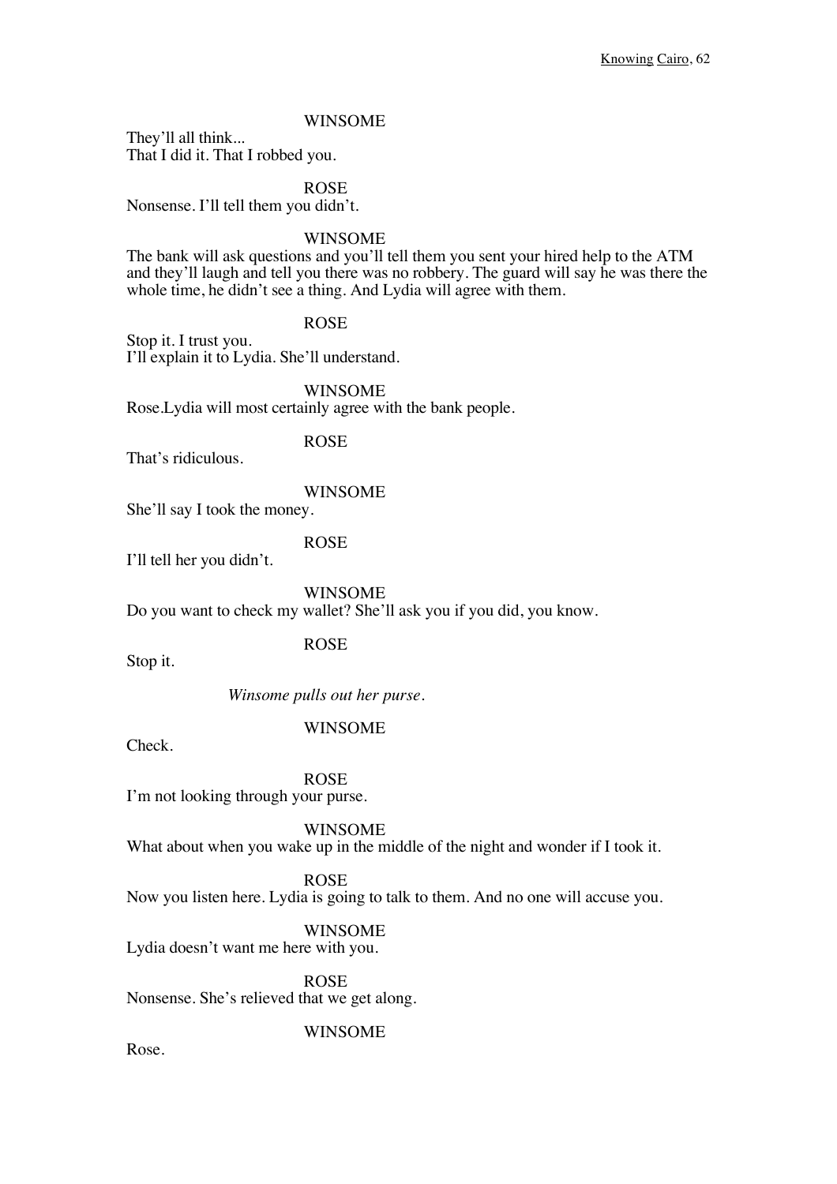WINSOME

They'll all think...
That I did it. That I robbed you.

ROSE

Nonsense. I'll tell them you didn't.

WINSOME

The bank will ask questions and you'll tell them you sent your hired help to the ATM and they'll laugh and tell you there was no robbery. The guard will say he was there the whole time, he didn't see a thing. And Lydia will agree with them.

ROSE

Stop it. I trust you.
I'll explain it to Lydia. She'll understand.

WINSOME

Rose.Lydia will most certainly agree with the bank people.

ROSE

That's ridiculous.

WINSOME

She'll say I took the money.

ROSE

I'll tell her you didn't.

WINSOME

Do you want to check my wallet? She'll ask you if you did, you know.

ROSE

Stop it.

*Winsome pulls out her purse.*

WINSOME

Check.

ROSE

I'm not looking through your purse.

WINSOME

What about when you wake up in the middle of the night and wonder if I took it.

ROSE

Now you listen here. Lydia is going to talk to them. And no one will accuse you.

WINSOME

Lydia doesn't want me here with you.

ROSE

Nonsense. She's relieved that we get along.

WINSOME

Rose.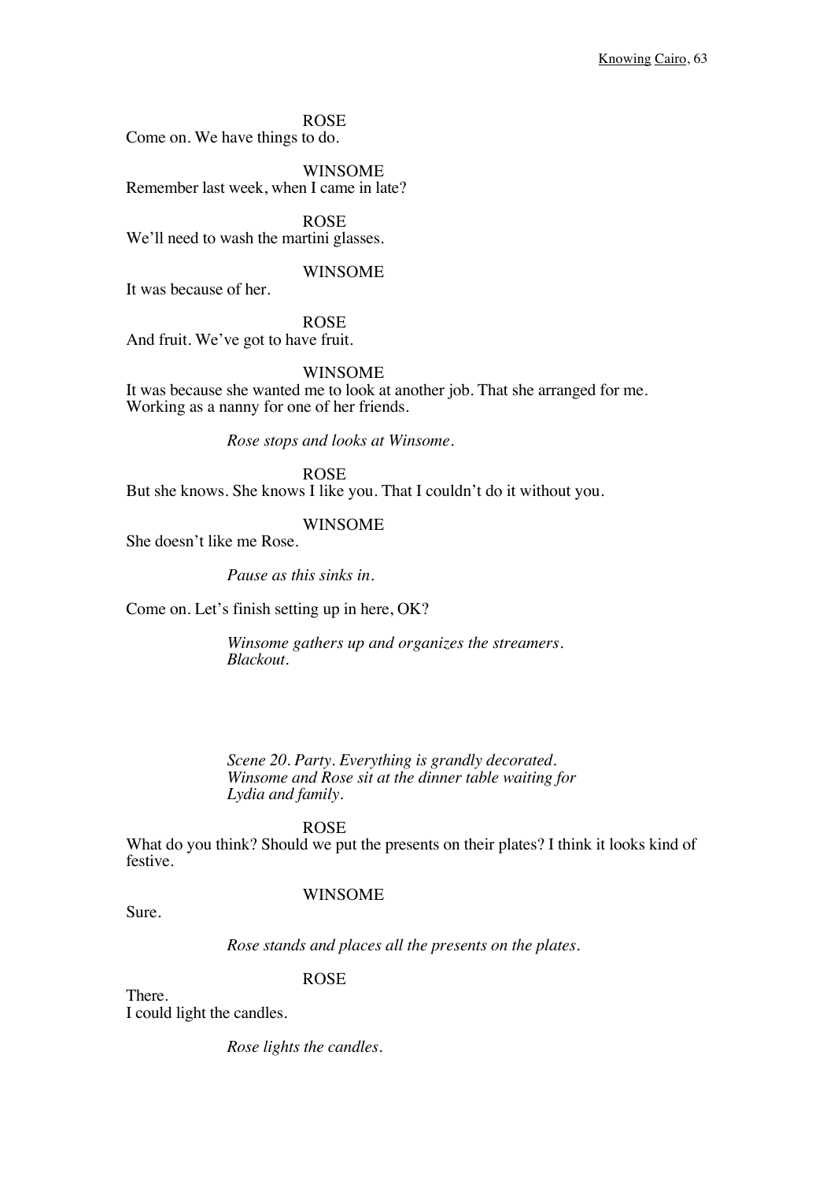ROSE

Come on. We have things to do.

WINSOME

Remember last week, when I came in late?

ROSE

We'll need to wash the martini glasses.

WINSOME

It was because of her.

ROSE

And fruit. We've got to have fruit.

WINSOME

It was because she wanted me to look at another job. That she arranged for me. Working as a nanny for one of her friends.

*Rose stops and looks at Winsome.*

ROSE

But she knows. She knows I like you. That I couldn't do it without you.

WINSOME

She doesn't like me Rose.

*Pause as this sinks in.*

Come on. Let's finish setting up in here, OK?

*Winsome gathers up and organizes the streamers.*
*Blackout.*

*Scene 20. Party. Everything is grandly decorated. Winsome and Rose sit at the dinner table waiting for Lydia and family.*

ROSE

What do you think? Should we put the presents on their plates? I think it looks kind of festive.

WINSOME

Sure.

*Rose stands and places all the presents on the plates.*

ROSE

There.
I could light the candles.

*Rose lights the candles.*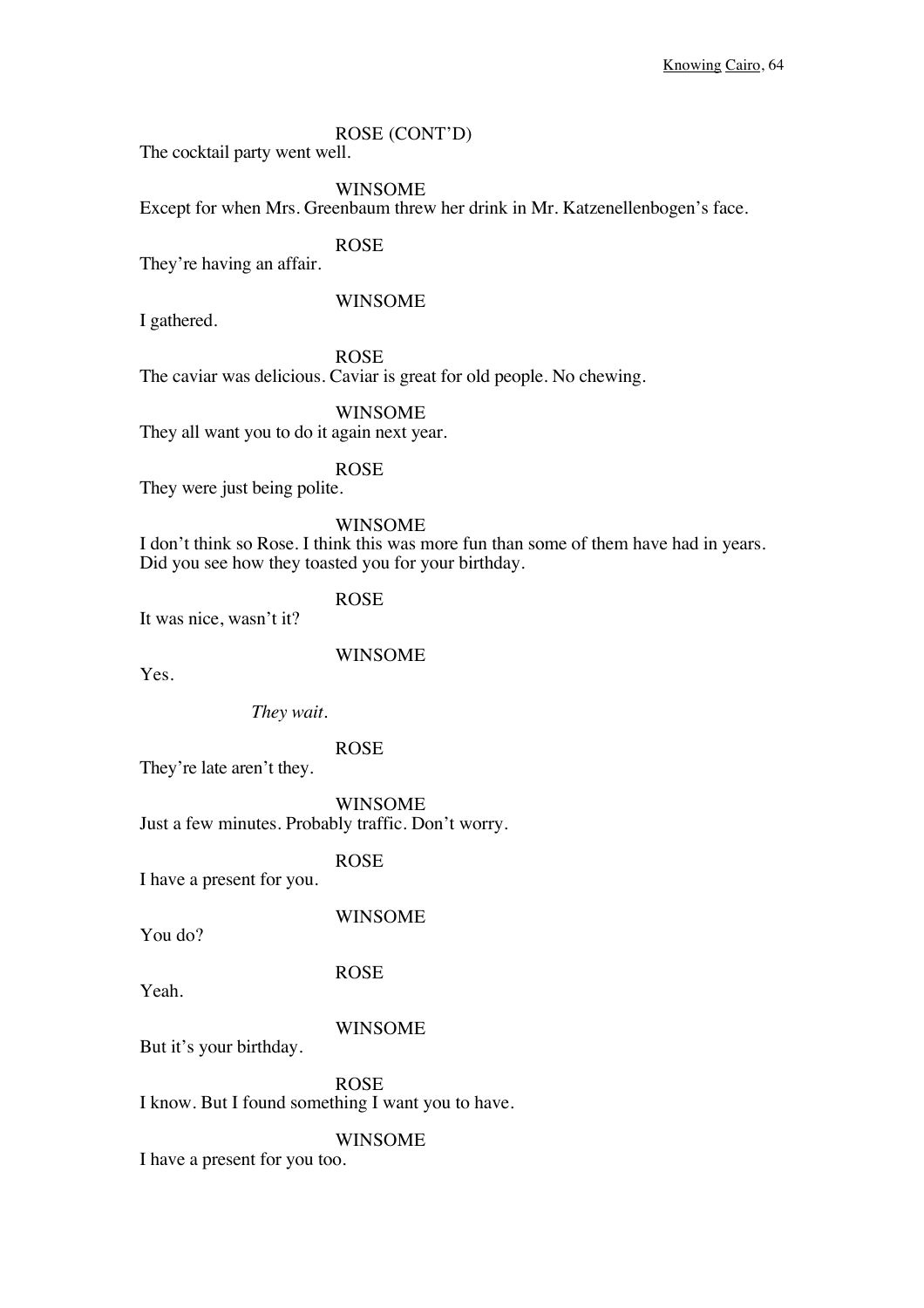ROSE (CONT'D)

The cocktail party went well.

WINSOME

Except for when Mrs. Greenbaum threw her drink in Mr. Katzenellenbogen's face.

ROSE

They're having an affair.

WINSOME

I gathered.

ROSE

The caviar was delicious. Caviar is great for old people. No chewing.

WINSOME

They all want you to do it again next year.

ROSE

They were just being polite.

WINSOME

I don't think so Rose. I think this was more fun than some of them have had in years. Did you see how they toasted you for your birthday.

ROSE

It was nice, wasn't it?

WINSOME

Yes.

*They wait.*

ROSE

They're late aren't they.

WINSOME

Just a few minutes. Probably traffic. Don't worry.

ROSE

I have a present for you.

WINSOME

You do?

ROSE

Yeah.

WINSOME

But it's your birthday.

ROSE

I know. But I found something I want you to have.

WINSOME

I have a present for you too.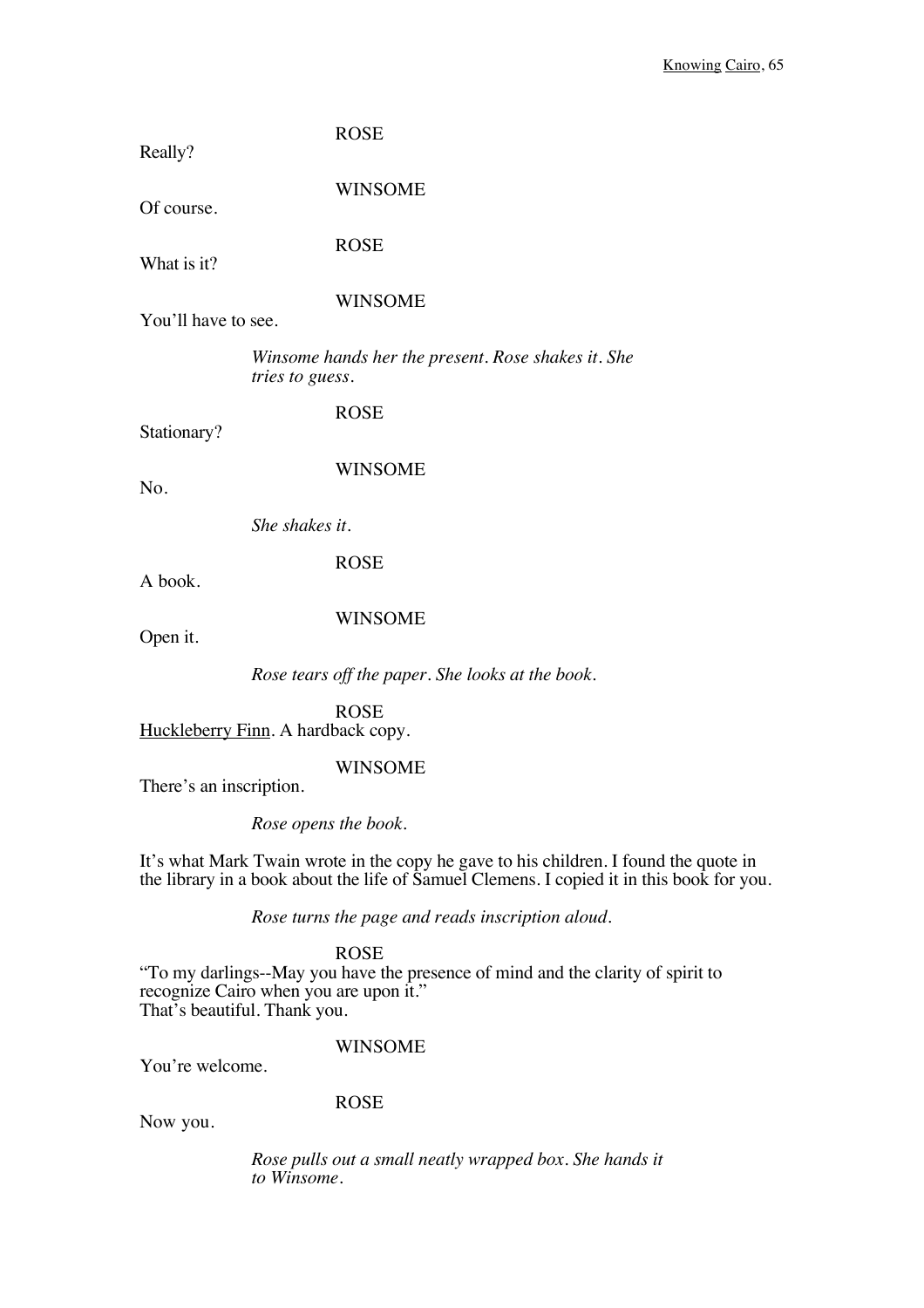ROSE

Really?

WINSOME

Of course.

ROSE

What is it?

WINSOME

You'll have to see.

*Winsome hands her the present. Rose shakes it. She tries to guess.*

ROSE

Stationary?

WINSOME

No.

*She shakes it.*

ROSE

A book.

WINSOME

Open it.

*Rose tears off the paper. She looks at the book.*

ROSE

<u>Huckleberry Finn</u>. A hardback copy.

WINSOME

There's an inscription.

*Rose opens the book.*

It's what Mark Twain wrote in the copy he gave to his children. I found the quote in the library in a book about the life of Samuel Clemens. I copied it in this book for you.

*Rose turns the page and reads inscription aloud.*

ROSE

"To my darlings--May you have the presence of mind and the clarity of spirit to recognize Cairo when you are upon it."
That's beautiful. Thank you.

WINSOME

You're welcome.

ROSE

Now you.

*Rose pulls out a small neatly wrapped box. She hands it to Winsome.*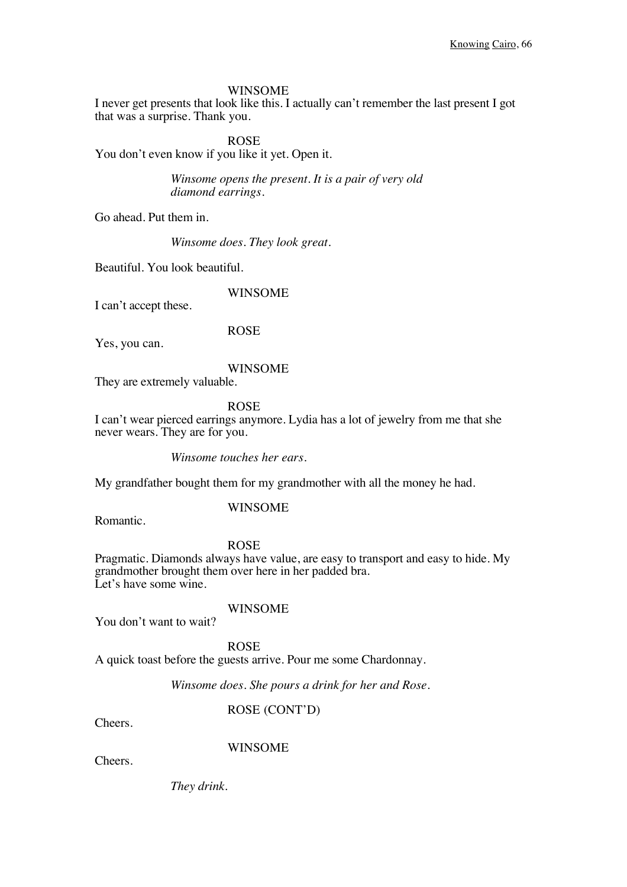WINSOME

I never get presents that look like this. I actually can't remember the last present I got that was a surprise. Thank you.

ROSE

You don't even know if you like it yet. Open it.

*Winsome opens the present. It is a pair of very old diamond earrings.*

Go ahead. Put them in.

*Winsome does. They look great.*

Beautiful. You look beautiful.

WINSOME

I can't accept these.

ROSE

Yes, you can.

WINSOME

They are extremely valuable.

ROSE

I can't wear pierced earrings anymore. Lydia has a lot of jewelry from me that she never wears. They are for you.

*Winsome touches her ears.*

My grandfather bought them for my grandmother with all the money he had.

WINSOME

Romantic.

ROSE

Pragmatic. Diamonds always have value, are easy to transport and easy to hide. My grandmother brought them over here in her padded bra.
Let's have some wine.

WINSOME

You don't want to wait?

ROSE

A quick toast before the guests arrive. Pour me some Chardonnay.

*Winsome does. She pours a drink for her and Rose.*

ROSE (CONT'D)

Cheers.

WINSOME

Cheers.

*They drink.*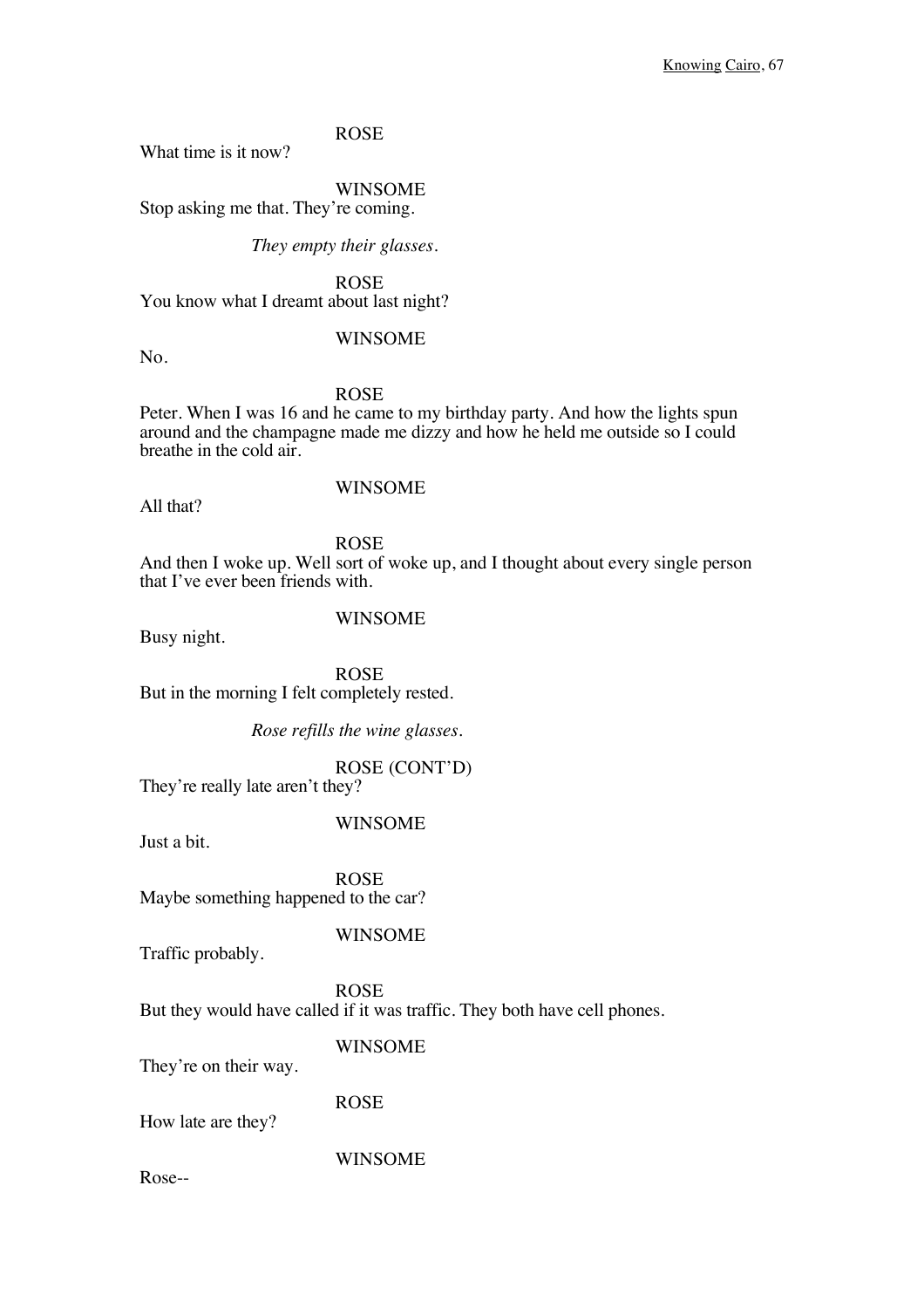ROSE

What time is it now?

WINSOME

Stop asking me that. They're coming.

*They empty their glasses.*

ROSE

You know what I dreamt about last night?

WINSOME

No.

ROSE

Peter. When I was 16 and he came to my birthday party. And how the lights spun around and the champagne made me dizzy and how he held me outside so I could breathe in the cold air.

WINSOME

All that?

ROSE

And then I woke up. Well sort of woke up, and I thought about every single person that I've ever been friends with.

WINSOME

Busy night.

ROSE

But in the morning I felt completely rested.

*Rose refills the wine glasses.*

ROSE (CONT'D)

They're really late aren't they?

WINSOME

Just a bit.

ROSE

Maybe something happened to the car?

WINSOME

Traffic probably.

ROSE

But they would have called if it was traffic. They both have cell phones.

WINSOME

They're on their way.

ROSE

How late are they?

WINSOME

Rose--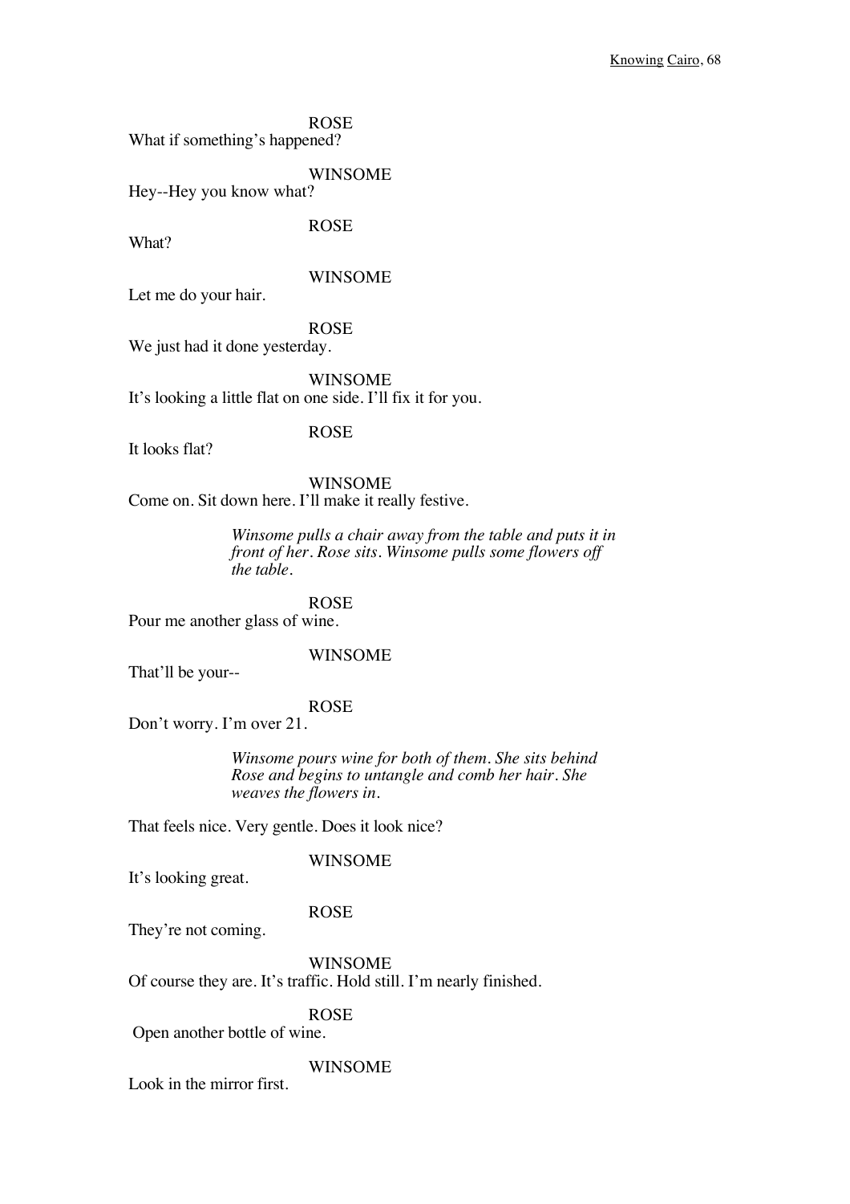ROSE
What if something's happened?

WINSOME
Hey--Hey you know what?

ROSE
What?

WINSOME
Let me do your hair.

ROSE
We just had it done yesterday.

WINSOME
It's looking a little flat on one side. I'll fix it for you.

ROSE
It looks flat?

WINSOME
Come on. Sit down here. I'll make it really festive.

*Winsome pulls a chair away from the table and puts it in front of her. Rose sits. Winsome pulls some flowers off the table.*

ROSE
Pour me another glass of wine.

WINSOME
That'll be your--

ROSE
Don't worry. I'm over 21.

*Winsome pours wine for both of them. She sits behind Rose and begins to untangle and comb her hair. She weaves the flowers in.*

That feels nice. Very gentle. Does it look nice?

WINSOME
It's looking great.

ROSE
They're not coming.

WINSOME
Of course they are. It's traffic. Hold still. I'm nearly finished.

ROSE
Open another bottle of wine.

WINSOME
Look in the mirror first.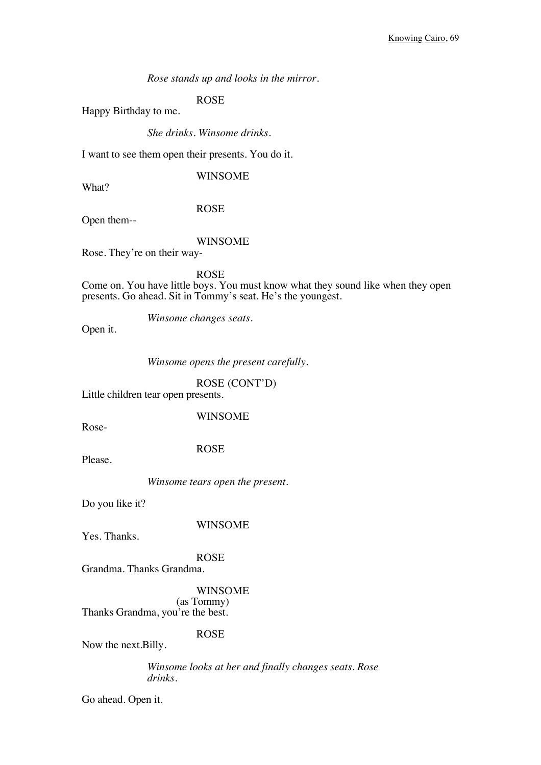*Rose stands up and looks in the mirror.*

ROSE

Happy Birthday to me.

*She drinks. Winsome drinks.*

I want to see them open their presents. You do it.

WINSOME

What?

ROSE

Open them--

WINSOME

Rose. They're on their way-

ROSE

Come on. You have little boys. You must know what they sound like when they open presents. Go ahead. Sit in Tommy's seat. He's the youngest.

*Winsome changes seats.*

Open it.

*Winsome opens the present carefully.*

ROSE (CONT'D)

Little children tear open presents.

WINSOME

Rose-

ROSE

Please.

*Winsome tears open the present.*

Do you like it?

WINSOME

Yes. Thanks.

ROSE

Grandma. Thanks Grandma.

WINSOME
(as Tommy)

Thanks Grandma, you're the best.

ROSE

Now the next.Billy.

*Winsome looks at her and finally changes seats. Rose drinks.*

Go ahead. Open it.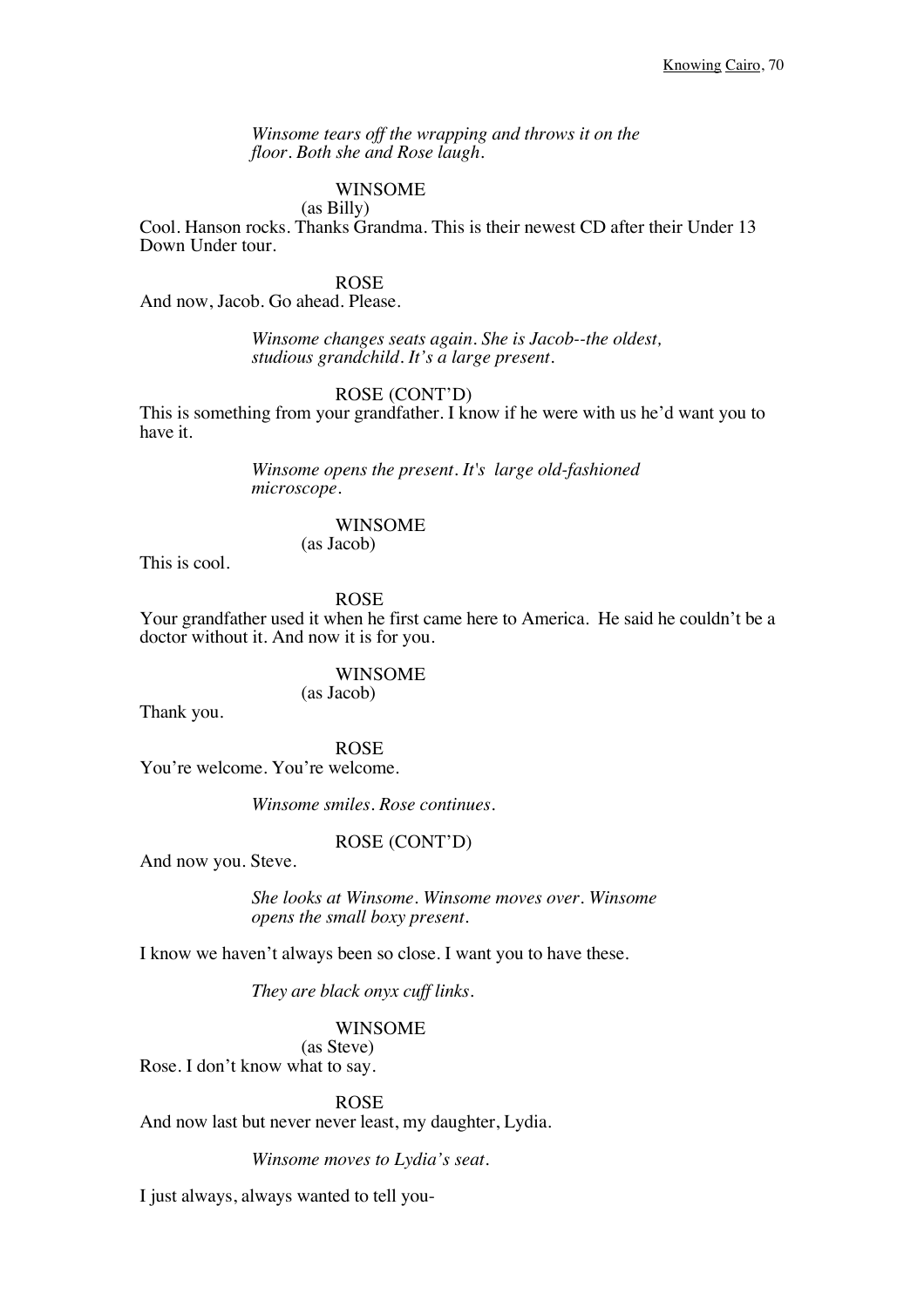*Winsome tears off the wrapping and throws it on the floor. Both she and Rose laugh.*

WINSOME
(as Billy)
Cool. Hanson rocks. Thanks Grandma. This is their newest CD after their Under 13 Down Under tour.

ROSE
And now, Jacob. Go ahead. Please.

*Winsome changes seats again. She is Jacob--the oldest, studious grandchild. It's a large present.*

ROSE (CONT'D)
This is something from your grandfather. I know if he were with us he'd want you to have it.

*Winsome opens the present. It's large old-fashioned microscope.*

WINSOME
(as Jacob)
This is cool.

ROSE
Your grandfather used it when he first came here to America. He said he couldn't be a doctor without it. And now it is for you.

WINSOME
(as Jacob)
Thank you.

ROSE
You're welcome. You're welcome.

*Winsome smiles. Rose continues.*

ROSE (CONT'D)
And now you. Steve.

*She looks at Winsome. Winsome moves over. Winsome opens the small boxy present.*

I know we haven't always been so close. I want you to have these.

*They are black onyx cuff links.*

WINSOME
(as Steve)
Rose. I don't know what to say.

ROSE
And now last but never never least, my daughter, Lydia.

*Winsome moves to Lydia's seat.*

I just always, always wanted to tell you-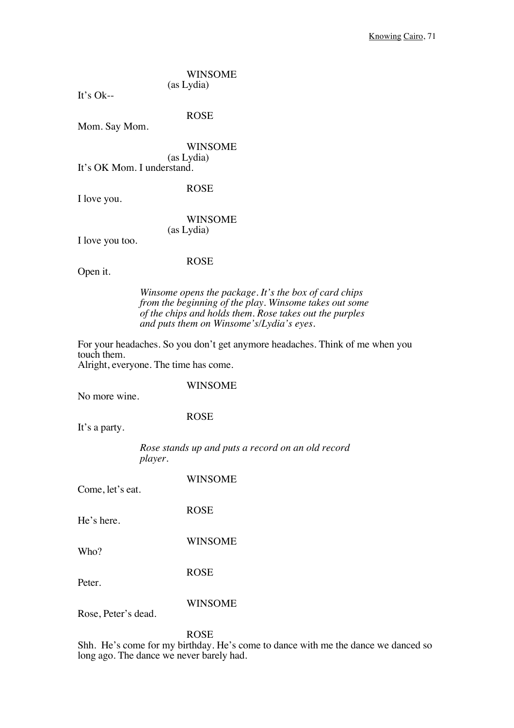WINSOME
(as Lydia)

It's Ok--

ROSE

Mom. Say Mom.

WINSOME
(as Lydia)

It's OK Mom. I understand.

ROSE

I love you.

WINSOME
(as Lydia)

I love you too.

ROSE

Open it.

*Winsome opens the package. It's the box of card chips from the beginning of the play. Winsome takes out some of the chips and holds them. Rose takes out the purples and puts them on Winsome's/Lydia's eyes.*

For your headaches. So you don't get anymore headaches. Think of me when you touch them.
Alright, everyone. The time has come.

WINSOME

No more wine.

ROSE

It's a party.

*Rose stands up and puts a record on an old record player.*

WINSOME

Come, let's eat.

ROSE

He's here.

WINSOME

Who?

ROSE

Peter.

WINSOME

Rose, Peter's dead.

ROSE

Shh. He's come for my birthday. He's come to dance with me the dance we danced so long ago. The dance we never barely had.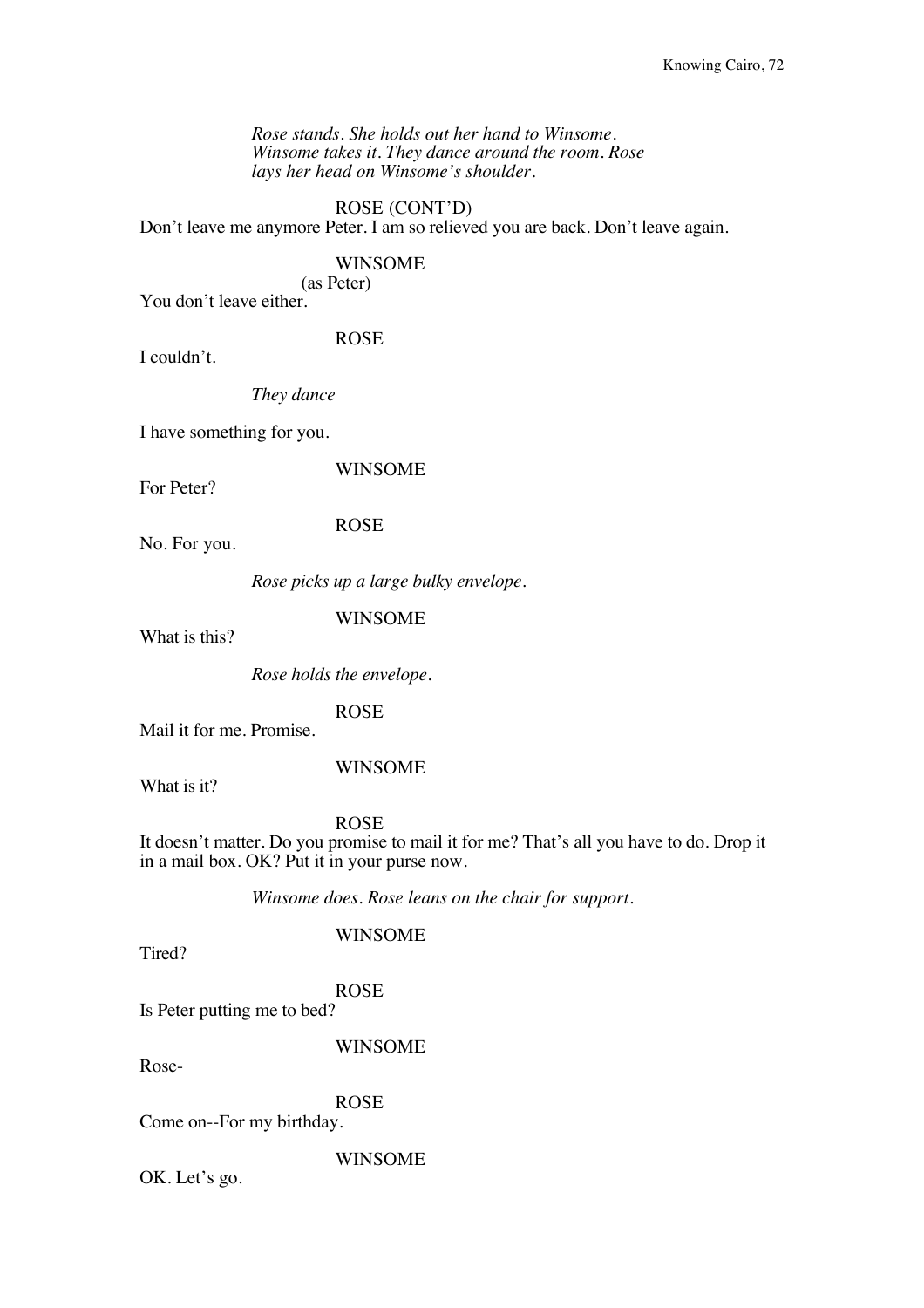*Rose stands. She holds out her hand to Winsome. Winsome takes it. They dance around the room. Rose lays her head on Winsome's shoulder.*

ROSE (CONT'D)

Don't leave me anymore Peter. I am so relieved you are back. Don't leave again.

WINSOME

(as Peter)

You don't leave either.

ROSE

I couldn't.

*They dance*

I have something for you.

WINSOME

For Peter?

ROSE

No. For you.

*Rose picks up a large bulky envelope.*

WINSOME

What is this?

*Rose holds the envelope.*

ROSE

Mail it for me. Promise.

WINSOME

What is it?

ROSE

It doesn't matter. Do you promise to mail it for me? That's all you have to do. Drop it in a mail box. OK? Put it in your purse now.

*Winsome does. Rose leans on the chair for support.*

WINSOME

Tired?

ROSE

Is Peter putting me to bed?

WINSOME

Rose-

ROSE

Come on--For my birthday.

WINSOME

OK. Let's go.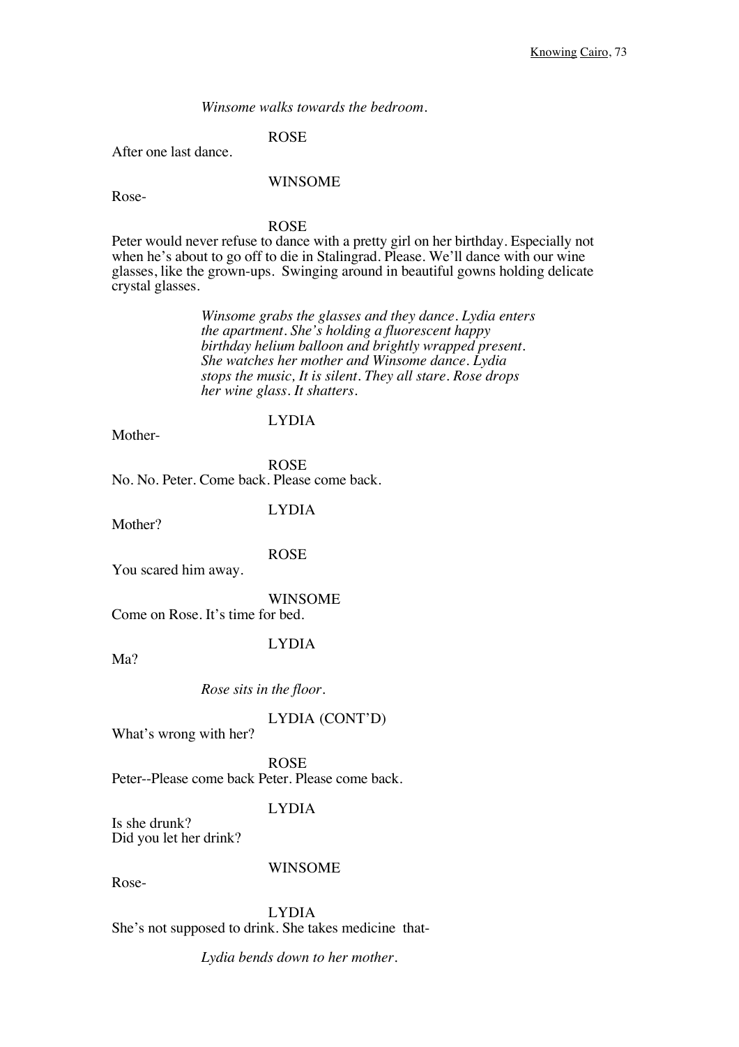*Winsome walks towards the bedroom.*

ROSE

After one last dance.

WINSOME

Rose-

ROSE

Peter would never refuse to dance with a pretty girl on her birthday. Especially not when he's about to go off to die in Stalingrad. Please. We'll dance with our wine glasses, like the grown-ups. Swinging around in beautiful gowns holding delicate crystal glasses.

*Winsome grabs the glasses and they dance. Lydia enters the apartment. She's holding a fluorescent happy birthday helium balloon and brightly wrapped present. She watches her mother and Winsome dance. Lydia stops the music, It is silent. They all stare. Rose drops her wine glass. It shatters.*

LYDIA

Mother-

ROSE

No. No. Peter. Come back. Please come back.

LYDIA

Mother?

ROSE

You scared him away.

WINSOME

Come on Rose. It's time for bed.

LYDIA

Ma?

*Rose sits in the floor.*

LYDIA (CONT'D)

What's wrong with her?

ROSE

Peter--Please come back Peter. Please come back.

LYDIA

Is she drunk?
Did you let her drink?

WINSOME

Rose-

LYDIA

She's not supposed to drink. She takes medicine that-

*Lydia bends down to her mother.*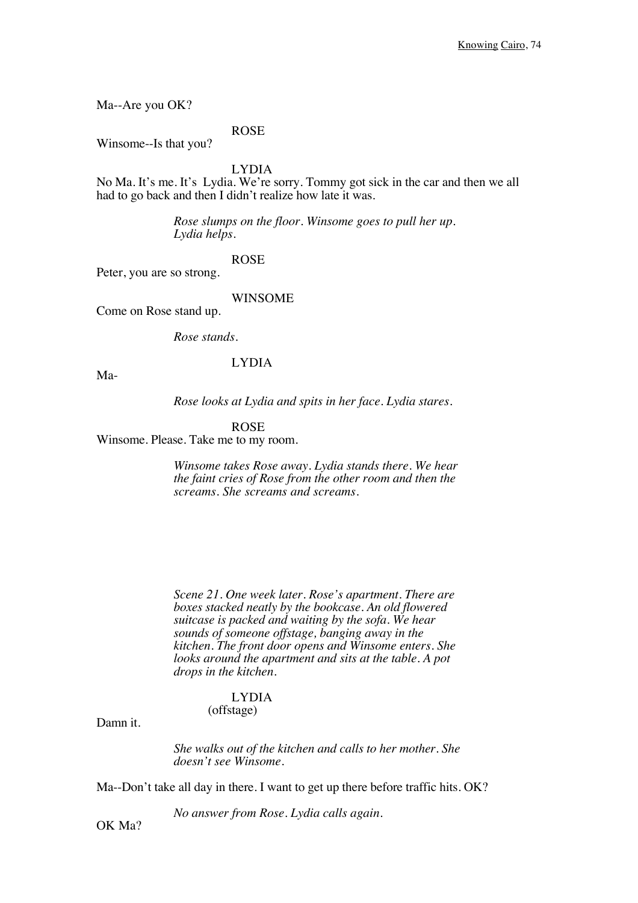Ma--Are you OK?

ROSE

Winsome--Is that you?

LYDIA

No Ma. It's me. It's Lydia. We're sorry. Tommy got sick in the car and then we all had to go back and then I didn't realize how late it was.

*Rose slumps on the floor. Winsome goes to pull her up. Lydia helps.*

ROSE

Peter, you are so strong.

WINSOME

Come on Rose stand up.

*Rose stands.*

LYDIA

Ma-

*Rose looks at Lydia and spits in her face. Lydia stares.*

ROSE

Winsome. Please. Take me to my room.

*Winsome takes Rose away. Lydia stands there. We hear the faint cries of Rose from the other room and then the screams. She screams and screams.*

*Scene 21. One week later. Rose's apartment. There are boxes stacked neatly by the bookcase. An old flowered suitcase is packed and waiting by the sofa. We hear sounds of someone offstage, banging away in the kitchen. The front door opens and Winsome enters. She looks around the apartment and sits at the table. A pot drops in the kitchen.*

LYDIA
(offstage)

Damn it.

*She walks out of the kitchen and calls to her mother. She doesn't see Winsome.*

Ma--Don't take all day in there. I want to get up there before traffic hits. OK?

*No answer from Rose. Lydia calls again.*

OK Ma?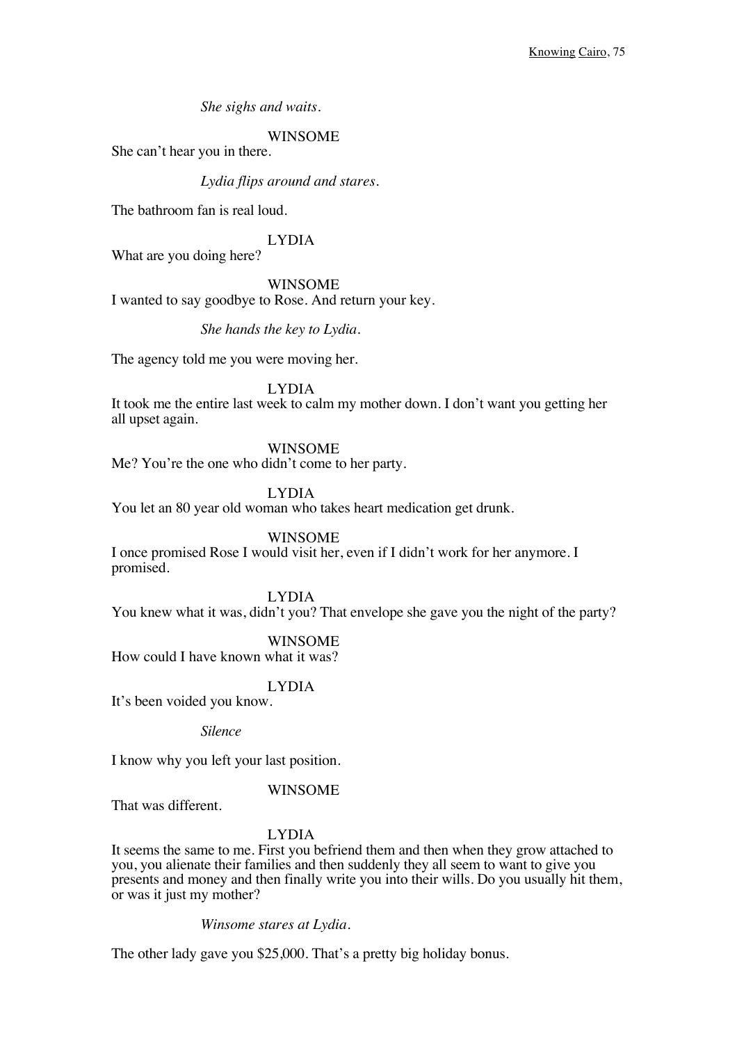*She sighs and waits.*

WINSOME

She can't hear you in there.

*Lydia flips around and stares.*

The bathroom fan is real loud.

LYDIA

What are you doing here?

WINSOME

I wanted to say goodbye to Rose. And return your key.

*She hands the key to Lydia.*

The agency told me you were moving her.

LYDIA

It took me the entire last week to calm my mother down. I don't want you getting her all upset again.

WINSOME

Me? You're the one who didn't come to her party.

LYDIA

You let an 80 year old woman who takes heart medication get drunk.

WINSOME

I once promised Rose I would visit her, even if I didn't work for her anymore. I promised.

LYDIA

You knew what it was, didn't you? That envelope she gave you the night of the party?

WINSOME

How could I have known what it was?

LYDIA

It's been voided you know.

*Silence*

I know why you left your last position.

WINSOME

That was different.

LYDIA

It seems the same to me. First you befriend them and then when they grow attached to you, you alienate their families and then suddenly they all seem to want to give you presents and money and then finally write you into their wills. Do you usually hit them, or was it just my mother?

*Winsome stares at Lydia.*

The other lady gave you $25,000. That's a pretty big holiday bonus.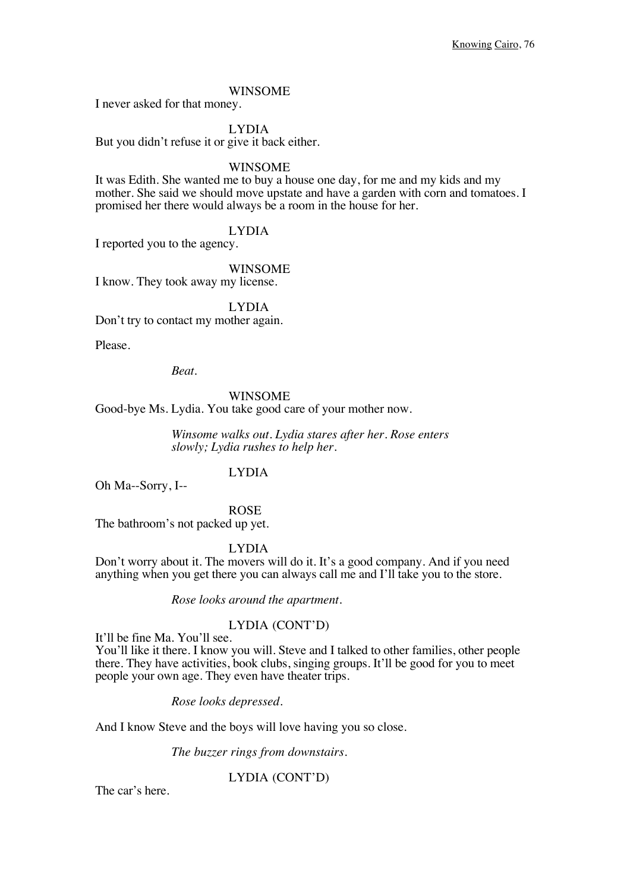WINSOME

I never asked for that money.

LYDIA

But you didn't refuse it or give it back either.

WINSOME

It was Edith. She wanted me to buy a house one day, for me and my kids and my mother. She said we should move upstate and have a garden with corn and tomatoes. I promised her there would always be a room in the house for her.

LYDIA

I reported you to the agency.

WINSOME

I know. They took away my license.

LYDIA

Don't try to contact my mother again.

Please.

*Beat.*

WINSOME

Good-bye Ms. Lydia. You take good care of your mother now.

*Winsome walks out. Lydia stares after her. Rose enters slowly; Lydia rushes to help her.*

LYDIA

Oh Ma--Sorry, I--

ROSE

The bathroom's not packed up yet.

LYDIA

Don't worry about it. The movers will do it. It's a good company. And if you need anything when you get there you can always call me and I'll take you to the store.

*Rose looks around the apartment.*

LYDIA (CONT'D)

It'll be fine Ma. You'll see.
You'll like it there. I know you will. Steve and I talked to other families, other people there. They have activities, book clubs, singing groups. It'll be good for you to meet people your own age. They even have theater trips.

*Rose looks depressed.*

And I know Steve and the boys will love having you so close.

*The buzzer rings from downstairs.*

LYDIA (CONT'D)

The car's here.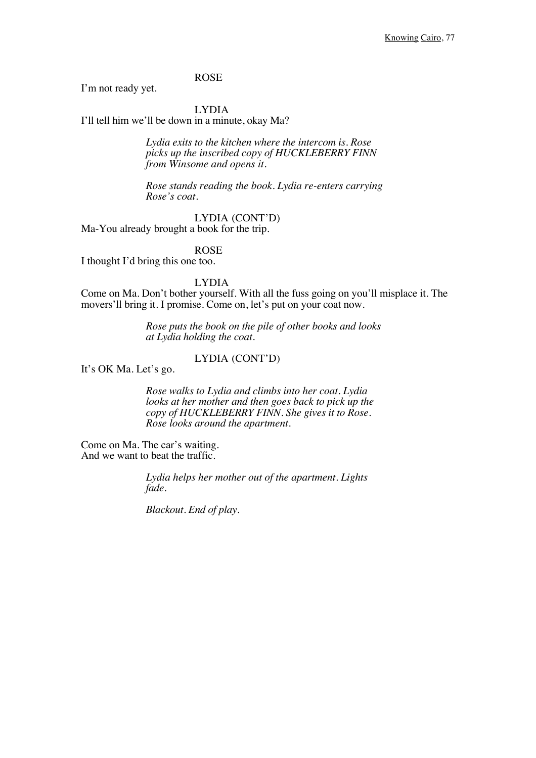ROSE

I'm not ready yet.

LYDIA

I'll tell him we'll be down in a minute, okay Ma?

*Lydia exits to the kitchen where the intercom is. Rose picks up the inscribed copy of HUCKLEBERRY FINN from Winsome and opens it.*

*Rose stands reading the book. Lydia re-enters carrying Rose's coat.*

LYDIA (CONT'D)

Ma-You already brought a book for the trip.

ROSE

I thought I'd bring this one too.

LYDIA

Come on Ma. Don't bother yourself. With all the fuss going on you'll misplace it. The movers'll bring it. I promise. Come on, let's put on your coat now.

*Rose puts the book on the pile of other books and looks at Lydia holding the coat.*

LYDIA (CONT'D)

It's OK Ma. Let's go.

*Rose walks to Lydia and climbs into her coat. Lydia looks at her mother and then goes back to pick up the copy of HUCKLEBERRY FINN. She gives it to Rose. Rose looks around the apartment.*

Come on Ma. The car's waiting.
And we want to beat the traffic.

*Lydia helps her mother out of the apartment. Lights fade.*

*Blackout. End of play.*